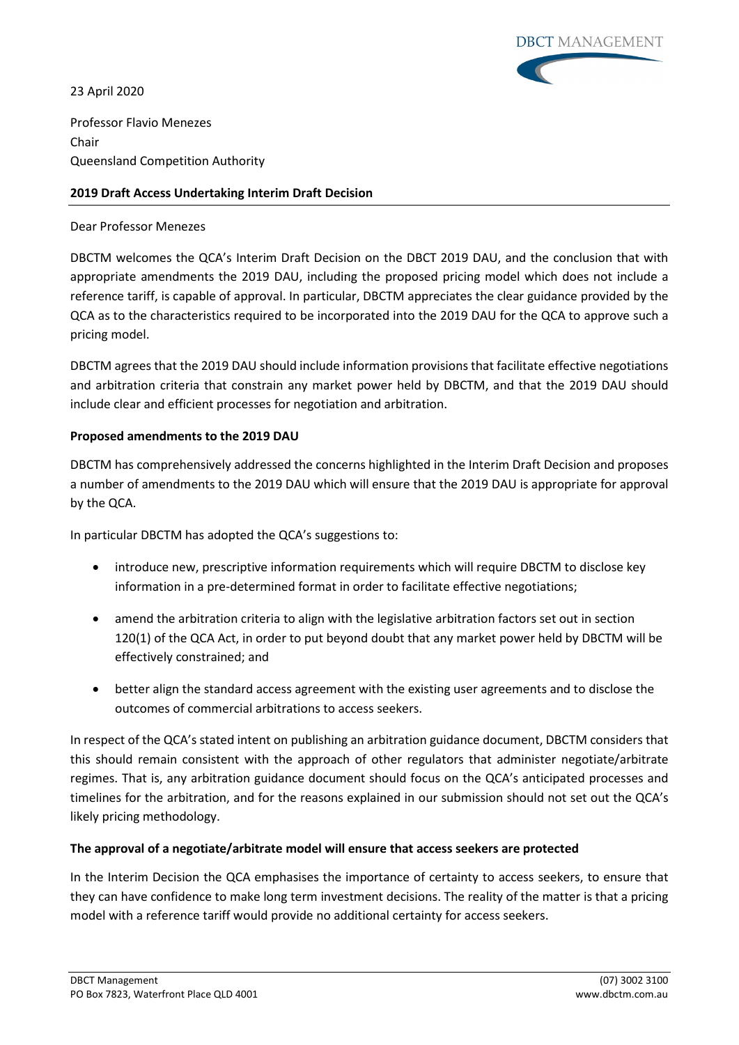23 April 2020

Professor Flavio Menezes
Chair
Queensland Competition Authority

**2019 Draft Access Undertaking Interim Draft Decision**

Dear Professor Menezes

DBCTM welcomes the QCA's Interim Draft Decision on the DBCT 2019 DAU, and the conclusion that with appropriate amendments the 2019 DAU, including the proposed pricing model which does not include a reference tariff, is capable of approval. In particular, DBCTM appreciates the clear guidance provided by the QCA as to the characteristics required to be incorporated into the 2019 DAU for the QCA to approve such a pricing model.

DBCTM agrees that the 2019 DAU should include information provisions that facilitate effective negotiations and arbitration criteria that constrain any market power held by DBCTM, and that the 2019 DAU should include clear and efficient processes for negotiation and arbitration.

**Proposed amendments to the 2019 DAU**

DBCTM has comprehensively addressed the concerns highlighted in the Interim Draft Decision and proposes a number of amendments to the 2019 DAU which will ensure that the 2019 DAU is appropriate for approval by the QCA.

In particular DBCTM has adopted the QCA's suggestions to:

- introduce new, prescriptive information requirements which will require DBCTM to disclose key information in a pre-determined format in order to facilitate effective negotiations;
- amend the arbitration criteria to align with the legislative arbitration factors set out in section 120(1) of the QCA Act, in order to put beyond doubt that any market power held by DBCTM will be effectively constrained; and
- better align the standard access agreement with the existing user agreements and to disclose the outcomes of commercial arbitrations to access seekers.

In respect of the QCA's stated intent on publishing an arbitration guidance document, DBCTM considers that this should remain consistent with the approach of other regulators that administer negotiate/arbitrate regimes. That is, any arbitration guidance document should focus on the QCA's anticipated processes and timelines for the arbitration, and for the reasons explained in our submission should not set out the QCA's likely pricing methodology.

**The approval of a negotiate/arbitrate model will ensure that access seekers are protected**

In the Interim Decision the QCA emphasises the importance of certainty to access seekers, to ensure that they can have confidence to make long term investment decisions. The reality of the matter is that a pricing model with a reference tariff would provide no additional certainty for access seekers.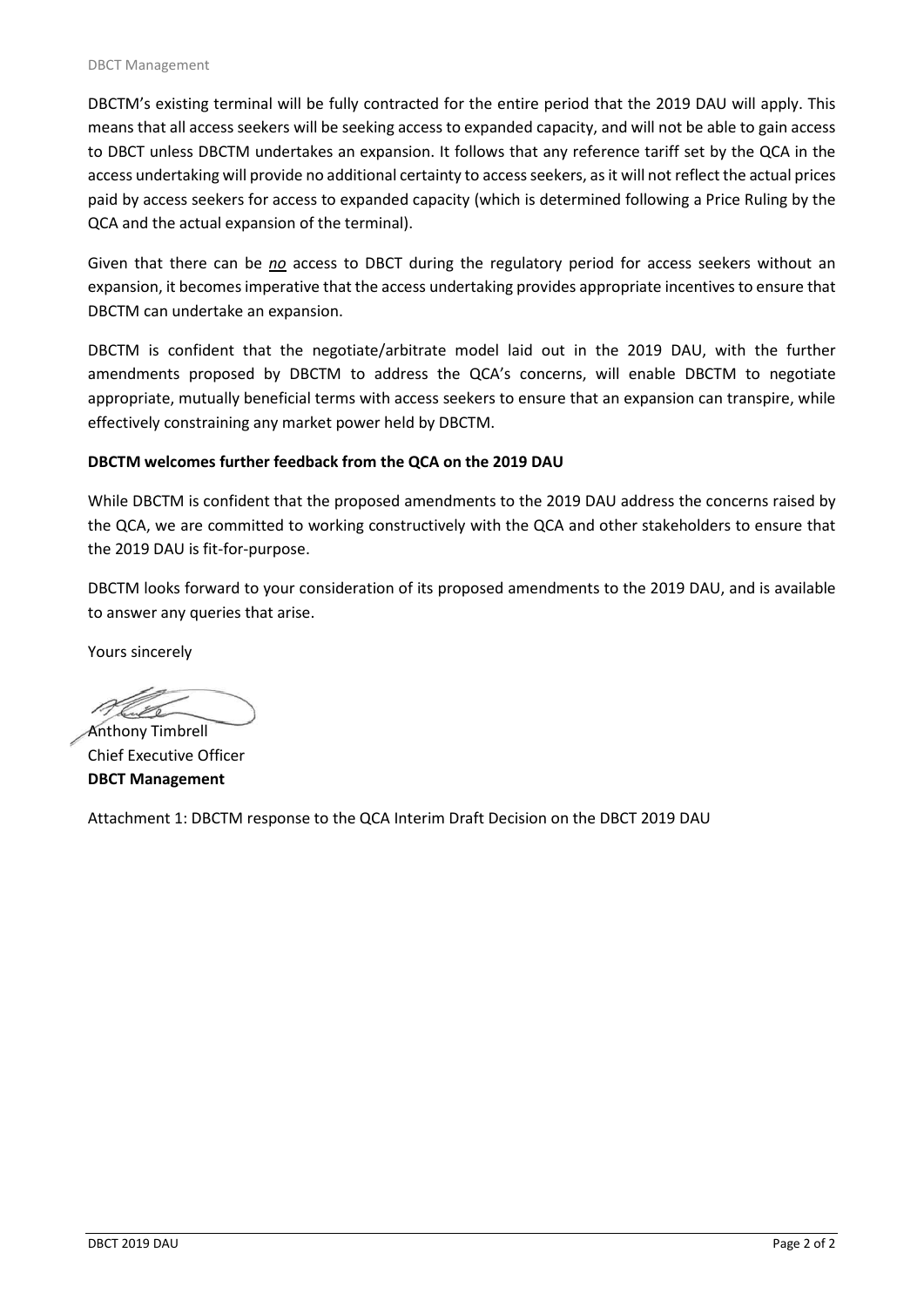DBCTM's existing terminal will be fully contracted for the entire period that the 2019 DAU will apply. This means that all access seekers will be seeking access to expanded capacity, and will not be able to gain access to DBCT unless DBCTM undertakes an expansion. It follows that any reference tariff set by the QCA in the access undertaking will provide no additional certainty to access seekers, as it will not reflect the actual prices paid by access seekers for access to expanded capacity (which is determined following a Price Ruling by the QCA and the actual expansion of the terminal).

Given that there can be ***no*** access to DBCT during the regulatory period for access seekers without an expansion, it becomes imperative that the access undertaking provides appropriate incentives to ensure that DBCTM can undertake an expansion.

DBCTM is confident that the negotiate/arbitrate model laid out in the 2019 DAU, with the further amendments proposed by DBCTM to address the QCA's concerns, will enable DBCTM to negotiate appropriate, mutually beneficial terms with access seekers to ensure that an expansion can transpire, while effectively constraining any market power held by DBCTM.

**DBCTM welcomes further feedback from the QCA on the 2019 DAU**

While DBCTM is confident that the proposed amendments to the 2019 DAU address the concerns raised by the QCA, we are committed to working constructively with the QCA and other stakeholders to ensure that the 2019 DAU is fit-for-purpose.

DBCTM looks forward to your consideration of its proposed amendments to the 2019 DAU, and is available to answer any queries that arise.

Yours sincerely

Anthony Timbrell
Chief Executive Officer
**DBCT Management**

Attachment 1: DBCTM response to the QCA Interim Draft Decision on the DBCT 2019 DAU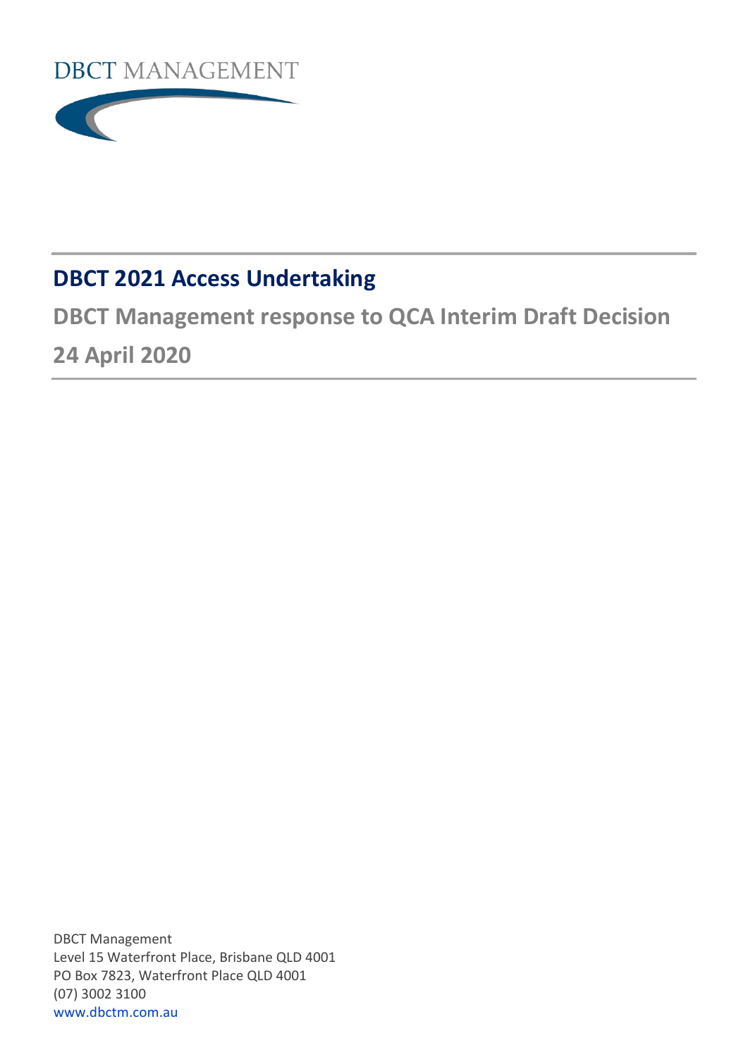DBCT MANAGEMENT

# DBCT 2021 Access Undertaking

## DBCT Management response to QCA Interim Draft Decision

## 24 April 2020

DBCT Management
Level 15 Waterfront Place, Brisbane QLD 4001
PO Box 7823, Waterfront Place QLD 4001
(07) 3002 3100
www.dbctm.com.au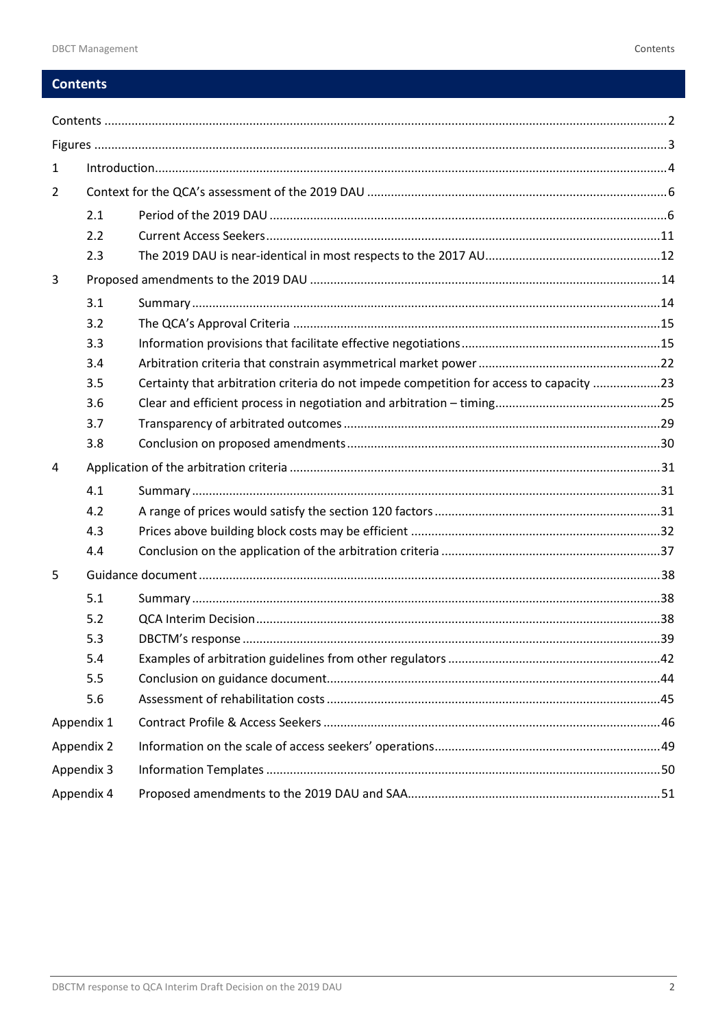# Contents

| | | |
|---|---|---|
| Contents | | 2 |
| Figures | | 3 |
| 1 | Introduction | 4 |
| 2 | Context for the QCA's assessment of the 2019 DAU | 6 |
| 2.1 | Period of the 2019 DAU | 6 |
| 2.2 | Current Access Seekers | 11 |
| 2.3 | The 2019 DAU is near-identical in most respects to the 2017 AU | 12 |
| 3 | Proposed amendments to the 2019 DAU | 14 |
| 3.1 | Summary | 14 |
| 3.2 | The QCA's Approval Criteria | 15 |
| 3.3 | Information provisions that facilitate effective negotiations | 15 |
| 3.4 | Arbitration criteria that constrain asymmetrical market power | 22 |
| 3.5 | Certainty that arbitration criteria do not impede competition for access to capacity | 23 |
| 3.6 | Clear and efficient process in negotiation and arbitration – timing | 25 |
| 3.7 | Transparency of arbitrated outcomes | 29 |
| 3.8 | Conclusion on proposed amendments | 30 |
| 4 | Application of the arbitration criteria | 31 |
| 4.1 | Summary | 31 |
| 4.2 | A range of prices would satisfy the section 120 factors | 31 |
| 4.3 | Prices above building block costs may be efficient | 32 |
| 4.4 | Conclusion on the application of the arbitration criteria | 37 |
| 5 | Guidance document | 38 |
| 5.1 | Summary | 38 |
| 5.2 | QCA Interim Decision | 38 |
| 5.3 | DBCTM's response | 39 |
| 5.4 | Examples of arbitration guidelines from other regulators | 42 |
| 5.5 | Conclusion on guidance document | 44 |
| 5.6 | Assessment of rehabilitation costs | 45 |
| Appendix 1 | Contract Profile & Access Seekers | 46 |
| Appendix 2 | Information on the scale of access seekers' operations | 49 |
| Appendix 3 | Information Templates | 50 |
| Appendix 4 | Proposed amendments to the 2019 DAU and SAA | 51 |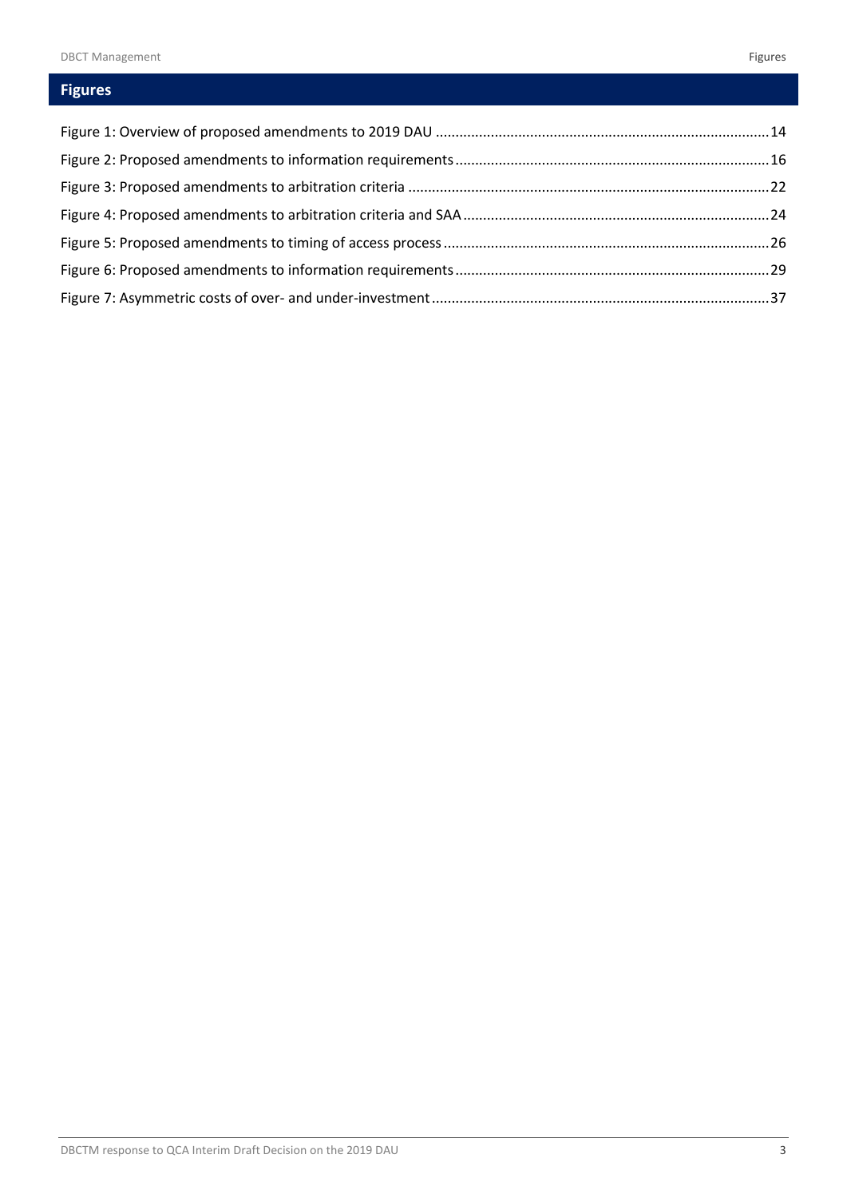## Figures

Figure 1: Overview of proposed amendments to 2019 DAU ....................................................................................14

Figure 2: Proposed amendments to information requirements ...............................................................................16

Figure 3: Proposed amendments to arbitration criteria ...........................................................................................22

Figure 4: Proposed amendments to arbitration criteria and SAA .............................................................................24

Figure 5: Proposed amendments to timing of access process ..................................................................................26

Figure 6: Proposed amendments to information requirements ...............................................................................29

Figure 7: Asymmetric costs of over- and under-investment .....................................................................................37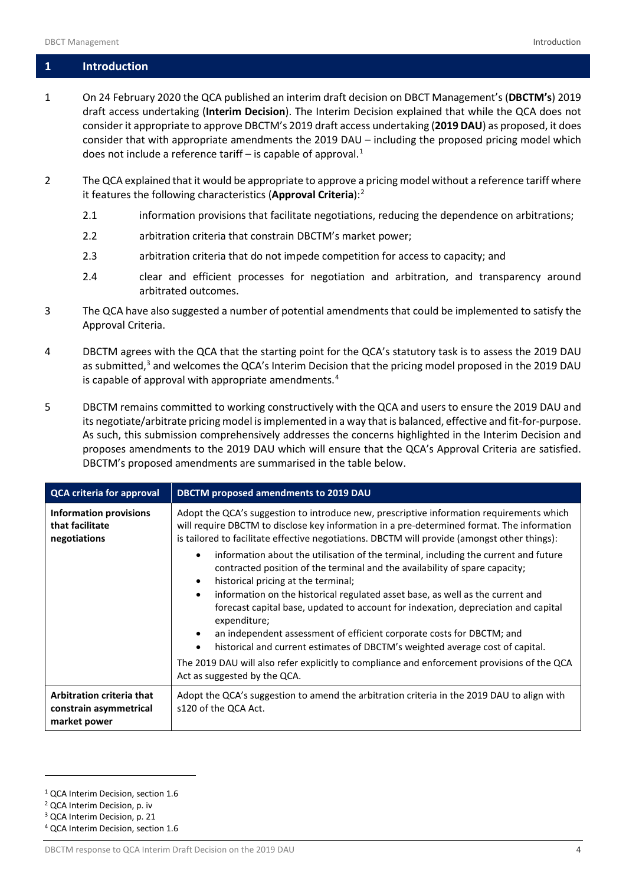# 1 Introduction

1 On 24 February 2020 the QCA published an interim draft decision on DBCT Management's (**DBCTM's**) 2019 draft access undertaking (**Interim Decision**). The Interim Decision explained that while the QCA does not consider it appropriate to approve DBCTM's 2019 draft access undertaking (**2019 DAU**) as proposed, it does consider that with appropriate amendments the 2019 DAU – including the proposed pricing model which does not include a reference tariff – is capable of approval.[1]

2 The QCA explained that it would be appropriate to approve a pricing model without a reference tariff where it features the following characteristics (**Approval Criteria**):[2]

- 2.1 information provisions that facilitate negotiations, reducing the dependence on arbitrations;
- 2.2 arbitration criteria that constrain DBCTM's market power;
- 2.3 arbitration criteria that do not impede competition for access to capacity; and
- 2.4 clear and efficient processes for negotiation and arbitration, and transparency around arbitrated outcomes.

3 The QCA have also suggested a number of potential amendments that could be implemented to satisfy the Approval Criteria.

4 DBCTM agrees with the QCA that the starting point for the QCA's statutory task is to assess the 2019 DAU as submitted,[3] and welcomes the QCA's Interim Decision that the pricing model proposed in the 2019 DAU is capable of approval with appropriate amendments.[4]

5 DBCTM remains committed to working constructively with the QCA and users to ensure the 2019 DAU and its negotiate/arbitrate pricing model is implemented in a way that is balanced, effective and fit-for-purpose. As such, this submission comprehensively addresses the concerns highlighted in the Interim Decision and proposes amendments to the 2019 DAU which will ensure that the QCA's Approval Criteria are satisfied. DBCTM's proposed amendments are summarised in the table below.

| QCA criteria for approval | DBCTM proposed amendments to 2019 DAU |
|---|---|
| **Information provisions that facilitate negotiations** | Adopt the QCA's suggestion to introduce new, prescriptive information requirements which will require DBCTM to disclose key information in a pre-determined format. The information is tailored to facilitate effective negotiations. DBCTM will provide (amongst other things):<br>• information about the utilisation of the terminal, including the current and future contracted position of the terminal and the availability of spare capacity;<br>• historical pricing at the terminal;<br>• information on the historical regulated asset base, as well as the current and forecast capital base, updated to account for indexation, depreciation and capital expenditure;<br>• an independent assessment of efficient corporate costs for DBCTM; and<br>• historical and current estimates of DBCTM's weighted average cost of capital.<br>The 2019 DAU will also refer explicitly to compliance and enforcement provisions of the QCA Act as suggested by the QCA. |
| **Arbitration criteria that constrain asymmetrical market power** | Adopt the QCA's suggestion to amend the arbitration criteria in the 2019 DAU to align with s120 of the QCA Act. |

[1] QCA Interim Decision, section 1.6

[2] QCA Interim Decision, p. iv

[3] QCA Interim Decision, p. 21

[4] QCA Interim Decision, section 1.6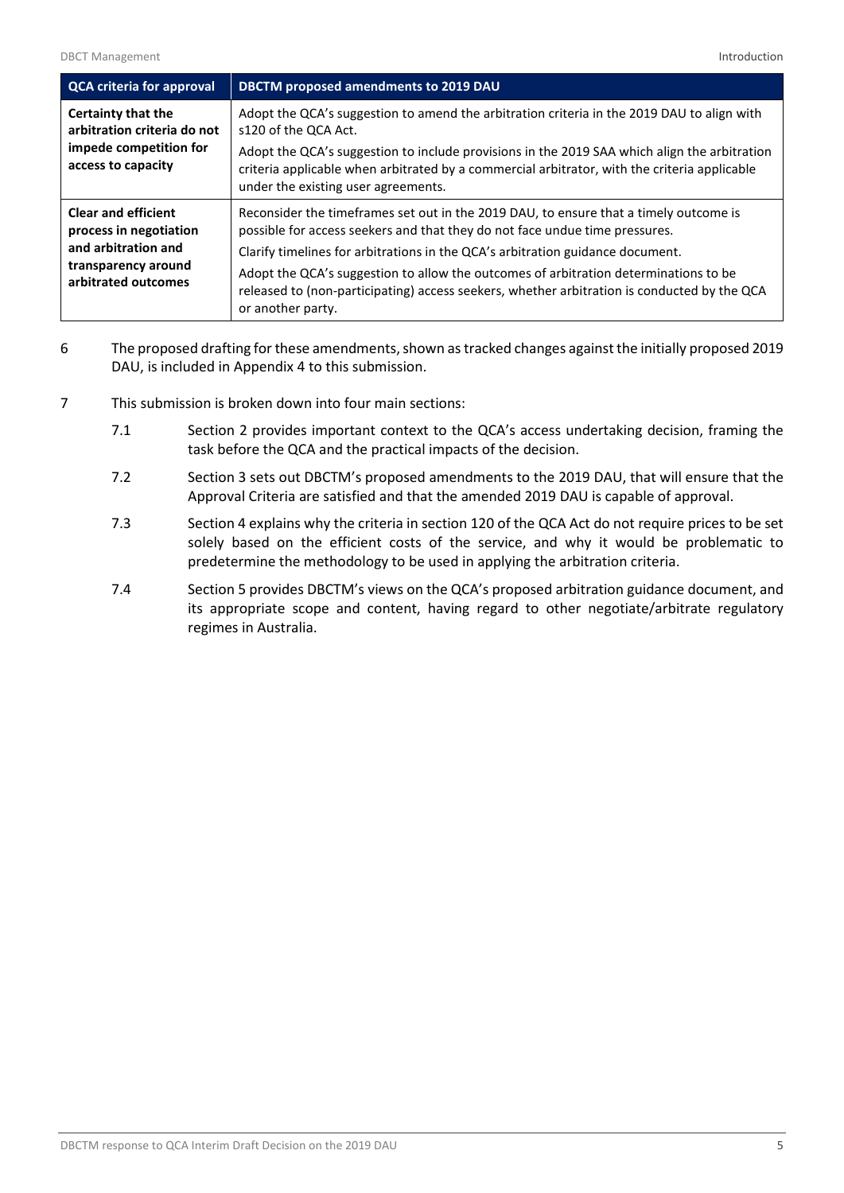| QCA criteria for approval | DBCTM proposed amendments to 2019 DAU |
| --- | --- |
| **Certainty that the arbitration criteria do not impede competition for access to capacity** | Adopt the QCA's suggestion to amend the arbitration criteria in the 2019 DAU to align with s120 of the QCA Act.<br>Adopt the QCA's suggestion to include provisions in the 2019 SAA which align the arbitration criteria applicable when arbitrated by a commercial arbitrator, with the criteria applicable under the existing user agreements. |
| **Clear and efficient process in negotiation and arbitration and transparency around arbitrated outcomes** | Reconsider the timeframes set out in the 2019 DAU, to ensure that a timely outcome is possible for access seekers and that they do not face undue time pressures.<br>Clarify timelines for arbitrations in the QCA's arbitration guidance document.<br>Adopt the QCA's suggestion to allow the outcomes of arbitration determinations to be released to (non-participating) access seekers, whether arbitration is conducted by the QCA or another party. |

6 The proposed drafting for these amendments, shown as tracked changes against the initially proposed 2019 DAU, is included in Appendix 4 to this submission.

7 This submission is broken down into four main sections:

7.1 Section 2 provides important context to the QCA's access undertaking decision, framing the task before the QCA and the practical impacts of the decision.

7.2 Section 3 sets out DBCTM's proposed amendments to the 2019 DAU, that will ensure that the Approval Criteria are satisfied and that the amended 2019 DAU is capable of approval.

7.3 Section 4 explains why the criteria in section 120 of the QCA Act do not require prices to be set solely based on the efficient costs of the service, and why it would be problematic to predetermine the methodology to be used in applying the arbitration criteria.

7.4 Section 5 provides DBCTM's views on the QCA's proposed arbitration guidance document, and its appropriate scope and content, having regard to other negotiate/arbitrate regulatory regimes in Australia.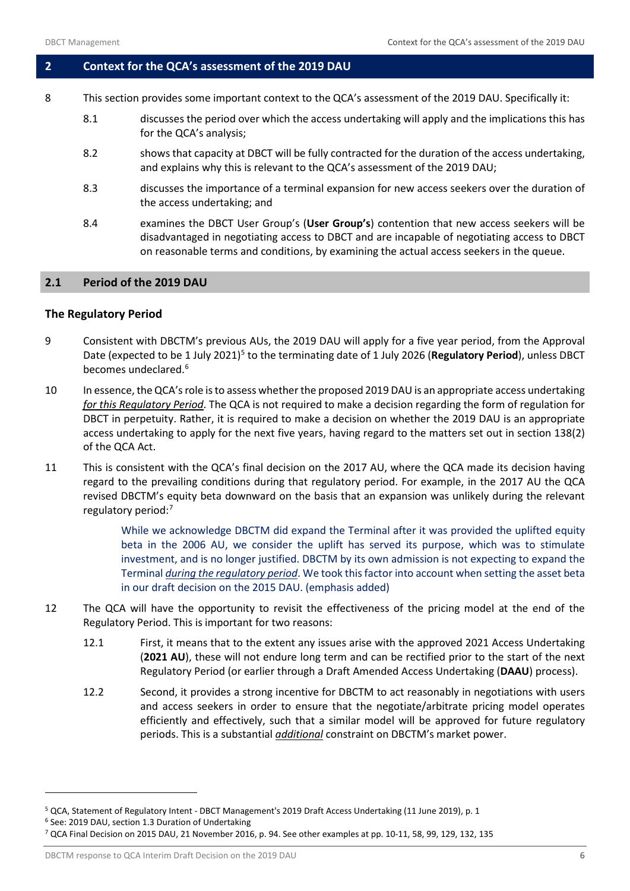## 2 Context for the QCA's assessment of the 2019 DAU

8 This section provides some important context to the QCA's assessment of the 2019 DAU. Specifically it:

8.1 discusses the period over which the access undertaking will apply and the implications this has for the QCA's analysis;

8.2 shows that capacity at DBCT will be fully contracted for the duration of the access undertaking, and explains why this is relevant to the QCA's assessment of the 2019 DAU;

8.3 discusses the importance of a terminal expansion for new access seekers over the duration of the access undertaking; and

8.4 examines the DBCT User Group's (**User Group's**) contention that new access seekers will be disadvantaged in negotiating access to DBCT and are incapable of negotiating access to DBCT on reasonable terms and conditions, by examining the actual access seekers in the queue.

### 2.1 Period of the 2019 DAU

#### The Regulatory Period

9 Consistent with DBCTM's previous AUs, the 2019 DAU will apply for a five year period, from the Approval Date (expected to be 1 July 2021)[5] to the terminating date of 1 July 2026 (**Regulatory Period**), unless DBCT becomes undeclared.[6]

10 In essence, the QCA's role is to assess whether the proposed 2019 DAU is an appropriate access undertaking ***for this Regulatory Period***. The QCA is not required to make a decision regarding the form of regulation for DBCT in perpetuity. Rather, it is required to make a decision on whether the 2019 DAU is an appropriate access undertaking to apply for the next five years, having regard to the matters set out in section 138(2) of the QCA Act.

11 This is consistent with the QCA's final decision on the 2017 AU, where the QCA made its decision having regard to the prevailing conditions during that regulatory period. For example, in the 2017 AU the QCA revised DBCTM's equity beta downward on the basis that an expansion was unlikely during the relevant regulatory period:[7]

> While we acknowledge DBCTM did expand the Terminal after it was provided the uplifted equity beta in the 2006 AU, we consider the uplift has served its purpose, which was to stimulate investment, and is no longer justified. DBCTM by its own admission is not expecting to expand the Terminal ***during the regulatory period***. We took this factor into account when setting the asset beta in our draft decision on the 2015 DAU. (emphasis added)

12 The QCA will have the opportunity to revisit the effectiveness of the pricing model at the end of the Regulatory Period. This is important for two reasons:

12.1 First, it means that to the extent any issues arise with the approved 2021 Access Undertaking (**2021 AU**), these will not endure long term and can be rectified prior to the start of the next Regulatory Period (or earlier through a Draft Amended Access Undertaking (**DAAU**) process).

12.2 Second, it provides a strong incentive for DBCTM to act reasonably in negotiations with users and access seekers in order to ensure that the negotiate/arbitrate pricing model operates efficiently and effectively, such that a similar model will be approved for future regulatory periods. This is a substantial ***additional*** constraint on DBCTM's market power.

---

[5] QCA, Statement of Regulatory Intent - DBCT Management's 2019 Draft Access Undertaking (11 June 2019), p. 1

[6] See: 2019 DAU, section 1.3 Duration of Undertaking

[7] QCA Final Decision on 2015 DAU, 21 November 2016, p. 94. See other examples at pp. 10-11, 58, 99, 129, 132, 135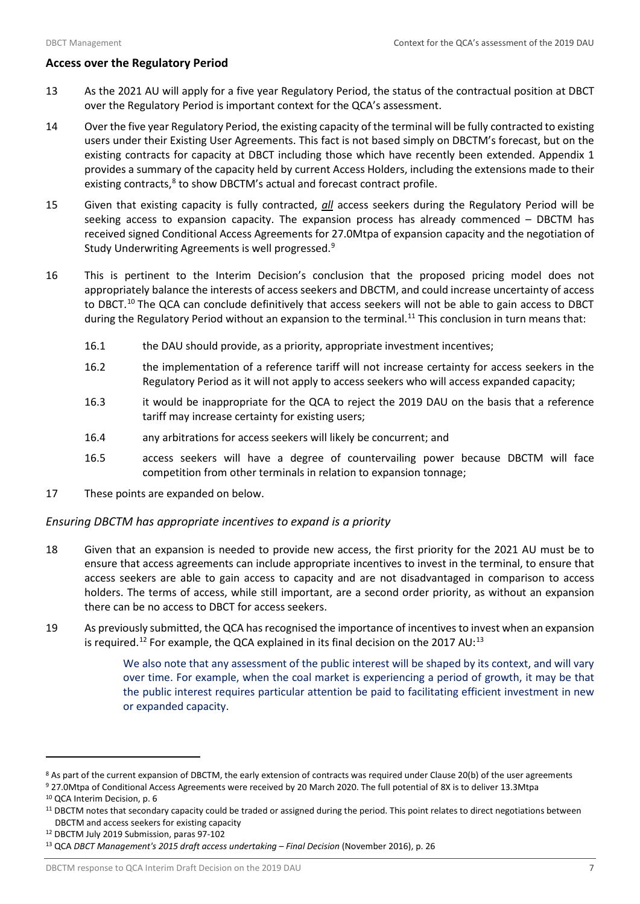## Access over the Regulatory Period

13 As the 2021 AU will apply for a five year Regulatory Period, the status of the contractual position at DBCT over the Regulatory Period is important context for the QCA's assessment.

14 Over the five year Regulatory Period, the existing capacity of the terminal will be fully contracted to existing users under their Existing User Agreements. This fact is not based simply on DBCTM's forecast, but on the existing contracts for capacity at DBCT including those which have recently been extended. Appendix 1 provides a summary of the capacity held by current Access Holders, including the extensions made to their existing contracts,[8] to show DBCTM's actual and forecast contract profile.

15 Given that existing capacity is fully contracted, ***all*** access seekers during the Regulatory Period will be seeking access to expansion capacity. The expansion process has already commenced – DBCTM has received signed Conditional Access Agreements for 27.0Mtpa of expansion capacity and the negotiation of Study Underwriting Agreements is well progressed.[9]

16 This is pertinent to the Interim Decision's conclusion that the proposed pricing model does not appropriately balance the interests of access seekers and DBCTM, and could increase uncertainty of access to DBCT.[10] The QCA can conclude definitively that access seekers will not be able to gain access to DBCT during the Regulatory Period without an expansion to the terminal.[11] This conclusion in turn means that:

16.1 the DAU should provide, as a priority, appropriate investment incentives;

16.2 the implementation of a reference tariff will not increase certainty for access seekers in the Regulatory Period as it will not apply to access seekers who will access expanded capacity;

16.3 it would be inappropriate for the QCA to reject the 2019 DAU on the basis that a reference tariff may increase certainty for existing users;

16.4 any arbitrations for access seekers will likely be concurrent; and

16.5 access seekers will have a degree of countervailing power because DBCTM will face competition from other terminals in relation to expansion tonnage;

17 These points are expanded on below.

### *Ensuring DBCTM has appropriate incentives to expand is a priority*

18 Given that an expansion is needed to provide new access, the first priority for the 2021 AU must be to ensure that access agreements can include appropriate incentives to invest in the terminal, to ensure that access seekers are able to gain access to capacity and are not disadvantaged in comparison to access holders. The terms of access, while still important, are a second order priority, as without an expansion there can be no access to DBCT for access seekers.

19 As previously submitted, the QCA has recognised the importance of incentives to invest when an expansion is required.[12] For example, the QCA explained in its final decision on the 2017 AU:[13]

> We also note that any assessment of the public interest will be shaped by its context, and will vary over time. For example, when the coal market is experiencing a period of growth, it may be that the public interest requires particular attention be paid to facilitating efficient investment in new or expanded capacity.

---

[8] As part of the current expansion of DBCTM, the early extension of contracts was required under Clause 20(b) of the user agreements

[9] 27.0Mtpa of Conditional Access Agreements were received by 20 March 2020. The full potential of 8X is to deliver 13.3Mtpa

[10] QCA Interim Decision, p. 6

[11] DBCTM notes that secondary capacity could be traded or assigned during the period. This point relates to direct negotiations between DBCTM and access seekers for existing capacity

[12] DBCTM July 2019 Submission, paras 97-102

[13] QCA *DBCT Management's 2015 draft access undertaking – Final Decision* (November 2016), p. 26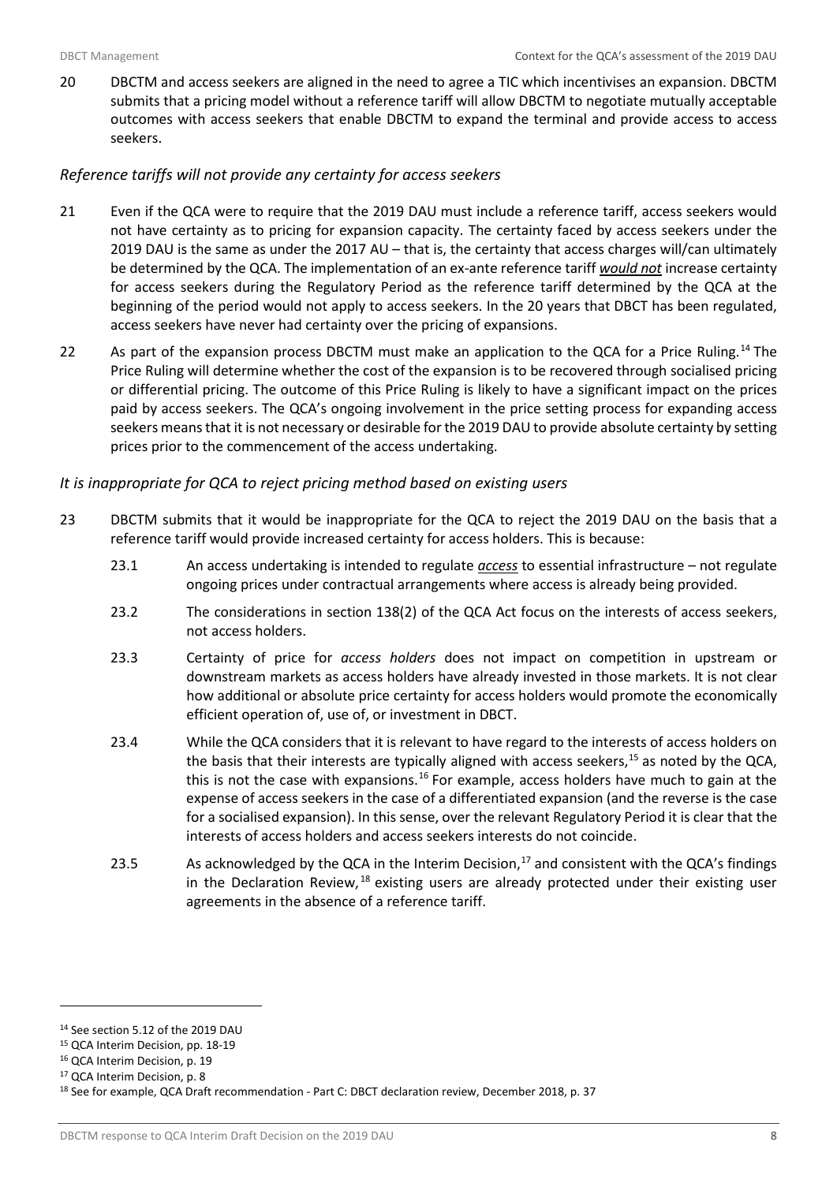20 DBCTM and access seekers are aligned in the need to agree a TIC which incentivises an expansion. DBCTM submits that a pricing model without a reference tariff will allow DBCTM to negotiate mutually acceptable outcomes with access seekers that enable DBCTM to expand the terminal and provide access to access seekers.

### *Reference tariffs will not provide any certainty for access seekers*

21 Even if the QCA were to require that the 2019 DAU must include a reference tariff, access seekers would not have certainty as to pricing for expansion capacity. The certainty faced by access seekers under the 2019 DAU is the same as under the 2017 AU – that is, the certainty that access charges will/can ultimately be determined by the QCA. The implementation of an ex-ante reference tariff ***would not*** increase certainty for access seekers during the Regulatory Period as the reference tariff determined by the QCA at the beginning of the period would not apply to access seekers. In the 20 years that DBCT has been regulated, access seekers have never had certainty over the pricing of expansions.

22 As part of the expansion process DBCTM must make an application to the QCA for a Price Ruling.[14] The Price Ruling will determine whether the cost of the expansion is to be recovered through socialised pricing or differential pricing. The outcome of this Price Ruling is likely to have a significant impact on the prices paid by access seekers. The QCA's ongoing involvement in the price setting process for expanding access seekers means that it is not necessary or desirable for the 2019 DAU to provide absolute certainty by setting prices prior to the commencement of the access undertaking.

### *It is inappropriate for QCA to reject pricing method based on existing users*

23 DBCTM submits that it would be inappropriate for the QCA to reject the 2019 DAU on the basis that a reference tariff would provide increased certainty for access holders. This is because:

23.1 An access undertaking is intended to regulate *access* to essential infrastructure – not regulate ongoing prices under contractual arrangements where access is already being provided.

23.2 The considerations in section 138(2) of the QCA Act focus on the interests of access seekers, not access holders.

23.3 Certainty of price for *access holders* does not impact on competition in upstream or downstream markets as access holders have already invested in those markets. It is not clear how additional or absolute price certainty for access holders would promote the economically efficient operation of, use of, or investment in DBCT.

23.4 While the QCA considers that it is relevant to have regard to the interests of access holders on the basis that their interests are typically aligned with access seekers,[15] as noted by the QCA, this is not the case with expansions.[16] For example, access holders have much to gain at the expense of access seekers in the case of a differentiated expansion (and the reverse is the case for a socialised expansion). In this sense, over the relevant Regulatory Period it is clear that the interests of access holders and access seekers interests do not coincide.

23.5 As acknowledged by the QCA in the Interim Decision,[17] and consistent with the QCA's findings in the Declaration Review,[18] existing users are already protected under their existing user agreements in the absence of a reference tariff.

---

[14] See section 5.12 of the 2019 DAU

[15] QCA Interim Decision, pp. 18-19

[16] QCA Interim Decision, p. 19

[17] QCA Interim Decision, p. 8

[18] See for example, QCA Draft recommendation - Part C: DBCT declaration review, December 2018, p. 37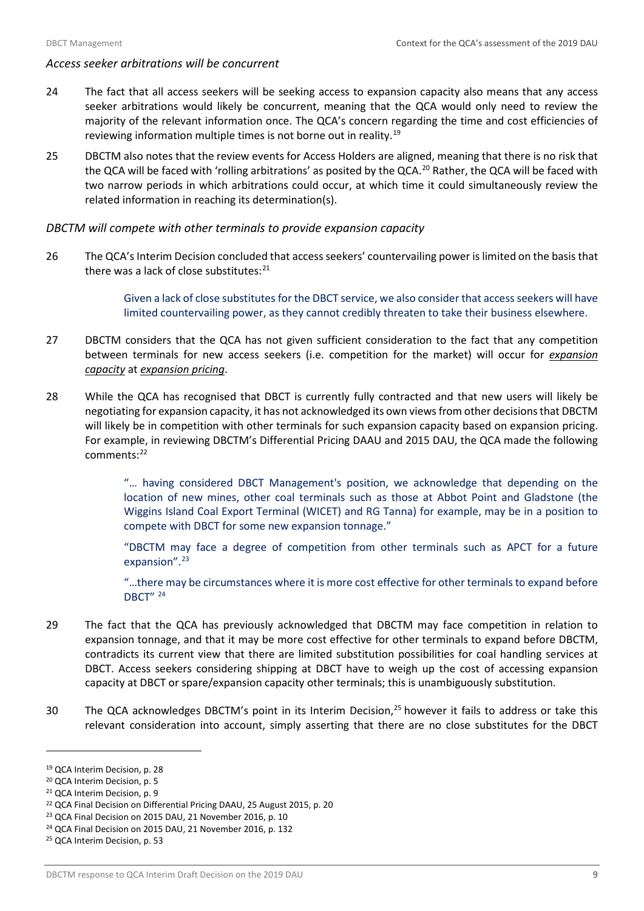### *Access seeker arbitrations will be concurrent*

24 The fact that all access seekers will be seeking access to expansion capacity also means that any access seeker arbitrations would likely be concurrent, meaning that the QCA would only need to review the majority of the relevant information once. The QCA's concern regarding the time and cost efficiencies of reviewing information multiple times is not borne out in reality.[19]

25 DBCTM also notes that the review events for Access Holders are aligned, meaning that there is no risk that the QCA will be faced with 'rolling arbitrations' as posited by the QCA.[20] Rather, the QCA will be faced with two narrow periods in which arbitrations could occur, at which time it could simultaneously review the related information in reaching its determination(s).

### *DBCTM will compete with other terminals to provide expansion capacity*

26 The QCA's Interim Decision concluded that access seekers' countervailing power is limited on the basis that there was a lack of close substitutes:[21]

> Given a lack of close substitutes for the DBCT service, we also consider that access seekers will have limited countervailing power, as they cannot credibly threaten to take their business elsewhere.

27 DBCTM considers that the QCA has not given sufficient consideration to the fact that any competition between terminals for new access seekers (i.e. competition for the market) will occur for *expansion capacity* at *expansion pricing*.

28 While the QCA has recognised that DBCT is currently fully contracted and that new users will likely be negotiating for expansion capacity, it has not acknowledged its own views from other decisions that DBCTM will likely be in competition with other terminals for such expansion capacity based on expansion pricing. For example, in reviewing DBCTM's Differential Pricing DAAU and 2015 DAU, the QCA made the following comments:[22]

> "… having considered DBCT Management's position, we acknowledge that depending on the location of new mines, other coal terminals such as those at Abbot Point and Gladstone (the Wiggins Island Coal Export Terminal (WICET) and RG Tanna) for example, may be in a position to compete with DBCT for some new expansion tonnage."
>
> "DBCTM may face a degree of competition from other terminals such as APCT for a future expansion".[23]
>
> "…there may be circumstances where it is more cost effective for other terminals to expand before DBCT" [24]

29 The fact that the QCA has previously acknowledged that DBCTM may face competition in relation to expansion tonnage, and that it may be more cost effective for other terminals to expand before DBCTM, contradicts its current view that there are limited substitution possibilities for coal handling services at DBCT. Access seekers considering shipping at DBCT have to weigh up the cost of accessing expansion capacity at DBCT or spare/expansion capacity other terminals; this is unambiguously substitution.

30 The QCA acknowledges DBCTM's point in its Interim Decision,[25] however it fails to address or take this relevant consideration into account, simply asserting that there are no close substitutes for the DBCT

---

[19] QCA Interim Decision, p. 28

[20] QCA Interim Decision, p. 5

[21] QCA Interim Decision, p. 9

[22] QCA Final Decision on Differential Pricing DAAU, 25 August 2015, p. 20

[23] QCA Final Decision on 2015 DAU, 21 November 2016, p. 10

[24] QCA Final Decision on 2015 DAU, 21 November 2016, p. 132

[25] QCA Interim Decision, p. 53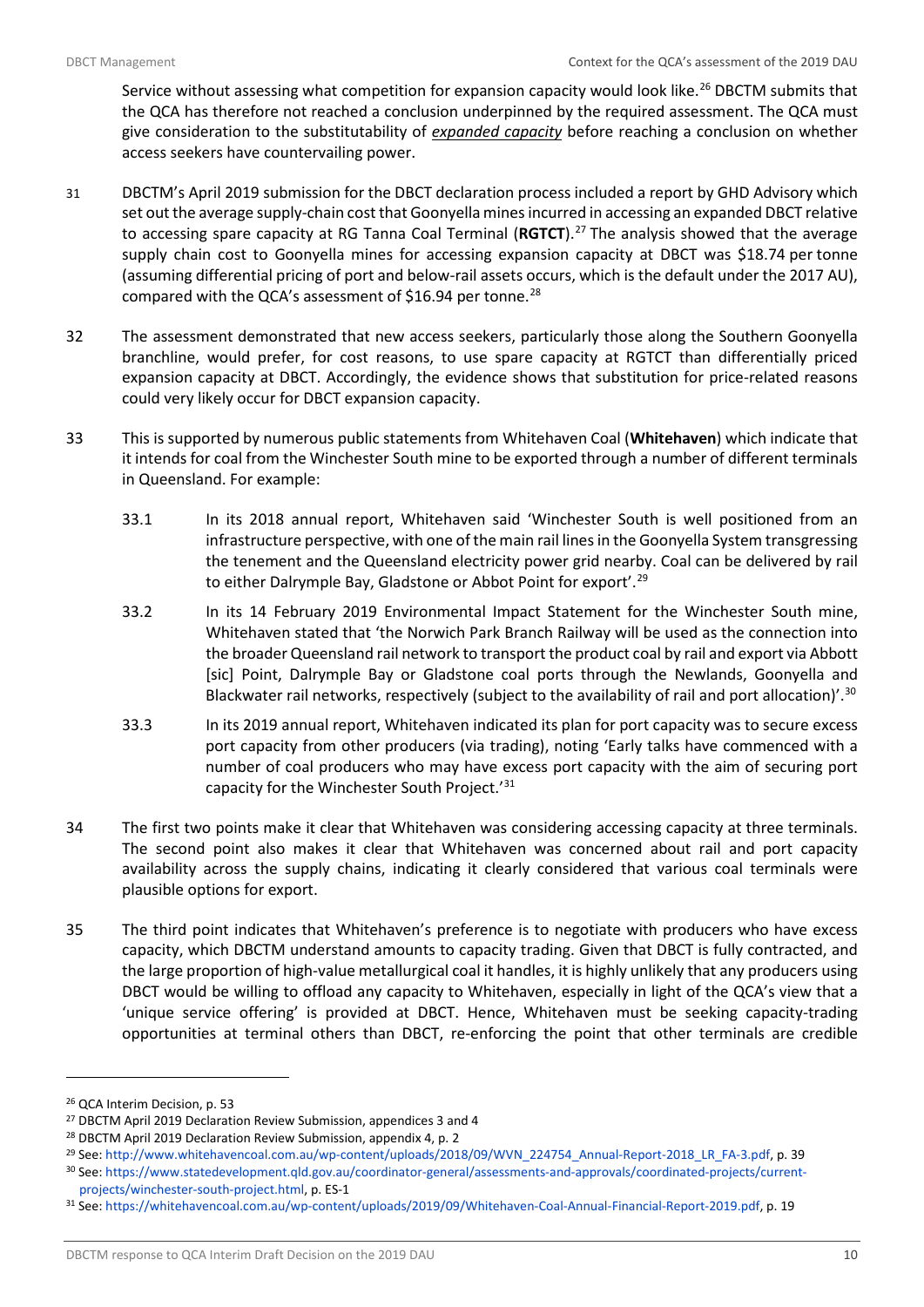Service without assessing what competition for expansion capacity would look like.[26] DBCTM submits that the QCA has therefore not reached a conclusion underpinned by the required assessment. The QCA must give consideration to the substitutability of ***expanded capacity*** before reaching a conclusion on whether access seekers have countervailing power.

31 DBCTM's April 2019 submission for the DBCT declaration process included a report by GHD Advisory which set out the average supply-chain cost that Goonyella mines incurred in accessing an expanded DBCT relative to accessing spare capacity at RG Tanna Coal Terminal (**RGTCT**).[27] The analysis showed that the average supply chain cost to Goonyella mines for accessing expansion capacity at DBCT was $18.74 per tonne (assuming differential pricing of port and below-rail assets occurs, which is the default under the 2017 AU), compared with the QCA's assessment of $16.94 per tonne.[28]

32 The assessment demonstrated that new access seekers, particularly those along the Southern Goonyella branchline, would prefer, for cost reasons, to use spare capacity at RGTCT than differentially priced expansion capacity at DBCT. Accordingly, the evidence shows that substitution for price-related reasons could very likely occur for DBCT expansion capacity.

33 This is supported by numerous public statements from Whitehaven Coal (**Whitehaven**) which indicate that it intends for coal from the Winchester South mine to be exported through a number of different terminals in Queensland. For example:

33.1 In its 2018 annual report, Whitehaven said 'Winchester South is well positioned from an infrastructure perspective, with one of the main rail lines in the Goonyella System transgressing the tenement and the Queensland electricity power grid nearby. Coal can be delivered by rail to either Dalrymple Bay, Gladstone or Abbot Point for export'.[29]

33.2 In its 14 February 2019 Environmental Impact Statement for the Winchester South mine, Whitehaven stated that 'the Norwich Park Branch Railway will be used as the connection into the broader Queensland rail network to transport the product coal by rail and export via Abbott [sic] Point, Dalrymple Bay or Gladstone coal ports through the Newlands, Goonyella and Blackwater rail networks, respectively (subject to the availability of rail and port allocation)'.[30]

33.3 In its 2019 annual report, Whitehaven indicated its plan for port capacity was to secure excess port capacity from other producers (via trading), noting 'Early talks have commenced with a number of coal producers who may have excess port capacity with the aim of securing port capacity for the Winchester South Project.'[31]

34 The first two points make it clear that Whitehaven was considering accessing capacity at three terminals. The second point also makes it clear that Whitehaven was concerned about rail and port capacity availability across the supply chains, indicating it clearly considered that various coal terminals were plausible options for export.

35 The third point indicates that Whitehaven's preference is to negotiate with producers who have excess capacity, which DBCTM understand amounts to capacity trading. Given that DBCT is fully contracted, and the large proportion of high-value metallurgical coal it handles, it is highly unlikely that any producers using DBCT would be willing to offload any capacity to Whitehaven, especially in light of the QCA's view that a 'unique service offering' is provided at DBCT. Hence, Whitehaven must be seeking capacity-trading opportunities at terminal others than DBCT, re-enforcing the point that other terminals are credible

---

[26] QCA Interim Decision, p. 53

[27] DBCTM April 2019 Declaration Review Submission, appendices 3 and 4

[28] DBCTM April 2019 Declaration Review Submission, appendix 4, p. 2

[29] See: http://www.whitehavencoal.com.au/wp-content/uploads/2018/09/WVN_224754_Annual-Report-2018_LR_FA-3.pdf, p. 39

[30] See: https://www.statedevelopment.qld.gov.au/coordinator-general/assessments-and-approvals/coordinated-projects/current-projects/winchester-south-project.html, p. ES-1

[31] See: https://whitehavencoal.com.au/wp-content/uploads/2019/09/Whitehaven-Coal-Annual-Financial-Report-2019.pdf, p. 19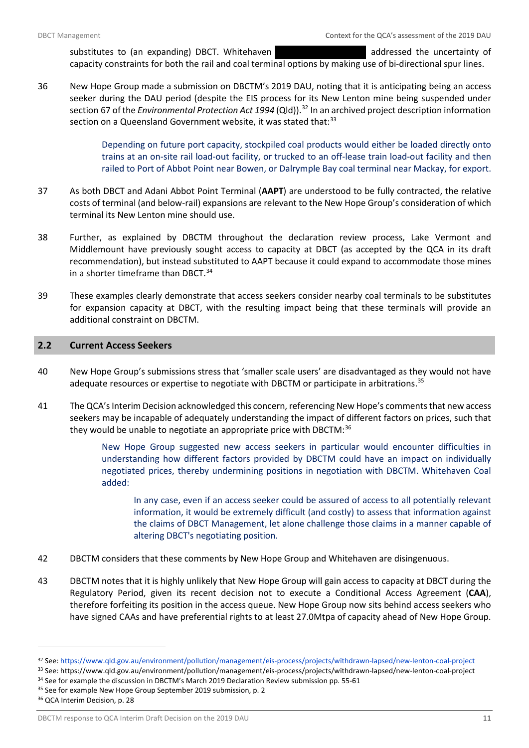substitutes to (an expanding) DBCT. Whitehaven ██████████████ addressed the uncertainty of capacity constraints for both the rail and coal terminal options by making use of bi-directional spur lines.

36 New Hope Group made a submission on DBCTM's 2019 DAU, noting that it is anticipating being an access seeker during the DAU period (despite the EIS process for its New Lenton mine being suspended under section 67 of the *Environmental Protection Act 1994* (Qld)).[32] In an archived project description information section on a Queensland Government website, it was stated that:[33]

> Depending on future port capacity, stockpiled coal products would either be loaded directly onto trains at an on-site rail load-out facility, or trucked to an off-lease train load-out facility and then railed to Port of Abbot Point near Bowen, or Dalrymple Bay coal terminal near Mackay, for export.

37 As both DBCT and Adani Abbot Point Terminal (**AAPT**) are understood to be fully contracted, the relative costs of terminal (and below-rail) expansions are relevant to the New Hope Group's consideration of which terminal its New Lenton mine should use.

38 Further, as explained by DBCTM throughout the declaration review process, Lake Vermont and Middlemount have previously sought access to capacity at DBCT (as accepted by the QCA in its draft recommendation), but instead substituted to AAPT because it could expand to accommodate those mines in a shorter timeframe than DBCT.[34]

39 These examples clearly demonstrate that access seekers consider nearby coal terminals to be substitutes for expansion capacity at DBCT, with the resulting impact being that these terminals will provide an additional constraint on DBCTM.

## 2.2 Current Access Seekers

40 New Hope Group's submissions stress that 'smaller scale users' are disadvantaged as they would not have adequate resources or expertise to negotiate with DBCTM or participate in arbitrations.[35]

41 The QCA's Interim Decision acknowledged this concern, referencing New Hope's comments that new access seekers may be incapable of adequately understanding the impact of different factors on prices, such that they would be unable to negotiate an appropriate price with DBCTM:[36]

> New Hope Group suggested new access seekers in particular would encounter difficulties in understanding how different factors provided by DBCTM could have an impact on individually negotiated prices, thereby undermining positions in negotiation with DBCTM. Whitehaven Coal added:
>
> > In any case, even if an access seeker could be assured of access to all potentially relevant information, it would be extremely difficult (and costly) to assess that information against the claims of DBCT Management, let alone challenge those claims in a manner capable of altering DBCT's negotiating position.

42 DBCTM considers that these comments by New Hope Group and Whitehaven are disingenuous.

43 DBCTM notes that it is highly unlikely that New Hope Group will gain access to capacity at DBCT during the Regulatory Period, given its recent decision not to execute a Conditional Access Agreement (**CAA**), therefore forfeiting its position in the access queue. New Hope Group now sits behind access seekers who have signed CAAs and have preferential rights to at least 27.0Mtpa of capacity ahead of New Hope Group.

---

[32] See: https://www.qld.gov.au/environment/pollution/management/eis-process/projects/withdrawn-lapsed/new-lenton-coal-project

[33] See: https://www.qld.gov.au/environment/pollution/management/eis-process/projects/withdrawn-lapsed/new-lenton-coal-project

[34] See for example the discussion in DBCTM's March 2019 Declaration Review submission pp. 55-61

[35] See for example New Hope Group September 2019 submission, p. 2

[36] QCA Interim Decision, p. 28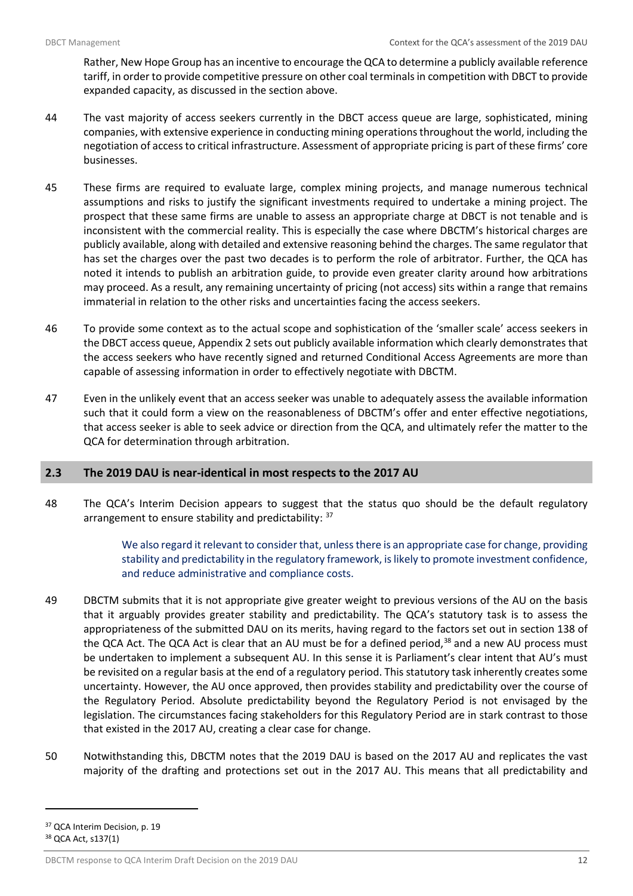Rather, New Hope Group has an incentive to encourage the QCA to determine a publicly available reference tariff, in order to provide competitive pressure on other coal terminals in competition with DBCT to provide expanded capacity, as discussed in the section above.

44 The vast majority of access seekers currently in the DBCT access queue are large, sophisticated, mining companies, with extensive experience in conducting mining operations throughout the world, including the negotiation of access to critical infrastructure. Assessment of appropriate pricing is part of these firms' core businesses.

45 These firms are required to evaluate large, complex mining projects, and manage numerous technical assumptions and risks to justify the significant investments required to undertake a mining project. The prospect that these same firms are unable to assess an appropriate charge at DBCT is not tenable and is inconsistent with the commercial reality. This is especially the case where DBCTM's historical charges are publicly available, along with detailed and extensive reasoning behind the charges. The same regulator that has set the charges over the past two decades is to perform the role of arbitrator. Further, the QCA has noted it intends to publish an arbitration guide, to provide even greater clarity around how arbitrations may proceed. As a result, any remaining uncertainty of pricing (not access) sits within a range that remains immaterial in relation to the other risks and uncertainties facing the access seekers.

46 To provide some context as to the actual scope and sophistication of the 'smaller scale' access seekers in the DBCT access queue, Appendix 2 sets out publicly available information which clearly demonstrates that the access seekers who have recently signed and returned Conditional Access Agreements are more than capable of assessing information in order to effectively negotiate with DBCTM.

47 Even in the unlikely event that an access seeker was unable to adequately assess the available information such that it could form a view on the reasonableness of DBCTM's offer and enter effective negotiations, that access seeker is able to seek advice or direction from the QCA, and ultimately refer the matter to the QCA for determination through arbitration.

## 2.3 The 2019 DAU is near-identical in most respects to the 2017 AU

48 The QCA's Interim Decision appears to suggest that the status quo should be the default regulatory arrangement to ensure stability and predictability: [37]

> We also regard it relevant to consider that, unless there is an appropriate case for change, providing stability and predictability in the regulatory framework, is likely to promote investment confidence, and reduce administrative and compliance costs.

49 DBCTM submits that it is not appropriate give greater weight to previous versions of the AU on the basis that it arguably provides greater stability and predictability. The QCA's statutory task is to assess the appropriateness of the submitted DAU on its merits, having regard to the factors set out in section 138 of the QCA Act. The QCA Act is clear that an AU must be for a defined period,[38] and a new AU process must be undertaken to implement a subsequent AU. In this sense it is Parliament's clear intent that AU's must be revisited on a regular basis at the end of a regulatory period. This statutory task inherently creates some uncertainty. However, the AU once approved, then provides stability and predictability over the course of the Regulatory Period. Absolute predictability beyond the Regulatory Period is not envisaged by the legislation. The circumstances facing stakeholders for this Regulatory Period are in stark contrast to those that existed in the 2017 AU, creating a clear case for change.

50 Notwithstanding this, DBCTM notes that the 2019 DAU is based on the 2017 AU and replicates the vast majority of the drafting and protections set out in the 2017 AU. This means that all predictability and

---

[37] QCA Interim Decision, p. 19

[38] QCA Act, s137(1)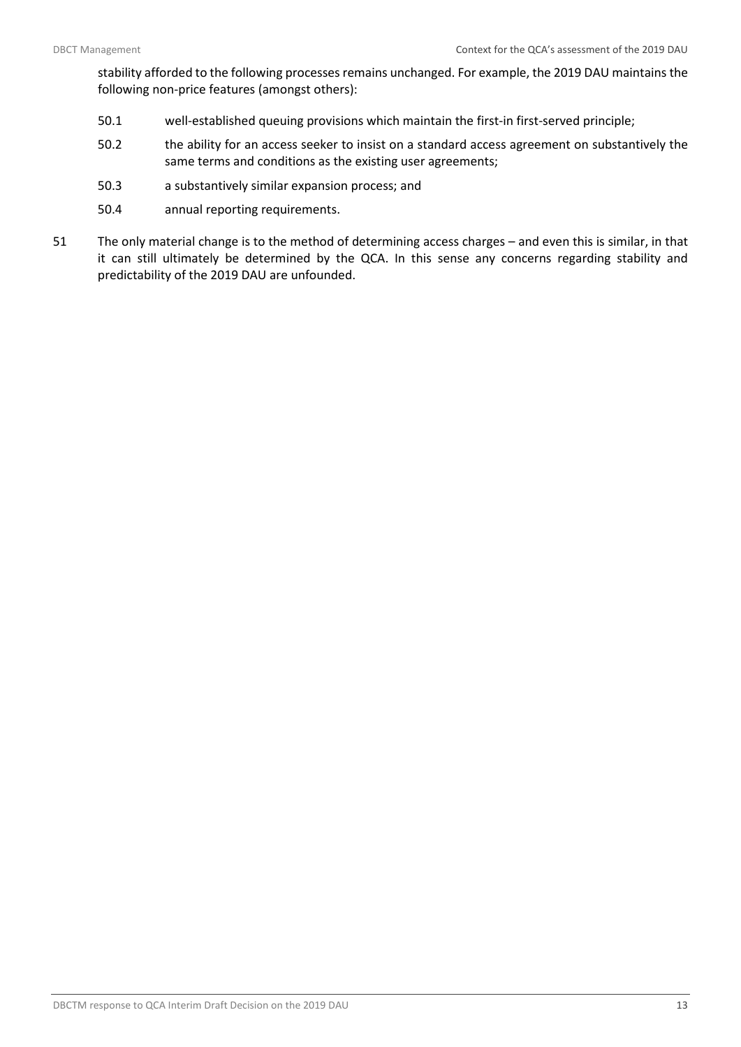stability afforded to the following processes remains unchanged. For example, the 2019 DAU maintains the following non-price features (amongst others):

50.1 well-established queuing provisions which maintain the first-in first-served principle;

50.2 the ability for an access seeker to insist on a standard access agreement on substantively the same terms and conditions as the existing user agreements;

50.3 a substantively similar expansion process; and

50.4 annual reporting requirements.

51 The only material change is to the method of determining access charges – and even this is similar, in that it can still ultimately be determined by the QCA. In this sense any concerns regarding stability and predictability of the 2019 DAU are unfounded.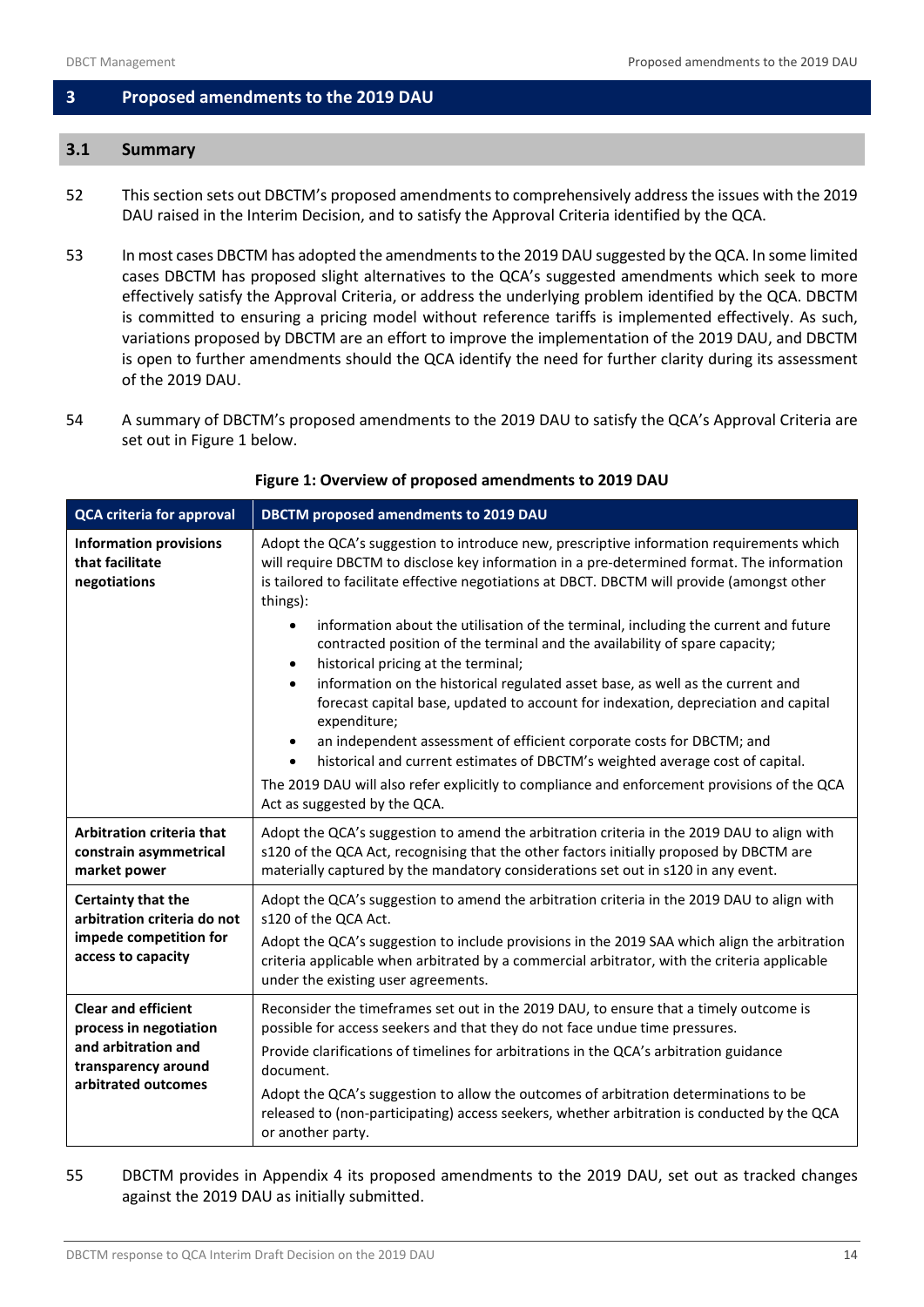## 3 Proposed amendments to the 2019 DAU

### 3.1 Summary

52 This section sets out DBCTM's proposed amendments to comprehensively address the issues with the 2019 DAU raised in the Interim Decision, and to satisfy the Approval Criteria identified by the QCA.

53 In most cases DBCTM has adopted the amendments to the 2019 DAU suggested by the QCA. In some limited cases DBCTM has proposed slight alternatives to the QCA's suggested amendments which seek to more effectively satisfy the Approval Criteria, or address the underlying problem identified by the QCA. DBCTM is committed to ensuring a pricing model without reference tariffs is implemented effectively. As such, variations proposed by DBCTM are an effort to improve the implementation of the 2019 DAU, and DBCTM is open to further amendments should the QCA identify the need for further clarity during its assessment of the 2019 DAU.

54 A summary of DBCTM's proposed amendments to the 2019 DAU to satisfy the QCA's Approval Criteria are set out in Figure 1 below.

**Figure 1: Overview of proposed amendments to 2019 DAU**

| QCA criteria for approval | DBCTM proposed amendments to 2019 DAU |
|---|---|
| **Information provisions that facilitate negotiations** | Adopt the QCA's suggestion to introduce new, prescriptive information requirements which will require DBCTM to disclose key information in a pre-determined format. The information is tailored to facilitate effective negotiations at DBCT. DBCTM will provide (amongst other things): <br>• information about the utilisation of the terminal, including the current and future contracted position of the terminal and the availability of spare capacity;<br>• historical pricing at the terminal;<br>• information on the historical regulated asset base, as well as the current and forecast capital base, updated to account for indexation, depreciation and capital expenditure;<br>• an independent assessment of efficient corporate costs for DBCTM; and<br>• historical and current estimates of DBCTM's weighted average cost of capital.<br>The 2019 DAU will also refer explicitly to compliance and enforcement provisions of the QCA Act as suggested by the QCA. |
| **Arbitration criteria that constrain asymmetrical market power** | Adopt the QCA's suggestion to amend the arbitration criteria in the 2019 DAU to align with s120 of the QCA Act, recognising that the other factors initially proposed by DBCTM are materially captured by the mandatory considerations set out in s120 in any event. |
| **Certainty that the arbitration criteria do not impede competition for access to capacity** | Adopt the QCA's suggestion to amend the arbitration criteria in the 2019 DAU to align with s120 of the QCA Act.<br>Adopt the QCA's suggestion to include provisions in the 2019 SAA which align the arbitration criteria applicable when arbitrated by a commercial arbitrator, with the criteria applicable under the existing user agreements. |
| **Clear and efficient process in negotiation and arbitration and transparency around arbitrated outcomes** | Reconsider the timeframes set out in the 2019 DAU, to ensure that a timely outcome is possible for access seekers and that they do not face undue time pressures.<br>Provide clarifications of timelines for arbitrations in the QCA's arbitration guidance document.<br>Adopt the QCA's suggestion to allow the outcomes of arbitration determinations to be released to (non-participating) access seekers, whether arbitration is conducted by the QCA or another party. |

55 DBCTM provides in Appendix 4 its proposed amendments to the 2019 DAU, set out as tracked changes against the 2019 DAU as initially submitted.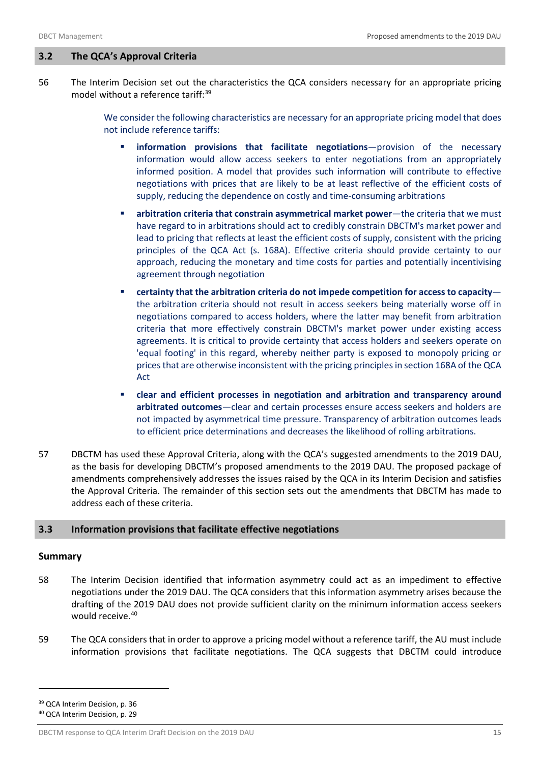## 3.2 The QCA's Approval Criteria

56 The Interim Decision set out the characteristics the QCA considers necessary for an appropriate pricing model without a reference tariff:[39]

> We consider the following characteristics are necessary for an appropriate pricing model that does not include reference tariffs:
>
> - **information provisions that facilitate negotiations**—provision of the necessary information would allow access seekers to enter negotiations from an appropriately informed position. A model that provides such information will contribute to effective negotiations with prices that are likely to be at least reflective of the efficient costs of supply, reducing the dependence on costly and time-consuming arbitrations
> - **arbitration criteria that constrain asymmetrical market power**—the criteria that we must have regard to in arbitrations should act to credibly constrain DBCTM's market power and lead to pricing that reflects at least the efficient costs of supply, consistent with the pricing principles of the QCA Act (s. 168A). Effective criteria should provide certainty to our approach, reducing the monetary and time costs for parties and potentially incentivising agreement through negotiation
> - **certainty that the arbitration criteria do not impede competition for access to capacity**—the arbitration criteria should not result in access seekers being materially worse off in negotiations compared to access holders, where the latter may benefit from arbitration criteria that more effectively constrain DBCTM's market power under existing access agreements. It is critical to provide certainty that access holders and seekers operate on 'equal footing' in this regard, whereby neither party is exposed to monopoly pricing or prices that are otherwise inconsistent with the pricing principles in section 168A of the QCA Act
> - **clear and efficient processes in negotiation and arbitration and transparency around arbitrated outcomes**—clear and certain processes ensure access seekers and holders are not impacted by asymmetrical time pressure. Transparency of arbitration outcomes leads to efficient price determinations and decreases the likelihood of rolling arbitrations.

57 DBCTM has used these Approval Criteria, along with the QCA's suggested amendments to the 2019 DAU, as the basis for developing DBCTM's proposed amendments to the 2019 DAU. The proposed package of amendments comprehensively addresses the issues raised by the QCA in its Interim Decision and satisfies the Approval Criteria. The remainder of this section sets out the amendments that DBCTM has made to address each of these criteria.

## 3.3 Information provisions that facilitate effective negotiations

### Summary

58 The Interim Decision identified that information asymmetry could act as an impediment to effective negotiations under the 2019 DAU. The QCA considers that this information asymmetry arises because the drafting of the 2019 DAU does not provide sufficient clarity on the minimum information access seekers would receive.[40]

59 The QCA considers that in order to approve a pricing model without a reference tariff, the AU must include information provisions that facilitate negotiations. The QCA suggests that DBCTM could introduce

---

[39] QCA Interim Decision, p. 36

[40] QCA Interim Decision, p. 29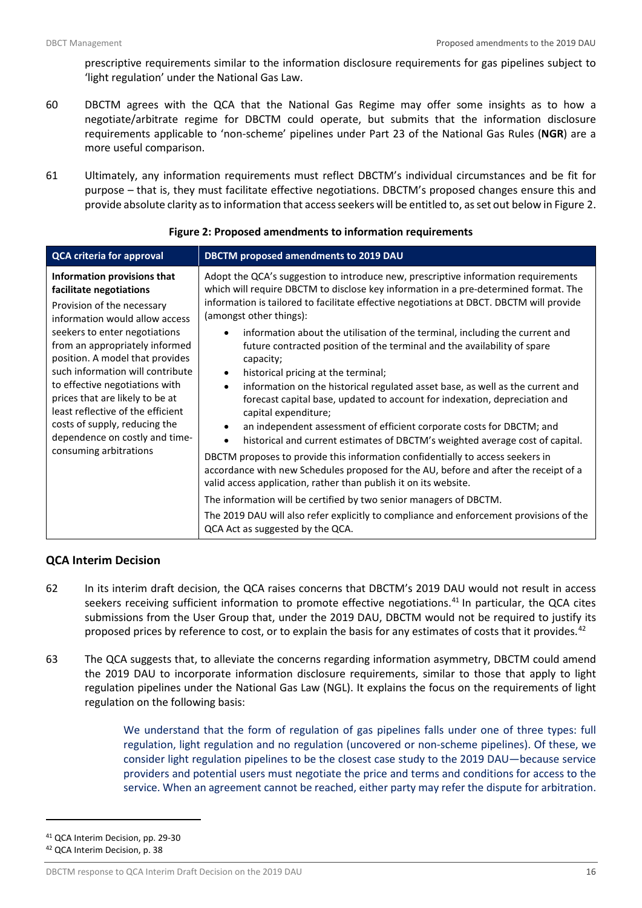prescriptive requirements similar to the information disclosure requirements for gas pipelines subject to 'light regulation' under the National Gas Law.

60 DBCTM agrees with the QCA that the National Gas Regime may offer some insights as to how a negotiate/arbitrate regime for DBCTM could operate, but submits that the information disclosure requirements applicable to 'non-scheme' pipelines under Part 23 of the National Gas Rules (**NGR**) are a more useful comparison.

61 Ultimately, any information requirements must reflect DBCTM's individual circumstances and be fit for purpose – that is, they must facilitate effective negotiations. DBCTM's proposed changes ensure this and provide absolute clarity as to information that access seekers will be entitled to, as set out below in Figure 2.

**Figure 2: Proposed amendments to information requirements**

| QCA criteria for approval | DBCTM proposed amendments to 2019 DAU |
|---|---|
| **Information provisions that facilitate negotiations**<br><br>Provision of the necessary information would allow access seekers to enter negotiations from an appropriately informed position. A model that provides such information will contribute to effective negotiations with prices that are likely to be at least reflective of the efficient costs of supply, reducing the dependence on costly and time-consuming arbitrations | Adopt the QCA's suggestion to introduce new, prescriptive information requirements which will require DBCTM to disclose key information in a pre-determined format. The information is tailored to facilitate effective negotiations at DBCT. DBCTM will provide (amongst other things):<br><br>• information about the utilisation of the terminal, including the current and future contracted position of the terminal and the availability of spare capacity;<br>• historical pricing at the terminal;<br>• information on the historical regulated asset base, as well as the current and forecast capital base, updated to account for indexation, depreciation and capital expenditure;<br>• an independent assessment of efficient corporate costs for DBCTM; and<br>• historical and current estimates of DBCTM's weighted average cost of capital.<br><br>DBCTM proposes to provide this information confidentially to access seekers in accordance with new Schedules proposed for the AU, before and after the receipt of a valid access application, rather than publish it on its website.<br><br>The information will be certified by two senior managers of DBCTM.<br><br>The 2019 DAU will also refer explicitly to compliance and enforcement provisions of the QCA Act as suggested by the QCA. |

## QCA Interim Decision

62 In its interim draft decision, the QCA raises concerns that DBCTM's 2019 DAU would not result in access seekers receiving sufficient information to promote effective negotiations.[41] In particular, the QCA cites submissions from the User Group that, under the 2019 DAU, DBCTM would not be required to justify its proposed prices by reference to cost, or to explain the basis for any estimates of costs that it provides.[42]

63 The QCA suggests that, to alleviate the concerns regarding information asymmetry, DBCTM could amend the 2019 DAU to incorporate information disclosure requirements, similar to those that apply to light regulation pipelines under the National Gas Law (NGL). It explains the focus on the requirements of light regulation on the following basis:

> We understand that the form of regulation of gas pipelines falls under one of three types: full regulation, light regulation and no regulation (uncovered or non-scheme pipelines). Of these, we consider light regulation pipelines to be the closest case study to the 2019 DAU—because service providers and potential users must negotiate the price and terms and conditions for access to the service. When an agreement cannot be reached, either party may refer the dispute for arbitration.

[41] QCA Interim Decision, pp. 29-30

[42] QCA Interim Decision, p. 38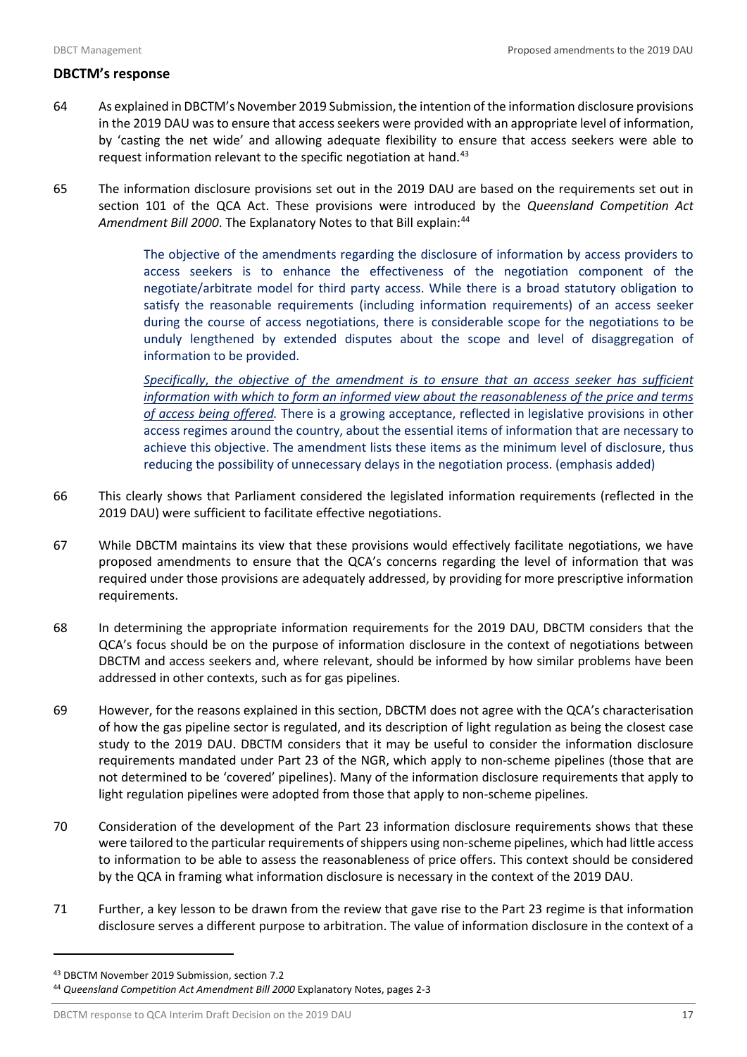## DBCTM's response

64 As explained in DBCTM's November 2019 Submission, the intention of the information disclosure provisions in the 2019 DAU was to ensure that access seekers were provided with an appropriate level of information, by 'casting the net wide' and allowing adequate flexibility to ensure that access seekers were able to request information relevant to the specific negotiation at hand.[43]

65 The information disclosure provisions set out in the 2019 DAU are based on the requirements set out in section 101 of the QCA Act. These provisions were introduced by the *Queensland Competition Act Amendment Bill 2000*. The Explanatory Notes to that Bill explain:[44]

> The objective of the amendments regarding the disclosure of information by access providers to access seekers is to enhance the effectiveness of the negotiation component of the negotiate/arbitrate model for third party access. While there is a broad statutory obligation to satisfy the reasonable requirements (including information requirements) of an access seeker during the course of access negotiations, there is considerable scope for the negotiations to be unduly lengthened by extended disputes about the scope and level of disaggregation of information to be provided.
>
> *Specifically, the objective of the amendment is to ensure that an access seeker has sufficient information with which to form an informed view about the reasonableness of the price and terms of access being offered.* There is a growing acceptance, reflected in legislative provisions in other access regimes around the country, about the essential items of information that are necessary to achieve this objective. The amendment lists these items as the minimum level of disclosure, thus reducing the possibility of unnecessary delays in the negotiation process. (emphasis added)

66 This clearly shows that Parliament considered the legislated information requirements (reflected in the 2019 DAU) were sufficient to facilitate effective negotiations.

67 While DBCTM maintains its view that these provisions would effectively facilitate negotiations, we have proposed amendments to ensure that the QCA's concerns regarding the level of information that was required under those provisions are adequately addressed, by providing for more prescriptive information requirements.

68 In determining the appropriate information requirements for the 2019 DAU, DBCTM considers that the QCA's focus should be on the purpose of information disclosure in the context of negotiations between DBCTM and access seekers and, where relevant, should be informed by how similar problems have been addressed in other contexts, such as for gas pipelines.

69 However, for the reasons explained in this section, DBCTM does not agree with the QCA's characterisation of how the gas pipeline sector is regulated, and its description of light regulation as being the closest case study to the 2019 DAU. DBCTM considers that it may be useful to consider the information disclosure requirements mandated under Part 23 of the NGR, which apply to non-scheme pipelines (those that are not determined to be 'covered' pipelines). Many of the information disclosure requirements that apply to light regulation pipelines were adopted from those that apply to non-scheme pipelines.

70 Consideration of the development of the Part 23 information disclosure requirements shows that these were tailored to the particular requirements of shippers using non-scheme pipelines, which had little access to information to be able to assess the reasonableness of price offers. This context should be considered by the QCA in framing what information disclosure is necessary in the context of the 2019 DAU.

71 Further, a key lesson to be drawn from the review that gave rise to the Part 23 regime is that information disclosure serves a different purpose to arbitration. The value of information disclosure in the context of a

---

[43] DBCTM November 2019 Submission, section 7.2

[44] *Queensland Competition Act Amendment Bill 2000* Explanatory Notes, pages 2-3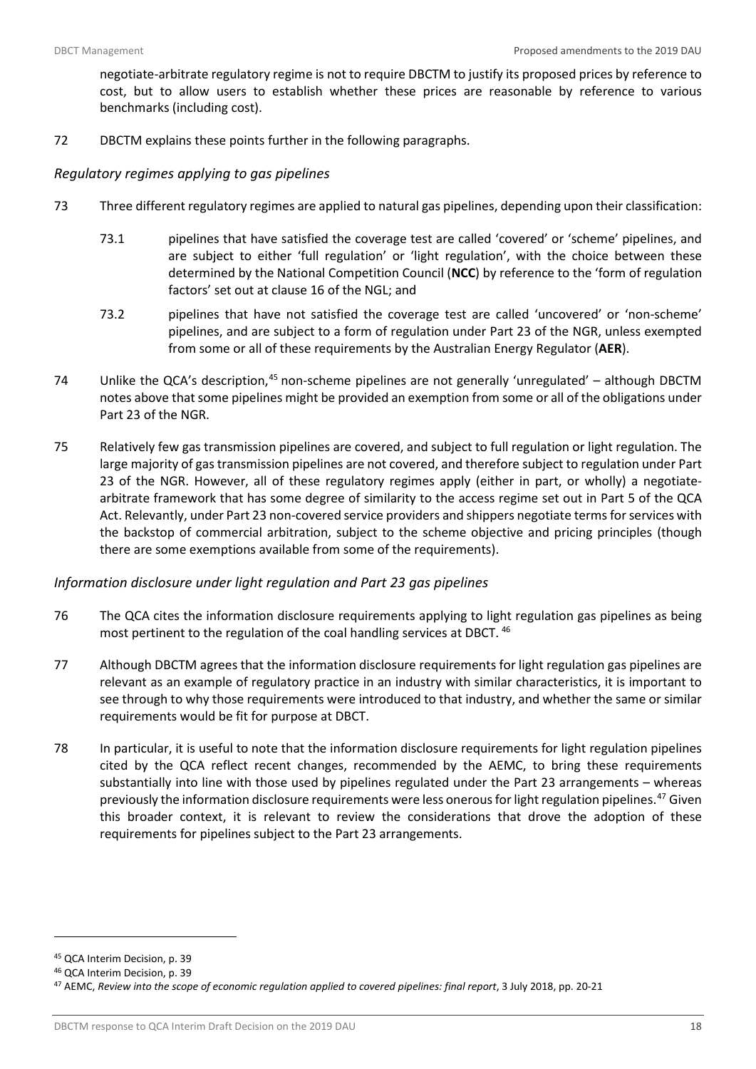negotiate-arbitrate regulatory regime is not to require DBCTM to justify its proposed prices by reference to cost, but to allow users to establish whether these prices are reasonable by reference to various benchmarks (including cost).

72 DBCTM explains these points further in the following paragraphs.

### *Regulatory regimes applying to gas pipelines*

73 Three different regulatory regimes are applied to natural gas pipelines, depending upon their classification:

73.1 pipelines that have satisfied the coverage test are called 'covered' or 'scheme' pipelines, and are subject to either 'full regulation' or 'light regulation', with the choice between these determined by the National Competition Council (**NCC**) by reference to the 'form of regulation factors' set out at clause 16 of the NGL; and

73.2 pipelines that have not satisfied the coverage test are called 'uncovered' or 'non-scheme' pipelines, and are subject to a form of regulation under Part 23 of the NGR, unless exempted from some or all of these requirements by the Australian Energy Regulator (**AER**).

74 Unlike the QCA's description,[45] non-scheme pipelines are not generally 'unregulated' – although DBCTM notes above that some pipelines might be provided an exemption from some or all of the obligations under Part 23 of the NGR.

75 Relatively few gas transmission pipelines are covered, and subject to full regulation or light regulation. The large majority of gas transmission pipelines are not covered, and therefore subject to regulation under Part 23 of the NGR. However, all of these regulatory regimes apply (either in part, or wholly) a negotiate-arbitrate framework that has some degree of similarity to the access regime set out in Part 5 of the QCA Act. Relevantly, under Part 23 non-covered service providers and shippers negotiate terms for services with the backstop of commercial arbitration, subject to the scheme objective and pricing principles (though there are some exemptions available from some of the requirements).

### *Information disclosure under light regulation and Part 23 gas pipelines*

76 The QCA cites the information disclosure requirements applying to light regulation gas pipelines as being most pertinent to the regulation of the coal handling services at DBCT.[46]

77 Although DBCTM agrees that the information disclosure requirements for light regulation gas pipelines are relevant as an example of regulatory practice in an industry with similar characteristics, it is important to see through to why those requirements were introduced to that industry, and whether the same or similar requirements would be fit for purpose at DBCT.

78 In particular, it is useful to note that the information disclosure requirements for light regulation pipelines cited by the QCA reflect recent changes, recommended by the AEMC, to bring these requirements substantially into line with those used by pipelines regulated under the Part 23 arrangements – whereas previously the information disclosure requirements were less onerous for light regulation pipelines.[47] Given this broader context, it is relevant to review the considerations that drove the adoption of these requirements for pipelines subject to the Part 23 arrangements.

[45] QCA Interim Decision, p. 39

[46] QCA Interim Decision, p. 39

[47] AEMC, *Review into the scope of economic regulation applied to covered pipelines: final report*, 3 July 2018, pp. 20-21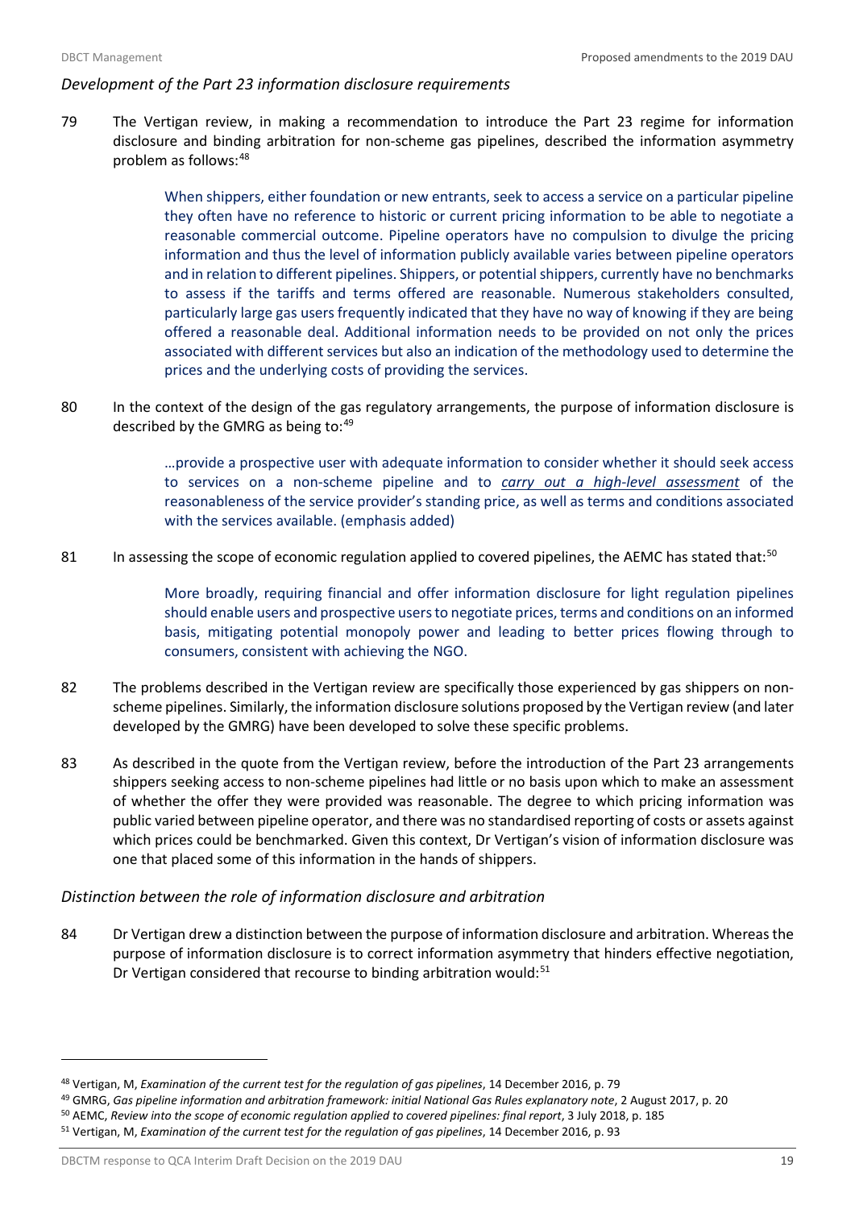### *Development of the Part 23 information disclosure requirements*

79 The Vertigan review, in making a recommendation to introduce the Part 23 regime for information disclosure and binding arbitration for non-scheme gas pipelines, described the information asymmetry problem as follows:[48]

> When shippers, either foundation or new entrants, seek to access a service on a particular pipeline they often have no reference to historic or current pricing information to be able to negotiate a reasonable commercial outcome. Pipeline operators have no compulsion to divulge the pricing information and thus the level of information publicly available varies between pipeline operators and in relation to different pipelines. Shippers, or potential shippers, currently have no benchmarks to assess if the tariffs and terms offered are reasonable. Numerous stakeholders consulted, particularly large gas users frequently indicated that they have no way of knowing if they are being offered a reasonable deal. Additional information needs to be provided on not only the prices associated with different services but also an indication of the methodology used to determine the prices and the underlying costs of providing the services.

80 In the context of the design of the gas regulatory arrangements, the purpose of information disclosure is described by the GMRG as being to:[49]

> …provide a prospective user with adequate information to consider whether it should seek access to services on a non-scheme pipeline and to <u>*carry out a high-level assessment*</u> of the reasonableness of the service provider's standing price, as well as terms and conditions associated with the services available. (emphasis added)

81 In assessing the scope of economic regulation applied to covered pipelines, the AEMC has stated that:[50]

> More broadly, requiring financial and offer information disclosure for light regulation pipelines should enable users and prospective users to negotiate prices, terms and conditions on an informed basis, mitigating potential monopoly power and leading to better prices flowing through to consumers, consistent with achieving the NGO.

82 The problems described in the Vertigan review are specifically those experienced by gas shippers on non-scheme pipelines. Similarly, the information disclosure solutions proposed by the Vertigan review (and later developed by the GMRG) have been developed to solve these specific problems.

83 As described in the quote from the Vertigan review, before the introduction of the Part 23 arrangements shippers seeking access to non-scheme pipelines had little or no basis upon which to make an assessment of whether the offer they were provided was reasonable. The degree to which pricing information was public varied between pipeline operator, and there was no standardised reporting of costs or assets against which prices could be benchmarked. Given this context, Dr Vertigan's vision of information disclosure was one that placed some of this information in the hands of shippers.

### *Distinction between the role of information disclosure and arbitration*

84 Dr Vertigan drew a distinction between the purpose of information disclosure and arbitration. Whereas the purpose of information disclosure is to correct information asymmetry that hinders effective negotiation, Dr Vertigan considered that recourse to binding arbitration would:[51]

---

[48] Vertigan, M, *Examination of the current test for the regulation of gas pipelines*, 14 December 2016, p. 79

[49] GMRG, *Gas pipeline information and arbitration framework: initial National Gas Rules explanatory note*, 2 August 2017, p. 20

[50] AEMC, *Review into the scope of economic regulation applied to covered pipelines: final report*, 3 July 2018, p. 185

[51] Vertigan, M, *Examination of the current test for the regulation of gas pipelines*, 14 December 2016, p. 93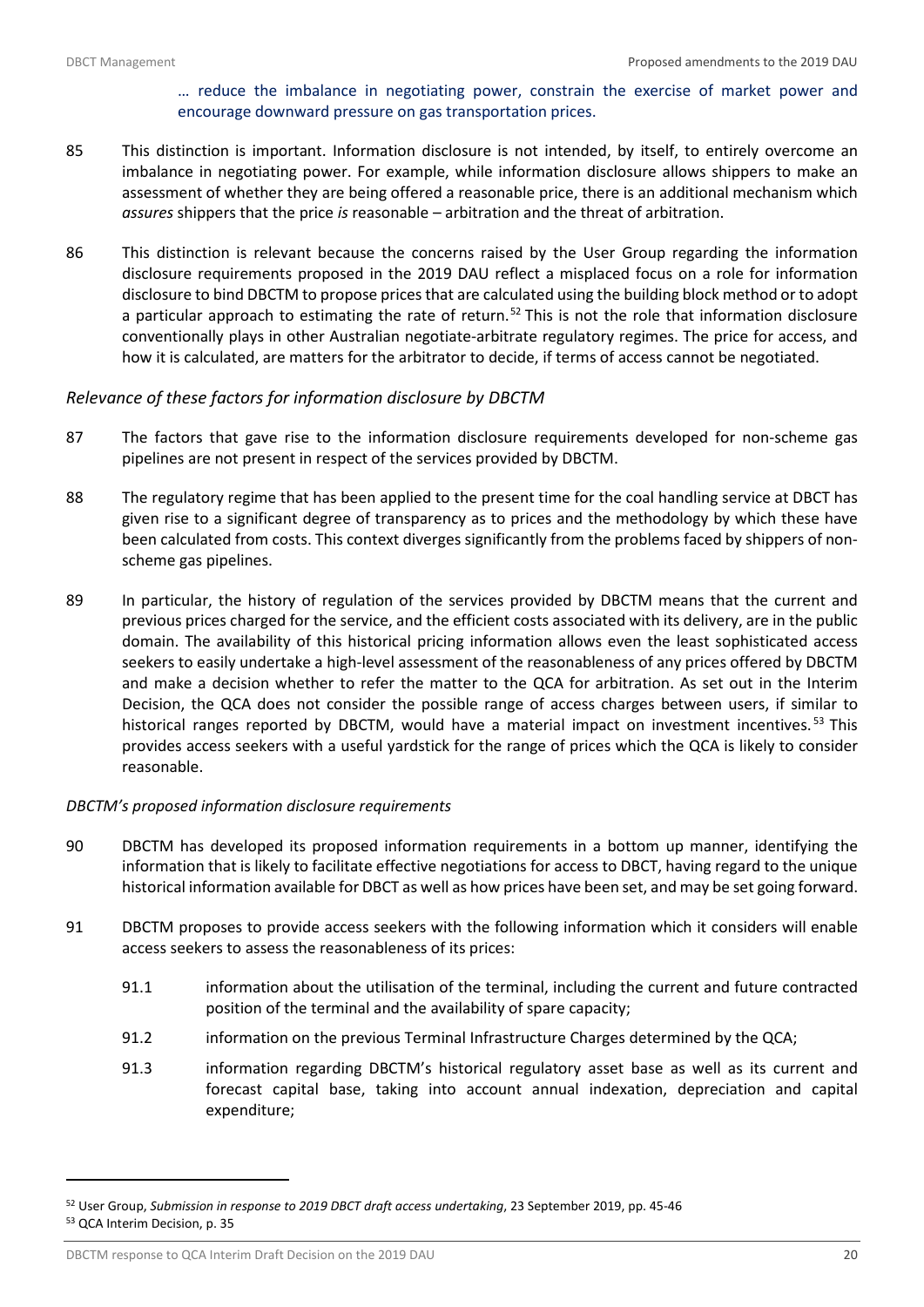> … reduce the imbalance in negotiating power, constrain the exercise of market power and encourage downward pressure on gas transportation prices.

85 This distinction is important. Information disclosure is not intended, by itself, to entirely overcome an imbalance in negotiating power. For example, while information disclosure allows shippers to make an assessment of whether they are being offered a reasonable price, there is an additional mechanism which *assures* shippers that the price *is* reasonable – arbitration and the threat of arbitration.

86 This distinction is relevant because the concerns raised by the User Group regarding the information disclosure requirements proposed in the 2019 DAU reflect a misplaced focus on a role for information disclosure to bind DBCTM to propose prices that are calculated using the building block method or to adopt a particular approach to estimating the rate of return.[52] This is not the role that information disclosure conventionally plays in other Australian negotiate-arbitrate regulatory regimes. The price for access, and how it is calculated, are matters for the arbitrator to decide, if terms of access cannot be negotiated.

### *Relevance of these factors for information disclosure by DBCTM*

87 The factors that gave rise to the information disclosure requirements developed for non-scheme gas pipelines are not present in respect of the services provided by DBCTM.

88 The regulatory regime that has been applied to the present time for the coal handling service at DBCT has given rise to a significant degree of transparency as to prices and the methodology by which these have been calculated from costs. This context diverges significantly from the problems faced by shippers of non-scheme gas pipelines.

89 In particular, the history of regulation of the services provided by DBCTM means that the current and previous prices charged for the service, and the efficient costs associated with its delivery, are in the public domain. The availability of this historical pricing information allows even the least sophisticated access seekers to easily undertake a high-level assessment of the reasonableness of any prices offered by DBCTM and make a decision whether to refer the matter to the QCA for arbitration. As set out in the Interim Decision, the QCA does not consider the possible range of access charges between users, if similar to historical ranges reported by DBCTM, would have a material impact on investment incentives.[53] This provides access seekers with a useful yardstick for the range of prices which the QCA is likely to consider reasonable.

#### *DBCTM's proposed information disclosure requirements*

90 DBCTM has developed its proposed information requirements in a bottom up manner, identifying the information that is likely to facilitate effective negotiations for access to DBCT, having regard to the unique historical information available for DBCT as well as how prices have been set, and may be set going forward.

91 DBCTM proposes to provide access seekers with the following information which it considers will enable access seekers to assess the reasonableness of its prices:

- 91.1 information about the utilisation of the terminal, including the current and future contracted position of the terminal and the availability of spare capacity;
- 91.2 information on the previous Terminal Infrastructure Charges determined by the QCA;
- 91.3 information regarding DBCTM's historical regulatory asset base as well as its current and forecast capital base, taking into account annual indexation, depreciation and capital expenditure;

[52] User Group, *Submission in response to 2019 DBCT draft access undertaking*, 23 September 2019, pp. 45-46

[53] QCA Interim Decision, p. 35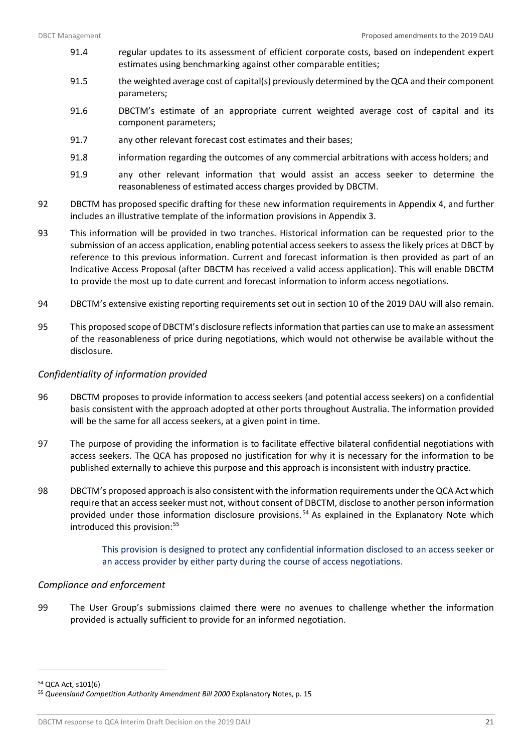91.4 regular updates to its assessment of efficient corporate costs, based on independent expert estimates using benchmarking against other comparable entities;

91.5 the weighted average cost of capital(s) previously determined by the QCA and their component parameters;

91.6 DBCTM's estimate of an appropriate current weighted average cost of capital and its component parameters;

91.7 any other relevant forecast cost estimates and their bases;

91.8 information regarding the outcomes of any commercial arbitrations with access holders; and

91.9 any other relevant information that would assist an access seeker to determine the reasonableness of estimated access charges provided by DBCTM.

92 DBCTM has proposed specific drafting for these new information requirements in Appendix 4, and further includes an illustrative template of the information provisions in Appendix 3.

93 This information will be provided in two tranches. Historical information can be requested prior to the submission of an access application, enabling potential access seekers to assess the likely prices at DBCT by reference to this previous information. Current and forecast information is then provided as part of an Indicative Access Proposal (after DBCTM has received a valid access application). This will enable DBCTM to provide the most up to date current and forecast information to inform access negotiations.

94 DBCTM's extensive existing reporting requirements set out in section 10 of the 2019 DAU will also remain.

95 This proposed scope of DBCTM's disclosure reflects information that parties can use to make an assessment of the reasonableness of price during negotiations, which would not otherwise be available without the disclosure.

### *Confidentiality of information provided*

96 DBCTM proposes to provide information to access seekers (and potential access seekers) on a confidential basis consistent with the approach adopted at other ports throughout Australia. The information provided will be the same for all access seekers, at a given point in time.

97 The purpose of providing the information is to facilitate effective bilateral confidential negotiations with access seekers. The QCA has proposed no justification for why it is necessary for the information to be published externally to achieve this purpose and this approach is inconsistent with industry practice.

98 DBCTM's proposed approach is also consistent with the information requirements under the QCA Act which require that an access seeker must not, without consent of DBCTM, disclose to another person information provided under those information disclosure provisions.[54] As explained in the Explanatory Note which introduced this provision:[55]

> This provision is designed to protect any confidential information disclosed to an access seeker or an access provider by either party during the course of access negotiations.

### *Compliance and enforcement*

99 The User Group's submissions claimed there were no avenues to challenge whether the information provided is actually sufficient to provide for an informed negotiation.

---

[54] QCA Act, s101(6)

[55] *Queensland Competition Authority Amendment Bill 2000* Explanatory Notes, p. 15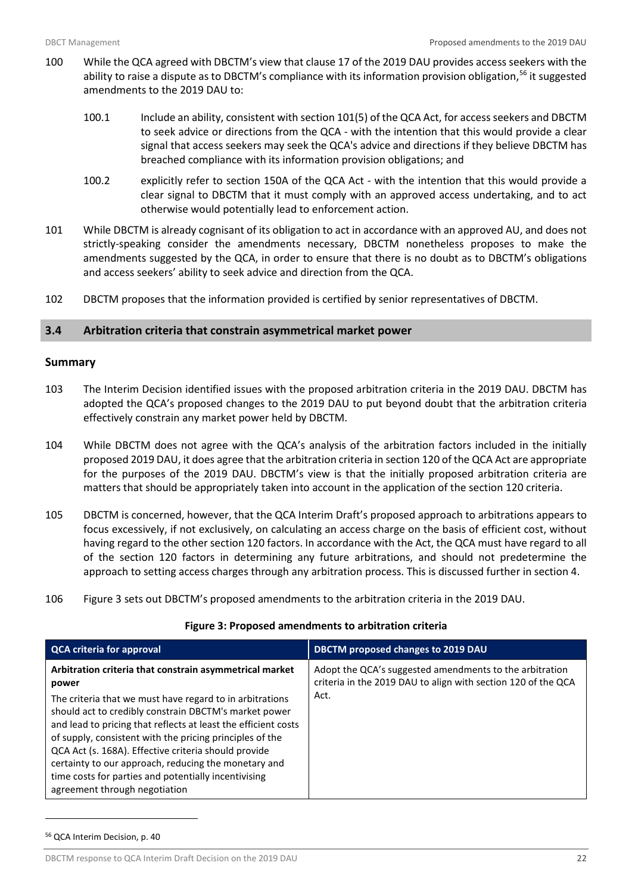100 While the QCA agreed with DBCTM's view that clause 17 of the 2019 DAU provides access seekers with the ability to raise a dispute as to DBCTM's compliance with its information provision obligation,[56] it suggested amendments to the 2019 DAU to:

100.1 Include an ability, consistent with section 101(5) of the QCA Act, for access seekers and DBCTM to seek advice or directions from the QCA - with the intention that this would provide a clear signal that access seekers may seek the QCA's advice and directions if they believe DBCTM has breached compliance with its information provision obligations; and

100.2 explicitly refer to section 150A of the QCA Act - with the intention that this would provide a clear signal to DBCTM that it must comply with an approved access undertaking, and to act otherwise would potentially lead to enforcement action.

101 While DBCTM is already cognisant of its obligation to act in accordance with an approved AU, and does not strictly-speaking consider the amendments necessary, DBCTM nonetheless proposes to make the amendments suggested by the QCA, in order to ensure that there is no doubt as to DBCTM's obligations and access seekers' ability to seek advice and direction from the QCA.

102 DBCTM proposes that the information provided is certified by senior representatives of DBCTM.

## 3.4 Arbitration criteria that constrain asymmetrical market power

### Summary

103 The Interim Decision identified issues with the proposed arbitration criteria in the 2019 DAU. DBCTM has adopted the QCA's proposed changes to the 2019 DAU to put beyond doubt that the arbitration criteria effectively constrain any market power held by DBCTM.

104 While DBCTM does not agree with the QCA's analysis of the arbitration factors included in the initially proposed 2019 DAU, it does agree that the arbitration criteria in section 120 of the QCA Act are appropriate for the purposes of the 2019 DAU. DBCTM's view is that the initially proposed arbitration criteria are matters that should be appropriately taken into account in the application of the section 120 criteria.

105 DBCTM is concerned, however, that the QCA Interim Draft's proposed approach to arbitrations appears to focus excessively, if not exclusively, on calculating an access charge on the basis of efficient cost, without having regard to the other section 120 factors. In accordance with the Act, the QCA must have regard to all of the section 120 factors in determining any future arbitrations, and should not predetermine the approach to setting access charges through any arbitration process. This is discussed further in section 4.

106 Figure 3 sets out DBCTM's proposed amendments to the arbitration criteria in the 2019 DAU.

**Figure 3: Proposed amendments to arbitration criteria**

| QCA criteria for approval | DBCTM proposed changes to 2019 DAU |
|---|---|
| **Arbitration criteria that constrain asymmetrical market power**<br>The criteria that we must have regard to in arbitrations should act to credibly constrain DBCTM's market power and lead to pricing that reflects at least the efficient costs of supply, consistent with the pricing principles of the QCA Act (s. 168A). Effective criteria should provide certainty to our approach, reducing the monetary and time costs for parties and potentially incentivising agreement through negotiation | Adopt the QCA's suggested amendments to the arbitration criteria in the 2019 DAU to align with section 120 of the QCA Act. |

[56] QCA Interim Decision, p. 40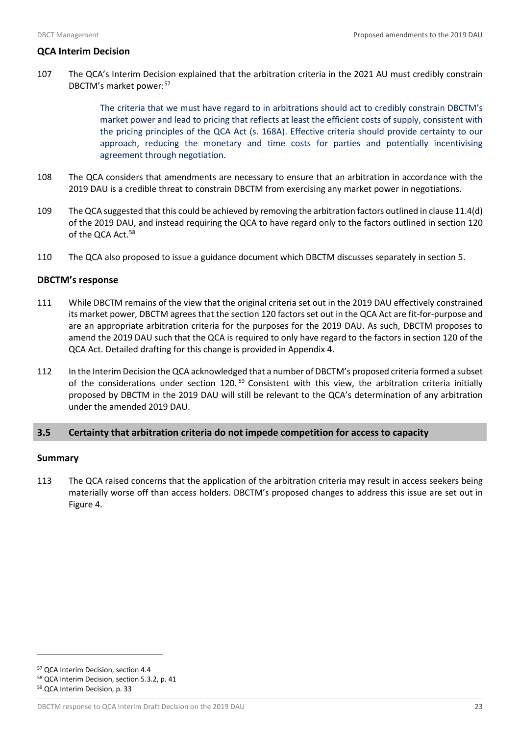### QCA Interim Decision

107 The QCA's Interim Decision explained that the arbitration criteria in the 2021 AU must credibly constrain DBCTM's market power:[57]

> The criteria that we must have regard to in arbitrations should act to credibly constrain DBCTM's market power and lead to pricing that reflects at least the efficient costs of supply, consistent with the pricing principles of the QCA Act (s. 168A). Effective criteria should provide certainty to our approach, reducing the monetary and time costs for parties and potentially incentivising agreement through negotiation.

108 The QCA considers that amendments are necessary to ensure that an arbitration in accordance with the 2019 DAU is a credible threat to constrain DBCTM from exercising any market power in negotiations.

109 The QCA suggested that this could be achieved by removing the arbitration factors outlined in clause 11.4(d) of the 2019 DAU, and instead requiring the QCA to have regard only to the factors outlined in section 120 of the QCA Act.[58]

110 The QCA also proposed to issue a guidance document which DBCTM discusses separately in section 5.

### DBCTM's response

111 While DBCTM remains of the view that the original criteria set out in the 2019 DAU effectively constrained its market power, DBCTM agrees that the section 120 factors set out in the QCA Act are fit-for-purpose and are an appropriate arbitration criteria for the purposes for the 2019 DAU. As such, DBCTM proposes to amend the 2019 DAU such that the QCA is required to only have regard to the factors in section 120 of the QCA Act. Detailed drafting for this change is provided in Appendix 4.

112 In the Interim Decision the QCA acknowledged that a number of DBCTM's proposed criteria formed a subset of the considerations under section 120.[59] Consistent with this view, the arbitration criteria initially proposed by DBCTM in the 2019 DAU will still be relevant to the QCA's determination of any arbitration under the amended 2019 DAU.

## 3.5 Certainty that arbitration criteria do not impede competition for access to capacity

### Summary

113 The QCA raised concerns that the application of the arbitration criteria may result in access seekers being materially worse off than access holders. DBCTM's proposed changes to address this issue are set out in Figure 4.

---

[57] QCA Interim Decision, section 4.4

[58] QCA Interim Decision, section 5.3.2, p. 41

[59] QCA Interim Decision, p. 33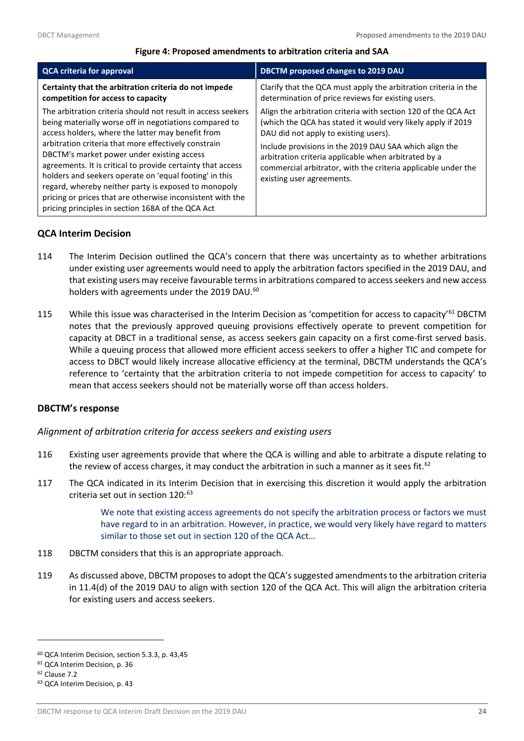**Figure 4: Proposed amendments to arbitration criteria and SAA**

| QCA criteria for approval | DBCTM proposed changes to 2019 DAU |
| --- | --- |
| **Certainty that the arbitration criteria do not impede competition for access to capacity**<br>The arbitration criteria should not result in access seekers being materially worse off in negotiations compared to access holders, where the latter may benefit from arbitration criteria that more effectively constrain DBCTM's market power under existing access agreements. It is critical to provide certainty that access holders and seekers operate on 'equal footing' in this regard, whereby neither party is exposed to monopoly pricing or prices that are otherwise inconsistent with the pricing principles in section 168A of the QCA Act | Clarify that the QCA must apply the arbitration criteria in the determination of price reviews for existing users.<br>Align the arbitration criteria with section 120 of the QCA Act (which the QCA has stated it would very likely apply if 2019 DAU did not apply to existing users).<br>Include provisions in the 2019 DAU SAA which align the arbitration criteria applicable when arbitrated by a commercial arbitrator, with the criteria applicable under the existing user agreements. |

### QCA Interim Decision

114 The Interim Decision outlined the QCA's concern that there was uncertainty as to whether arbitrations under existing user agreements would need to apply the arbitration factors specified in the 2019 DAU, and that existing users may receive favourable terms in arbitrations compared to access seekers and new access holders with agreements under the 2019 DAU.[60]

115 While this issue was characterised in the Interim Decision as 'competition for access to capacity'[61] DBCTM notes that the previously approved queuing provisions effectively operate to prevent competition for capacity at DBCT in a traditional sense, as access seekers gain capacity on a first come-first served basis. While a queuing process that allowed more efficient access seekers to offer a higher TIC and compete for access to DBCT would likely increase allocative efficiency at the terminal, DBCTM understands the QCA's reference to 'certainty that the arbitration criteria to not impede competition for access to capacity' to mean that access seekers should not be materially worse off than access holders.

### DBCTM's response

*Alignment of arbitration criteria for access seekers and existing users*

116 Existing user agreements provide that where the QCA is willing and able to arbitrate a dispute relating to the review of access charges, it may conduct the arbitration in such a manner as it sees fit.[62]

117 The QCA indicated in its Interim Decision that in exercising this discretion it would apply the arbitration criteria set out in section 120:[63]

> We note that existing access agreements do not specify the arbitration process or factors we must have regard to in an arbitration. However, in practice, we would very likely have regard to matters similar to those set out in section 120 of the QCA Act…

118 DBCTM considers that this is an appropriate approach.

119 As discussed above, DBCTM proposes to adopt the QCA's suggested amendments to the arbitration criteria in 11.4(d) of the 2019 DAU to align with section 120 of the QCA Act. This will align the arbitration criteria for existing users and access seekers.

---

[60] QCA Interim Decision, section 5.3.3, p. 43,45
[61] QCA Interim Decision, p. 36
[62] Clause 7.2
[63] QCA Interim Decision, p. 43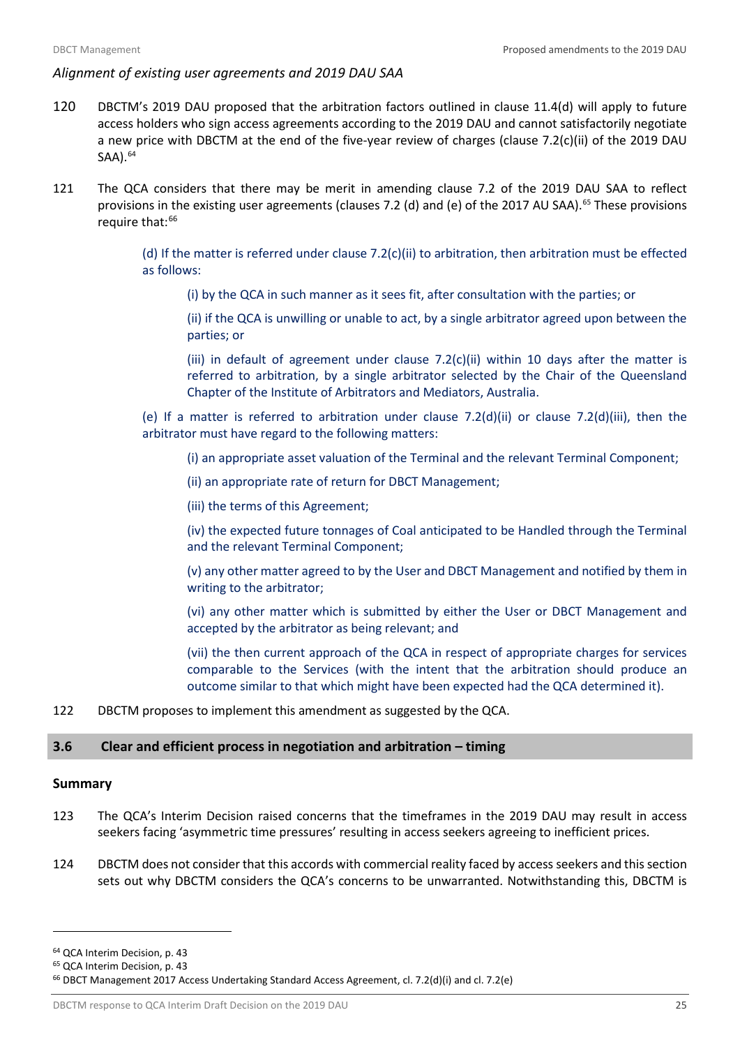*Alignment of existing user agreements and 2019 DAU SAA*

120 DBCTM's 2019 DAU proposed that the arbitration factors outlined in clause 11.4(d) will apply to future access holders who sign access agreements according to the 2019 DAU and cannot satisfactorily negotiate a new price with DBCTM at the end of the five-year review of charges (clause 7.2(c)(ii) of the 2019 DAU SAA).[64]

121 The QCA considers that there may be merit in amending clause 7.2 of the 2019 DAU SAA to reflect provisions in the existing user agreements (clauses 7.2 (d) and (e) of the 2017 AU SAA).[65] These provisions require that:[66]

> (d) If the matter is referred under clause 7.2(c)(ii) to arbitration, then arbitration must be effected as follows:
>
> > (i) by the QCA in such manner as it sees fit, after consultation with the parties; or
> >
> > (ii) if the QCA is unwilling or unable to act, by a single arbitrator agreed upon between the parties; or
> >
> > (iii) in default of agreement under clause 7.2(c)(ii) within 10 days after the matter is referred to arbitration, by a single arbitrator selected by the Chair of the Queensland Chapter of the Institute of Arbitrators and Mediators, Australia.
>
> (e) If a matter is referred to arbitration under clause 7.2(d)(ii) or clause 7.2(d)(iii), then the arbitrator must have regard to the following matters:
>
> > (i) an appropriate asset valuation of the Terminal and the relevant Terminal Component;
> >
> > (ii) an appropriate rate of return for DBCT Management;
> >
> > (iii) the terms of this Agreement;
> >
> > (iv) the expected future tonnages of Coal anticipated to be Handled through the Terminal and the relevant Terminal Component;
> >
> > (v) any other matter agreed to by the User and DBCT Management and notified by them in writing to the arbitrator;
> >
> > (vi) any other matter which is submitted by either the User or DBCT Management and accepted by the arbitrator as being relevant; and
> >
> > (vii) the then current approach of the QCA in respect of appropriate charges for services comparable to the Services (with the intent that the arbitration should produce an outcome similar to that which might have been expected had the QCA determined it).

122 DBCTM proposes to implement this amendment as suggested by the QCA.

## 3.6 Clear and efficient process in negotiation and arbitration – timing

### Summary

123 The QCA's Interim Decision raised concerns that the timeframes in the 2019 DAU may result in access seekers facing 'asymmetric time pressures' resulting in access seekers agreeing to inefficient prices.

124 DBCTM does not consider that this accords with commercial reality faced by access seekers and this section sets out why DBCTM considers the QCA's concerns to be unwarranted. Notwithstanding this, DBCTM is

---

[64] QCA Interim Decision, p. 43

[65] QCA Interim Decision, p. 43

[66] DBCT Management 2017 Access Undertaking Standard Access Agreement, cl. 7.2(d)(i) and cl. 7.2(e)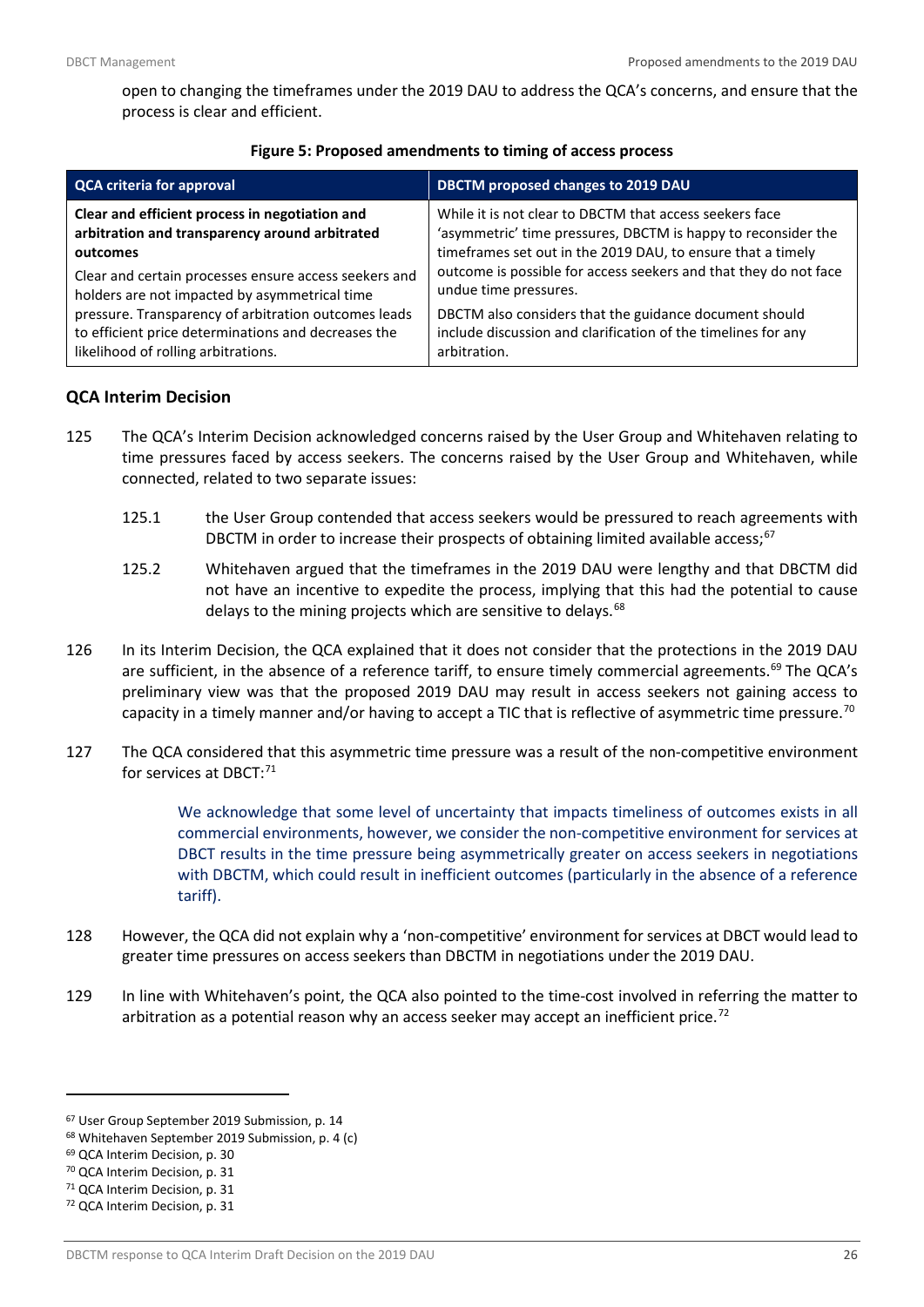open to changing the timeframes under the 2019 DAU to address the QCA's concerns, and ensure that the process is clear and efficient.

**Figure 5: Proposed amendments to timing of access process**

| QCA criteria for approval | DBCTM proposed changes to 2019 DAU |
|---|---|
| **Clear and efficient process in negotiation and arbitration and transparency around arbitrated outcomes**<br>Clear and certain processes ensure access seekers and holders are not impacted by asymmetrical time pressure. Transparency of arbitration outcomes leads to efficient price determinations and decreases the likelihood of rolling arbitrations. | While it is not clear to DBCTM that access seekers face 'asymmetric' time pressures, DBCTM is happy to reconsider the timeframes set out in the 2019 DAU, to ensure that a timely outcome is possible for access seekers and that they do not face undue time pressures.<br>DBCTM also considers that the guidance document should include discussion and clarification of the timelines for any arbitration. |

### QCA Interim Decision

125 The QCA's Interim Decision acknowledged concerns raised by the User Group and Whitehaven relating to time pressures faced by access seekers. The concerns raised by the User Group and Whitehaven, while connected, related to two separate issues:

125.1 the User Group contended that access seekers would be pressured to reach agreements with DBCTM in order to increase their prospects of obtaining limited available access;[67]

125.2 Whitehaven argued that the timeframes in the 2019 DAU were lengthy and that DBCTM did not have an incentive to expedite the process, implying that this had the potential to cause delays to the mining projects which are sensitive to delays.[68]

126 In its Interim Decision, the QCA explained that it does not consider that the protections in the 2019 DAU are sufficient, in the absence of a reference tariff, to ensure timely commercial agreements.[69] The QCA's preliminary view was that the proposed 2019 DAU may result in access seekers not gaining access to capacity in a timely manner and/or having to accept a TIC that is reflective of asymmetric time pressure.[70]

127 The QCA considered that this asymmetric time pressure was a result of the non-competitive environment for services at DBCT:[71]

> We acknowledge that some level of uncertainty that impacts timeliness of outcomes exists in all commercial environments, however, we consider the non-competitive environment for services at DBCT results in the time pressure being asymmetrically greater on access seekers in negotiations with DBCTM, which could result in inefficient outcomes (particularly in the absence of a reference tariff).

128 However, the QCA did not explain why a 'non-competitive' environment for services at DBCT would lead to greater time pressures on access seekers than DBCTM in negotiations under the 2019 DAU.

129 In line with Whitehaven's point, the QCA also pointed to the time-cost involved in referring the matter to arbitration as a potential reason why an access seeker may accept an inefficient price.[72]

---

[67] User Group September 2019 Submission, p. 14
[68] Whitehaven September 2019 Submission, p. 4 (c)
[69] QCA Interim Decision, p. 30
[70] QCA Interim Decision, p. 31
[71] QCA Interim Decision, p. 31
[72] QCA Interim Decision, p. 31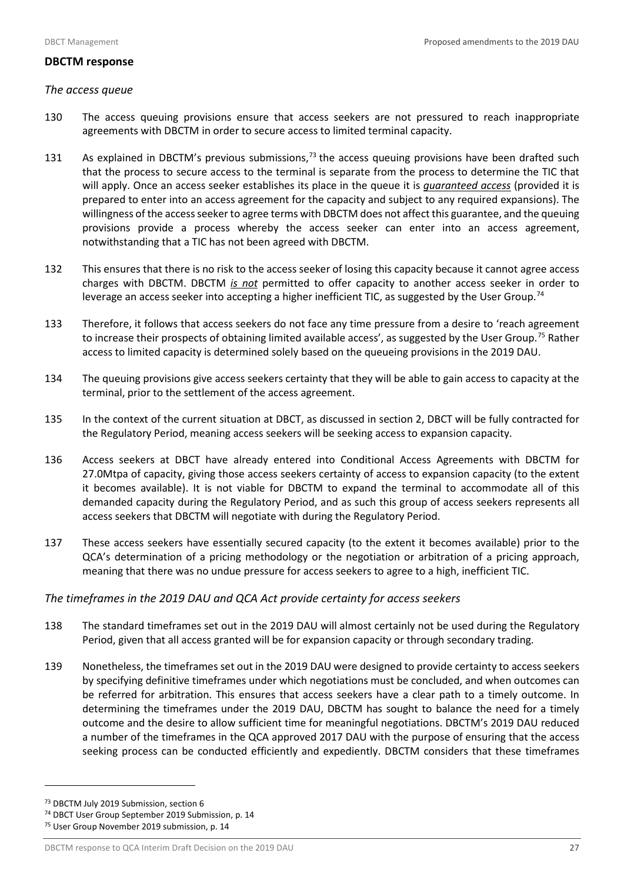### DBCTM response

*The access queue*

130 The access queuing provisions ensure that access seekers are not pressured to reach inappropriate agreements with DBCTM in order to secure access to limited terminal capacity.

131 As explained in DBCTM's previous submissions,[73] the access queuing provisions have been drafted such that the process to secure access to the terminal is separate from the process to determine the TIC that will apply. Once an access seeker establishes its place in the queue it is ***guaranteed access*** (provided it is prepared to enter into an access agreement for the capacity and subject to any required expansions). The willingness of the access seeker to agree terms with DBCTM does not affect this guarantee, and the queuing provisions provide a process whereby the access seeker can enter into an access agreement, notwithstanding that a TIC has not been agreed with DBCTM.

132 This ensures that there is no risk to the access seeker of losing this capacity because it cannot agree access charges with DBCTM. DBCTM ***is not*** permitted to offer capacity to another access seeker in order to leverage an access seeker into accepting a higher inefficient TIC, as suggested by the User Group.[74]

133 Therefore, it follows that access seekers do not face any time pressure from a desire to 'reach agreement to increase their prospects of obtaining limited available access', as suggested by the User Group.[75] Rather access to limited capacity is determined solely based on the queueing provisions in the 2019 DAU.

134 The queuing provisions give access seekers certainty that they will be able to gain access to capacity at the terminal, prior to the settlement of the access agreement.

135 In the context of the current situation at DBCT, as discussed in section 2, DBCT will be fully contracted for the Regulatory Period, meaning access seekers will be seeking access to expansion capacity.

136 Access seekers at DBCT have already entered into Conditional Access Agreements with DBCTM for 27.0Mtpa of capacity, giving those access seekers certainty of access to expansion capacity (to the extent it becomes available). It is not viable for DBCTM to expand the terminal to accommodate all of this demanded capacity during the Regulatory Period, and as such this group of access seekers represents all access seekers that DBCTM will negotiate with during the Regulatory Period.

137 These access seekers have essentially secured capacity (to the extent it becomes available) prior to the QCA's determination of a pricing methodology or the negotiation or arbitration of a pricing approach, meaning that there was no undue pressure for access seekers to agree to a high, inefficient TIC.

*The timeframes in the 2019 DAU and QCA Act provide certainty for access seekers*

138 The standard timeframes set out in the 2019 DAU will almost certainly not be used during the Regulatory Period, given that all access granted will be for expansion capacity or through secondary trading.

139 Nonetheless, the timeframes set out in the 2019 DAU were designed to provide certainty to access seekers by specifying definitive timeframes under which negotiations must be concluded, and when outcomes can be referred for arbitration. This ensures that access seekers have a clear path to a timely outcome. In determining the timeframes under the 2019 DAU, DBCTM has sought to balance the need for a timely outcome and the desire to allow sufficient time for meaningful negotiations. DBCTM's 2019 DAU reduced a number of the timeframes in the QCA approved 2017 DAU with the purpose of ensuring that the access seeking process can be conducted efficiently and expediently. DBCTM considers that these timeframes

---

[73] DBCTM July 2019 Submission, section 6

[74] DBCT User Group September 2019 Submission, p. 14

[75] User Group November 2019 submission, p. 14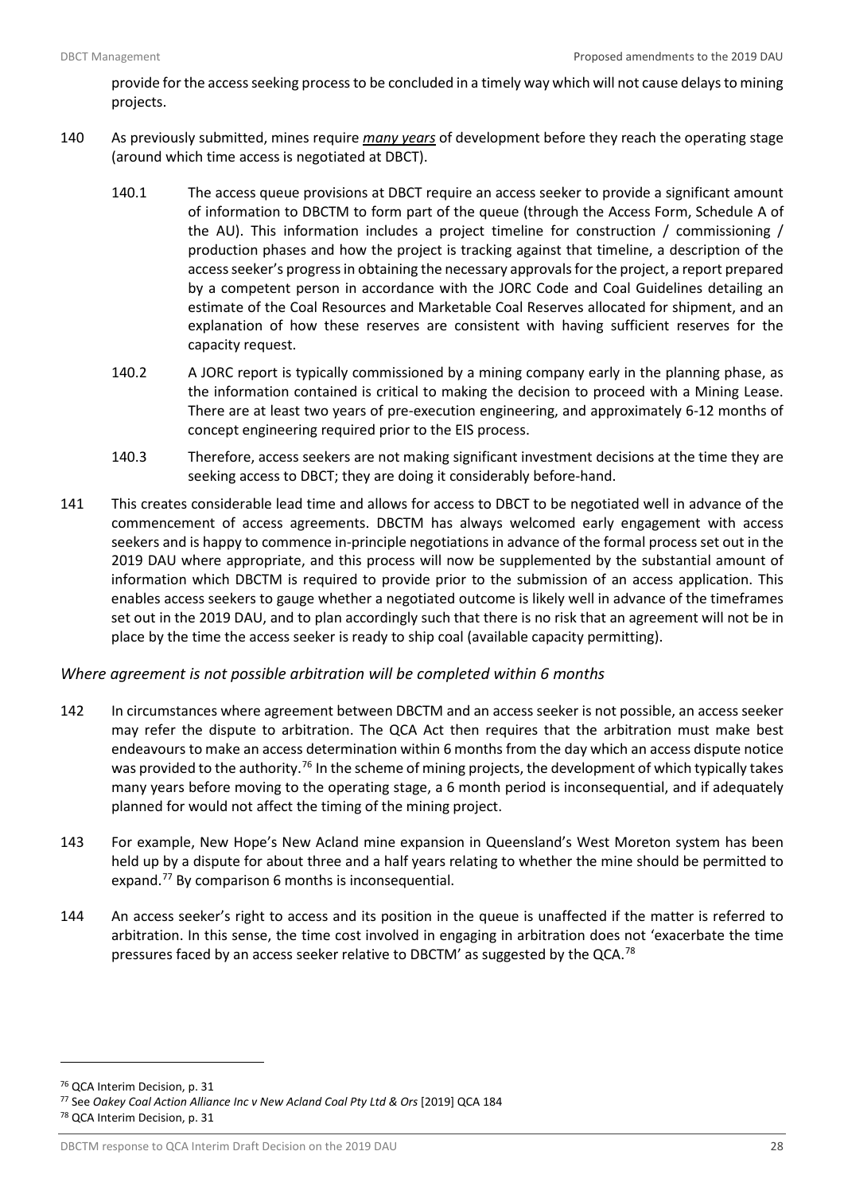provide for the access seeking process to be concluded in a timely way which will not cause delays to mining projects.

140 As previously submitted, mines require ***many years*** of development before they reach the operating stage (around which time access is negotiated at DBCT).

140.1 The access queue provisions at DBCT require an access seeker to provide a significant amount of information to DBCTM to form part of the queue (through the Access Form, Schedule A of the AU). This information includes a project timeline for construction / commissioning / production phases and how the project is tracking against that timeline, a description of the access seeker's progress in obtaining the necessary approvals for the project, a report prepared by a competent person in accordance with the JORC Code and Coal Guidelines detailing an estimate of the Coal Resources and Marketable Coal Reserves allocated for shipment, and an explanation of how these reserves are consistent with having sufficient reserves for the capacity request.

140.2 A JORC report is typically commissioned by a mining company early in the planning phase, as the information contained is critical to making the decision to proceed with a Mining Lease. There are at least two years of pre-execution engineering, and approximately 6-12 months of concept engineering required prior to the EIS process.

140.3 Therefore, access seekers are not making significant investment decisions at the time they are seeking access to DBCT; they are doing it considerably before-hand.

141 This creates considerable lead time and allows for access to DBCT to be negotiated well in advance of the commencement of access agreements. DBCTM has always welcomed early engagement with access seekers and is happy to commence in-principle negotiations in advance of the formal process set out in the 2019 DAU where appropriate, and this process will now be supplemented by the substantial amount of information which DBCTM is required to provide prior to the submission of an access application. This enables access seekers to gauge whether a negotiated outcome is likely well in advance of the timeframes set out in the 2019 DAU, and to plan accordingly such that there is no risk that an agreement will not be in place by the time the access seeker is ready to ship coal (available capacity permitting).

### *Where agreement is not possible arbitration will be completed within 6 months*

142 In circumstances where agreement between DBCTM and an access seeker is not possible, an access seeker may refer the dispute to arbitration. The QCA Act then requires that the arbitration must make best endeavours to make an access determination within 6 months from the day which an access dispute notice was provided to the authority.[76] In the scheme of mining projects, the development of which typically takes many years before moving to the operating stage, a 6 month period is inconsequential, and if adequately planned for would not affect the timing of the mining project.

143 For example, New Hope's New Acland mine expansion in Queensland's West Moreton system has been held up by a dispute for about three and a half years relating to whether the mine should be permitted to expand.[77] By comparison 6 months is inconsequential.

144 An access seeker's right to access and its position in the queue is unaffected if the matter is referred to arbitration. In this sense, the time cost involved in engaging in arbitration does not 'exacerbate the time pressures faced by an access seeker relative to DBCTM' as suggested by the QCA.[78]

---

[76] QCA Interim Decision, p. 31

[77] See *Oakey Coal Action Alliance Inc v New Acland Coal Pty Ltd & Ors* [2019] QCA 184

[78] QCA Interim Decision, p. 31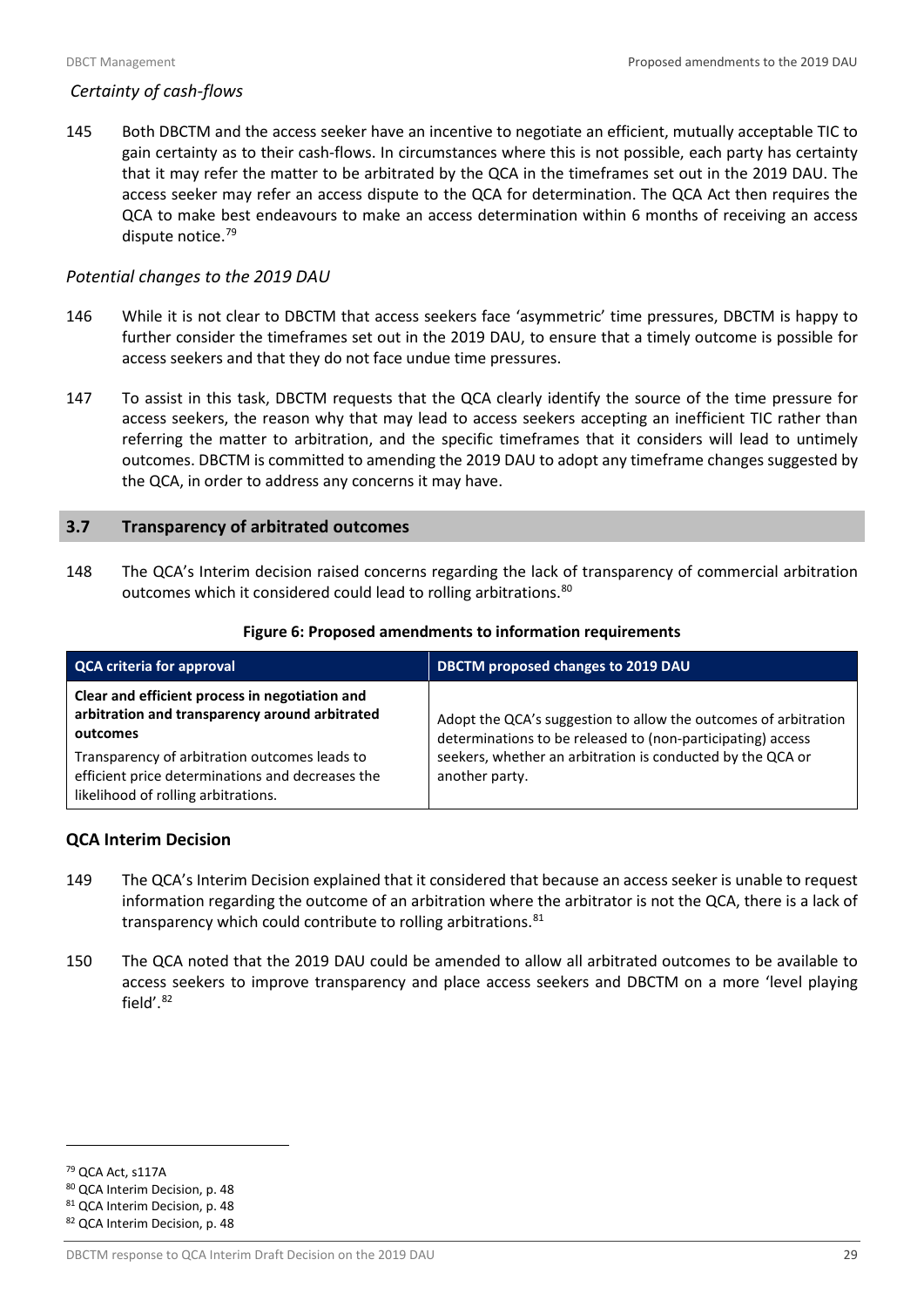*Certainty of cash-flows*

145 Both DBCTM and the access seeker have an incentive to negotiate an efficient, mutually acceptable TIC to gain certainty as to their cash-flows. In circumstances where this is not possible, each party has certainty that it may refer the matter to be arbitrated by the QCA in the timeframes set out in the 2019 DAU. The access seeker may refer an access dispute to the QCA for determination. The QCA Act then requires the QCA to make best endeavours to make an access determination within 6 months of receiving an access dispute notice.[79]

*Potential changes to the 2019 DAU*

146 While it is not clear to DBCTM that access seekers face 'asymmetric' time pressures, DBCTM is happy to further consider the timeframes set out in the 2019 DAU, to ensure that a timely outcome is possible for access seekers and that they do not face undue time pressures.

147 To assist in this task, DBCTM requests that the QCA clearly identify the source of the time pressure for access seekers, the reason why that may lead to access seekers accepting an inefficient TIC rather than referring the matter to arbitration, and the specific timeframes that it considers will lead to untimely outcomes. DBCTM is committed to amending the 2019 DAU to adopt any timeframe changes suggested by the QCA, in order to address any concerns it may have.

## 3.7 Transparency of arbitrated outcomes

148 The QCA's Interim decision raised concerns regarding the lack of transparency of commercial arbitration outcomes which it considered could lead to rolling arbitrations.[80]

**Figure 6: Proposed amendments to information requirements**

| QCA criteria for approval | DBCTM proposed changes to 2019 DAU |
|---|---|
| **Clear and efficient process in negotiation and arbitration and transparency around arbitrated outcomes**<br>Transparency of arbitration outcomes leads to efficient price determinations and decreases the likelihood of rolling arbitrations. | Adopt the QCA's suggestion to allow the outcomes of arbitration determinations to be released to (non-participating) access seekers, whether an arbitration is conducted by the QCA or another party. |

### QCA Interim Decision

149 The QCA's Interim Decision explained that it considered that because an access seeker is unable to request information regarding the outcome of an arbitration where the arbitrator is not the QCA, there is a lack of transparency which could contribute to rolling arbitrations.[81]

150 The QCA noted that the 2019 DAU could be amended to allow all arbitrated outcomes to be available to access seekers to improve transparency and place access seekers and DBCTM on a more 'level playing field'.[82]

---

[79] QCA Act, s117A

[80] QCA Interim Decision, p. 48

[81] QCA Interim Decision, p. 48

[82] QCA Interim Decision, p. 48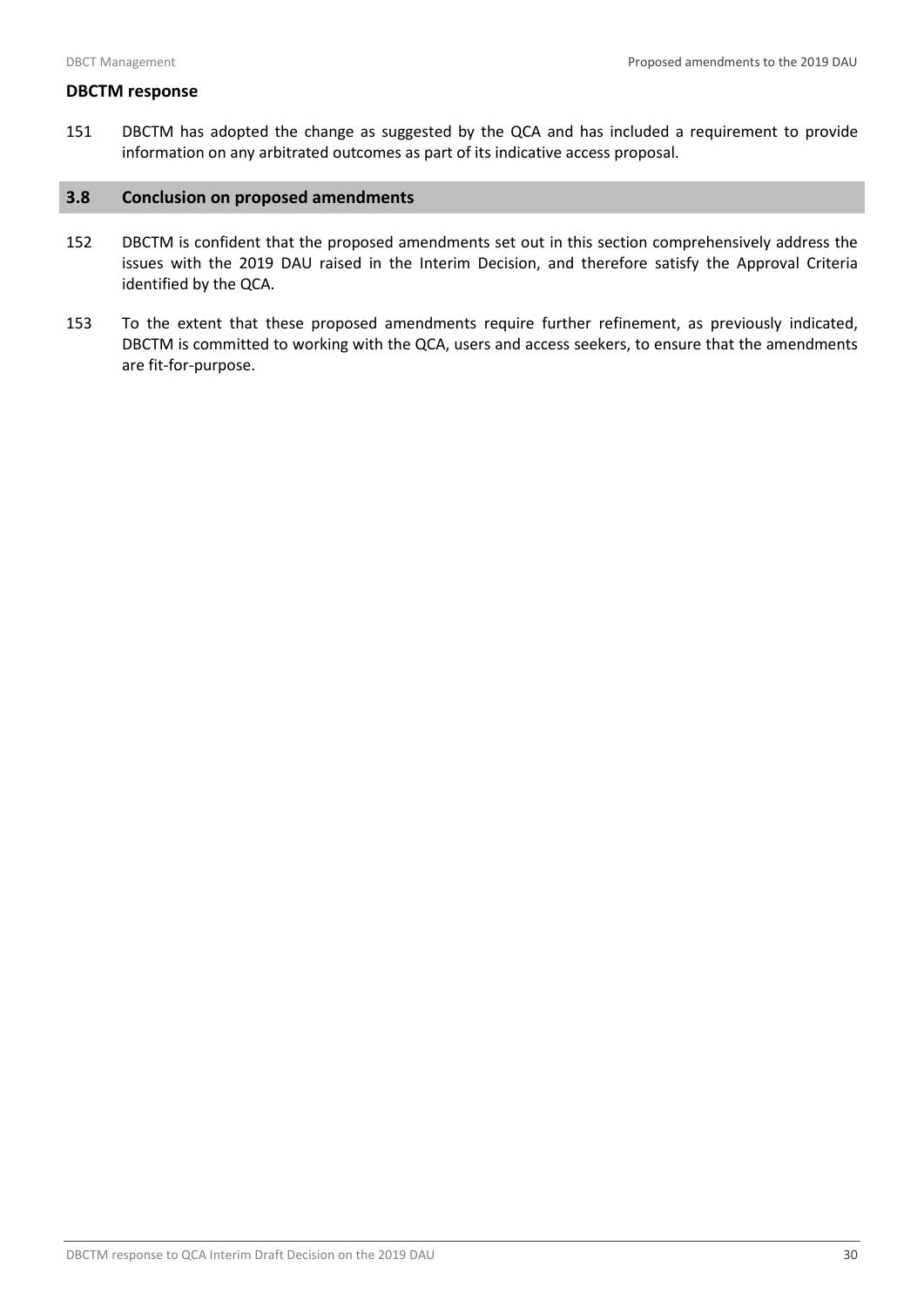**DBCTM response**

151 DBCTM has adopted the change as suggested by the QCA and has included a requirement to provide information on any arbitrated outcomes as part of its indicative access proposal.

## 3.8 Conclusion on proposed amendments

152 DBCTM is confident that the proposed amendments set out in this section comprehensively address the issues with the 2019 DAU raised in the Interim Decision, and therefore satisfy the Approval Criteria identified by the QCA.

153 To the extent that these proposed amendments require further refinement, as previously indicated, DBCTM is committed to working with the QCA, users and access seekers, to ensure that the amendments are fit-for-purpose.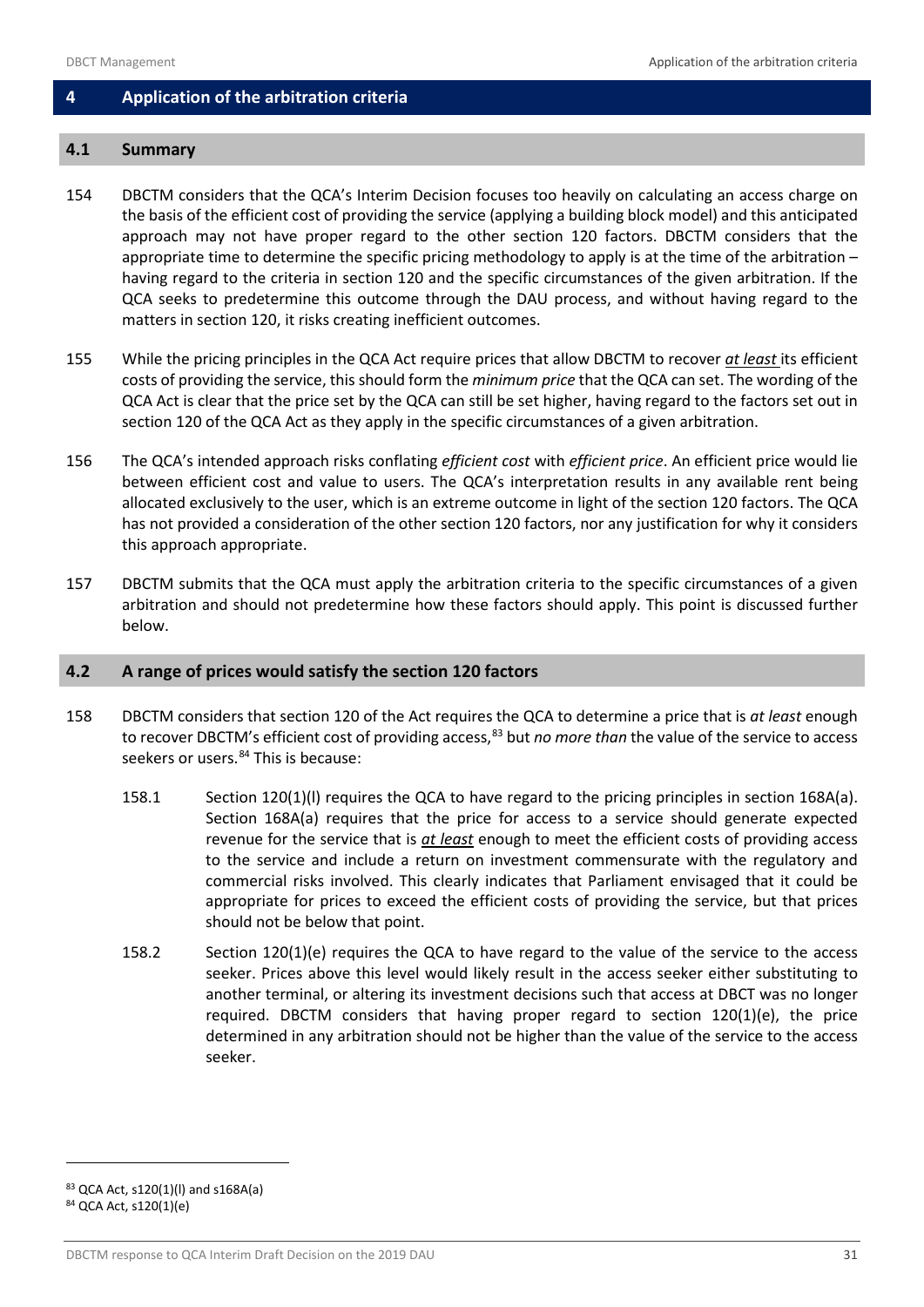## 4 Application of the arbitration criteria

### 4.1 Summary

154 DBCTM considers that the QCA's Interim Decision focuses too heavily on calculating an access charge on the basis of the efficient cost of providing the service (applying a building block model) and this anticipated approach may not have proper regard to the other section 120 factors. DBCTM considers that the appropriate time to determine the specific pricing methodology to apply is at the time of the arbitration – having regard to the criteria in section 120 and the specific circumstances of the given arbitration. If the QCA seeks to predetermine this outcome through the DAU process, and without having regard to the matters in section 120, it risks creating inefficient outcomes.

155 While the pricing principles in the QCA Act require prices that allow DBCTM to recover ***at least*** its efficient costs of providing the service, this should form the *minimum price* that the QCA can set. The wording of the QCA Act is clear that the price set by the QCA can still be set higher, having regard to the factors set out in section 120 of the QCA Act as they apply in the specific circumstances of a given arbitration.

156 The QCA's intended approach risks conflating *efficient cost* with *efficient price*. An efficient price would lie between efficient cost and value to users. The QCA's interpretation results in any available rent being allocated exclusively to the user, which is an extreme outcome in light of the section 120 factors. The QCA has not provided a consideration of the other section 120 factors, nor any justification for why it considers this approach appropriate.

157 DBCTM submits that the QCA must apply the arbitration criteria to the specific circumstances of a given arbitration and should not predetermine how these factors should apply. This point is discussed further below.

### 4.2 A range of prices would satisfy the section 120 factors

158 DBCTM considers that section 120 of the Act requires the QCA to determine a price that is *at least* enough to recover DBCTM's efficient cost of providing access,[83] but *no more than* the value of the service to access seekers or users.[84] This is because:

158.1 Section 120(1)(l) requires the QCA to have regard to the pricing principles in section 168A(a). Section 168A(a) requires that the price for access to a service should generate expected revenue for the service that is ***at least*** enough to meet the efficient costs of providing access to the service and include a return on investment commensurate with the regulatory and commercial risks involved. This clearly indicates that Parliament envisaged that it could be appropriate for prices to exceed the efficient costs of providing the service, but that prices should not be below that point.

158.2 Section 120(1)(e) requires the QCA to have regard to the value of the service to the access seeker. Prices above this level would likely result in the access seeker either substituting to another terminal, or altering its investment decisions such that access at DBCT was no longer required. DBCTM considers that having proper regard to section 120(1)(e), the price determined in any arbitration should not be higher than the value of the service to the access seeker.

---

[83] QCA Act, s120(1)(l) and s168A(a)

[84] QCA Act, s120(1)(e)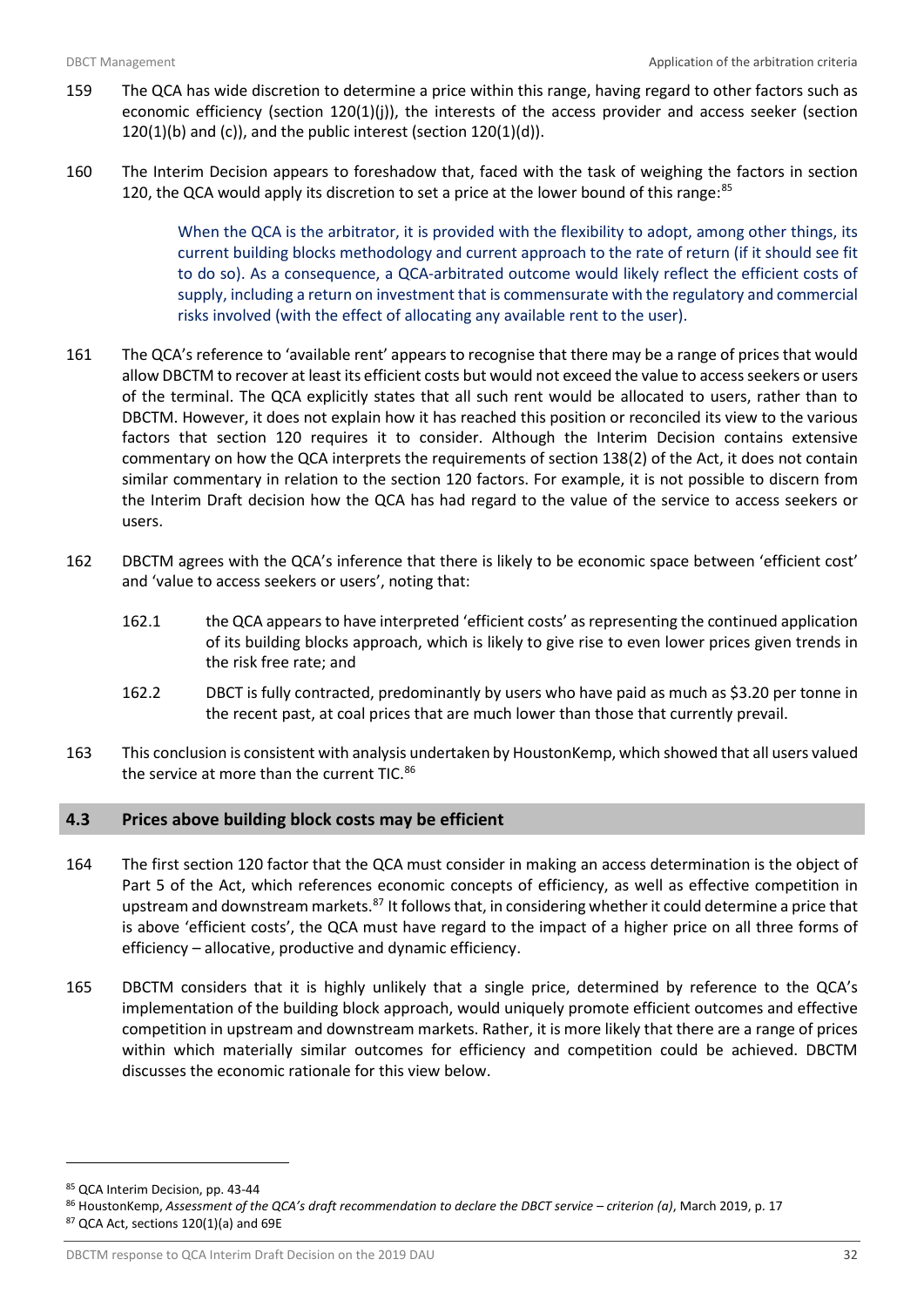159 The QCA has wide discretion to determine a price within this range, having regard to other factors such as economic efficiency (section 120(1)(j)), the interests of the access provider and access seeker (section 120(1)(b) and (c)), and the public interest (section 120(1)(d)).

160 The Interim Decision appears to foreshadow that, faced with the task of weighing the factors in section 120, the QCA would apply its discretion to set a price at the lower bound of this range:[85]

> When the QCA is the arbitrator, it is provided with the flexibility to adopt, among other things, its current building blocks methodology and current approach to the rate of return (if it should see fit to do so). As a consequence, a QCA-arbitrated outcome would likely reflect the efficient costs of supply, including a return on investment that is commensurate with the regulatory and commercial risks involved (with the effect of allocating any available rent to the user).

161 The QCA's reference to 'available rent' appears to recognise that there may be a range of prices that would allow DBCTM to recover at least its efficient costs but would not exceed the value to access seekers or users of the terminal. The QCA explicitly states that all such rent would be allocated to users, rather than to DBCTM. However, it does not explain how it has reached this position or reconciled its view to the various factors that section 120 requires it to consider. Although the Interim Decision contains extensive commentary on how the QCA interprets the requirements of section 138(2) of the Act, it does not contain similar commentary in relation to the section 120 factors. For example, it is not possible to discern from the Interim Draft decision how the QCA has had regard to the value of the service to access seekers or users.

162 DBCTM agrees with the QCA's inference that there is likely to be economic space between 'efficient cost' and 'value to access seekers or users', noting that:

162.1 the QCA appears to have interpreted 'efficient costs' as representing the continued application of its building blocks approach, which is likely to give rise to even lower prices given trends in the risk free rate; and

162.2 DBCT is fully contracted, predominantly by users who have paid as much as $3.20 per tonne in the recent past, at coal prices that are much lower than those that currently prevail.

163 This conclusion is consistent with analysis undertaken by HoustonKemp, which showed that all users valued the service at more than the current TIC.[86]

## 4.3 Prices above building block costs may be efficient

164 The first section 120 factor that the QCA must consider in making an access determination is the object of Part 5 of the Act, which references economic concepts of efficiency, as well as effective competition in upstream and downstream markets.[87] It follows that, in considering whether it could determine a price that is above 'efficient costs', the QCA must have regard to the impact of a higher price on all three forms of efficiency – allocative, productive and dynamic efficiency.

165 DBCTM considers that it is highly unlikely that a single price, determined by reference to the QCA's implementation of the building block approach, would uniquely promote efficient outcomes and effective competition in upstream and downstream markets. Rather, it is more likely that there are a range of prices within which materially similar outcomes for efficiency and competition could be achieved. DBCTM discusses the economic rationale for this view below.

---

[85] QCA Interim Decision, pp. 43-44

[86] HoustonKemp, *Assessment of the QCA's draft recommendation to declare the DBCT service – criterion (a)*, March 2019, p. 17

[87] QCA Act, sections 120(1)(a) and 69E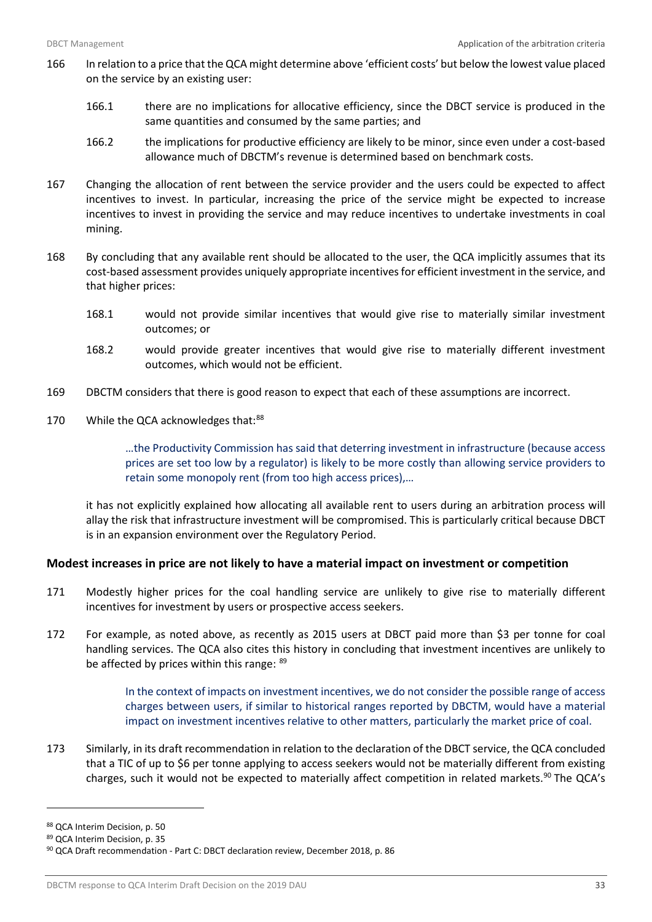166 In relation to a price that the QCA might determine above 'efficient costs' but below the lowest value placed on the service by an existing user:

166.1 there are no implications for allocative efficiency, since the DBCT service is produced in the same quantities and consumed by the same parties; and

166.2 the implications for productive efficiency are likely to be minor, since even under a cost-based allowance much of DBCTM's revenue is determined based on benchmark costs.

167 Changing the allocation of rent between the service provider and the users could be expected to affect incentives to invest. In particular, increasing the price of the service might be expected to increase incentives to invest in providing the service and may reduce incentives to undertake investments in coal mining.

168 By concluding that any available rent should be allocated to the user, the QCA implicitly assumes that its cost-based assessment provides uniquely appropriate incentives for efficient investment in the service, and that higher prices:

168.1 would not provide similar incentives that would give rise to materially similar investment outcomes; or

168.2 would provide greater incentives that would give rise to materially different investment outcomes, which would not be efficient.

169 DBCTM considers that there is good reason to expect that each of these assumptions are incorrect.

170 While the QCA acknowledges that:[88]

> …the Productivity Commission has said that deterring investment in infrastructure (because access prices are set too low by a regulator) is likely to be more costly than allowing service providers to retain some monopoly rent (from too high access prices),…

it has not explicitly explained how allocating all available rent to users during an arbitration process will allay the risk that infrastructure investment will be compromised. This is particularly critical because DBCT is in an expansion environment over the Regulatory Period.

### Modest increases in price are not likely to have a material impact on investment or competition

171 Modestly higher prices for the coal handling service are unlikely to give rise to materially different incentives for investment by users or prospective access seekers.

172 For example, as noted above, as recently as 2015 users at DBCT paid more than $3 per tonne for coal handling services. The QCA also cites this history in concluding that investment incentives are unlikely to be affected by prices within this range: [89]

> In the context of impacts on investment incentives, we do not consider the possible range of access charges between users, if similar to historical ranges reported by DBCTM, would have a material impact on investment incentives relative to other matters, particularly the market price of coal.

173 Similarly, in its draft recommendation in relation to the declaration of the DBCT service, the QCA concluded that a TIC of up to $6 per tonne applying to access seekers would not be materially different from existing charges, such it would not be expected to materially affect competition in related markets.[90] The QCA's

---

[88] QCA Interim Decision, p. 50

[89] QCA Interim Decision, p. 35

[90] QCA Draft recommendation - Part C: DBCT declaration review, December 2018, p. 86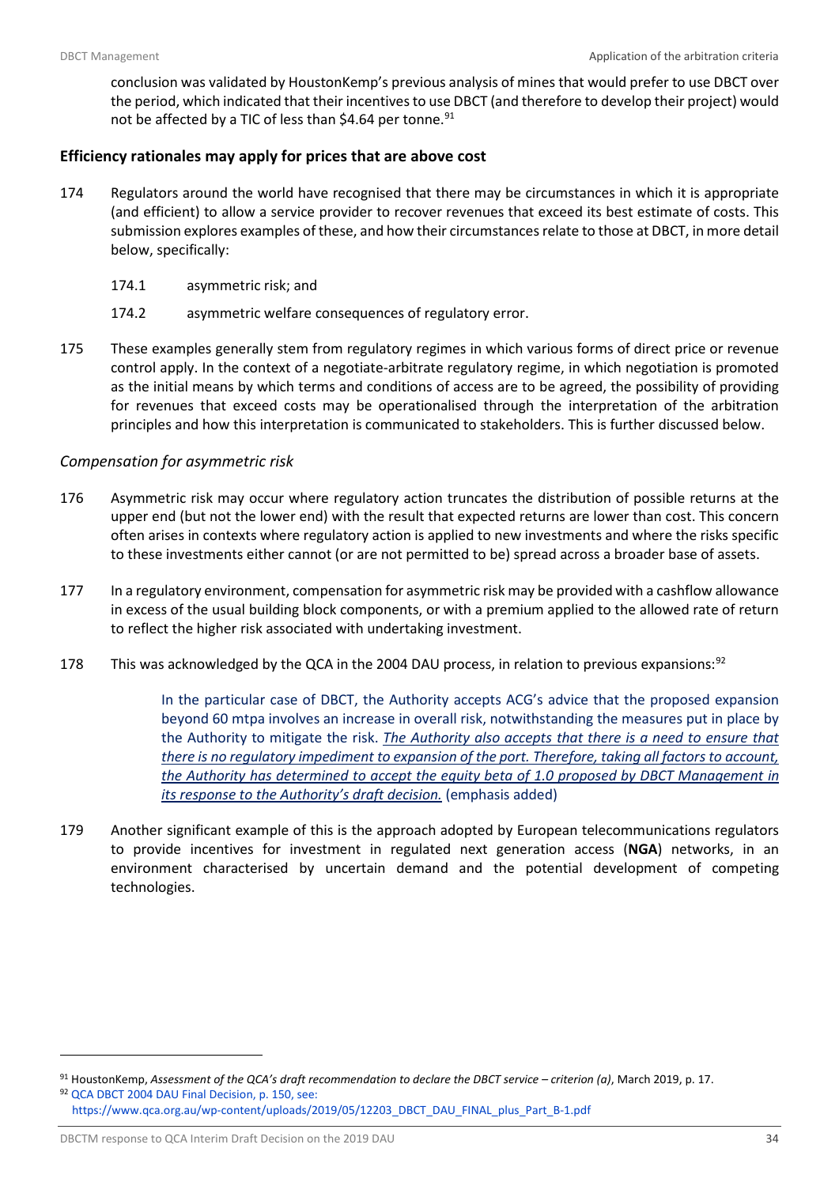conclusion was validated by HoustonKemp's previous analysis of mines that would prefer to use DBCT over the period, which indicated that their incentives to use DBCT (and therefore to develop their project) would not be affected by a TIC of less than $4.64 per tonne.[91]

### Efficiency rationales may apply for prices that are above cost

174 Regulators around the world have recognised that there may be circumstances in which it is appropriate (and efficient) to allow a service provider to recover revenues that exceed its best estimate of costs. This submission explores examples of these, and how their circumstances relate to those at DBCT, in more detail below, specifically:

174.1 asymmetric risk; and

174.2 asymmetric welfare consequences of regulatory error.

175 These examples generally stem from regulatory regimes in which various forms of direct price or revenue control apply. In the context of a negotiate-arbitrate regulatory regime, in which negotiation is promoted as the initial means by which terms and conditions of access are to be agreed, the possibility of providing for revenues that exceed costs may be operationalised through the interpretation of the arbitration principles and how this interpretation is communicated to stakeholders. This is further discussed below.

#### *Compensation for asymmetric risk*

176 Asymmetric risk may occur where regulatory action truncates the distribution of possible returns at the upper end (but not the lower end) with the result that expected returns are lower than cost. This concern often arises in contexts where regulatory action is applied to new investments and where the risks specific to these investments either cannot (or are not permitted to be) spread across a broader base of assets.

177 In a regulatory environment, compensation for asymmetric risk may be provided with a cashflow allowance in excess of the usual building block components, or with a premium applied to the allowed rate of return to reflect the higher risk associated with undertaking investment.

178 This was acknowledged by the QCA in the 2004 DAU process, in relation to previous expansions:[92]

> In the particular case of DBCT, the Authority accepts ACG's advice that the proposed expansion beyond 60 mtpa involves an increase in overall risk, notwithstanding the measures put in place by the Authority to mitigate the risk. ***The Authority also accepts that there is a need to ensure that there is no regulatory impediment to expansion of the port. Therefore, taking all factors to account, the Authority has determined to accept the equity beta of 1.0 proposed by DBCT Management in its response to the Authority's draft decision.*** (emphasis added)

179 Another significant example of this is the approach adopted by European telecommunications regulators to provide incentives for investment in regulated next generation access (**NGA**) networks, in an environment characterised by uncertain demand and the potential development of competing technologies.

---

[91] HoustonKemp, *Assessment of the QCA's draft recommendation to declare the DBCT service – criterion (a)*, March 2019, p. 17.

[92] QCA DBCT 2004 DAU Final Decision, p. 150, see: https://www.qca.org.au/wp-content/uploads/2019/05/12203_DBCT_DAU_FINAL_plus_Part_B-1.pdf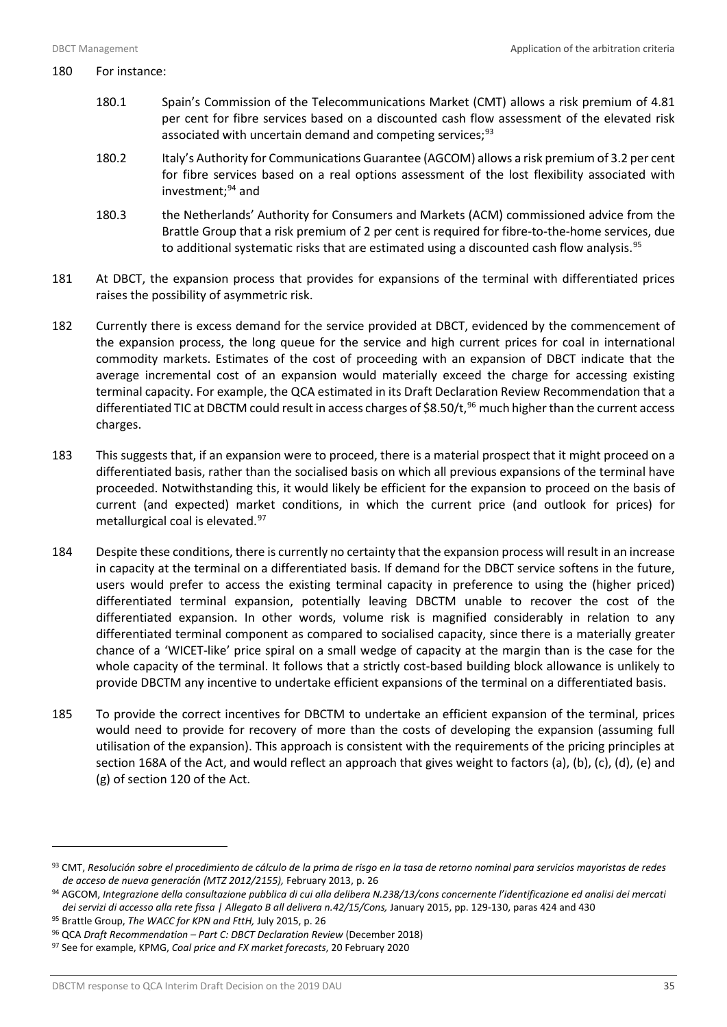180 For instance:

180.1 Spain's Commission of the Telecommunications Market (CMT) allows a risk premium of 4.81 per cent for fibre services based on a discounted cash flow assessment of the elevated risk associated with uncertain demand and competing services;[93]

180.2 Italy's Authority for Communications Guarantee (AGCOM) allows a risk premium of 3.2 per cent for fibre services based on a real options assessment of the lost flexibility associated with investment;[94] and

180.3 the Netherlands' Authority for Consumers and Markets (ACM) commissioned advice from the Brattle Group that a risk premium of 2 per cent is required for fibre-to-the-home services, due to additional systematic risks that are estimated using a discounted cash flow analysis.[95]

181 At DBCT, the expansion process that provides for expansions of the terminal with differentiated prices raises the possibility of asymmetric risk.

182 Currently there is excess demand for the service provided at DBCT, evidenced by the commencement of the expansion process, the long queue for the service and high current prices for coal in international commodity markets. Estimates of the cost of proceeding with an expansion of DBCT indicate that the average incremental cost of an expansion would materially exceed the charge for accessing existing terminal capacity. For example, the QCA estimated in its Draft Declaration Review Recommendation that a differentiated TIC at DBCTM could result in access charges of $8.50/t,[96] much higher than the current access charges.

183 This suggests that, if an expansion were to proceed, there is a material prospect that it might proceed on a differentiated basis, rather than the socialised basis on which all previous expansions of the terminal have proceeded. Notwithstanding this, it would likely be efficient for the expansion to proceed on the basis of current (and expected) market conditions, in which the current price (and outlook for prices) for metallurgical coal is elevated.[97]

184 Despite these conditions, there is currently no certainty that the expansion process will result in an increase in capacity at the terminal on a differentiated basis. If demand for the DBCT service softens in the future, users would prefer to access the existing terminal capacity in preference to using the (higher priced) differentiated terminal expansion, potentially leaving DBCTM unable to recover the cost of the differentiated expansion. In other words, volume risk is magnified considerably in relation to any differentiated terminal component as compared to socialised capacity, since there is a materially greater chance of a 'WICET-like' price spiral on a small wedge of capacity at the margin than is the case for the whole capacity of the terminal. It follows that a strictly cost-based building block allowance is unlikely to provide DBCTM any incentive to undertake efficient expansions of the terminal on a differentiated basis.

185 To provide the correct incentives for DBCTM to undertake an efficient expansion of the terminal, prices would need to provide for recovery of more than the costs of developing the expansion (assuming full utilisation of the expansion). This approach is consistent with the requirements of the pricing principles at section 168A of the Act, and would reflect an approach that gives weight to factors (a), (b), (c), (d), (e) and (g) of section 120 of the Act.

---

[93] CMT, *Resolución sobre el procedimiento de cálculo de la prima de risgo en la tasa de retorno nominal para servicios mayoristas de redes de acceso de nueva generación (MTZ 2012/2155),* February 2013, p. 26

[94] AGCOM, *Integrazione della consultazione pubblica di cui alla delibera N.238/13/cons concernente l'identificazione ed analisi dei mercati dei servizi di accesso alla rete fissa | Allegato B all delivera n.42/15/Cons,* January 2015, pp. 129-130, paras 424 and 430

[95] Brattle Group, *The WACC for KPN and FttH,* July 2015, p. 26

[96] QCA *Draft Recommendation – Part C: DBCT Declaration Review* (December 2018)

[97] See for example, KPMG, *Coal price and FX market forecasts*, 20 February 2020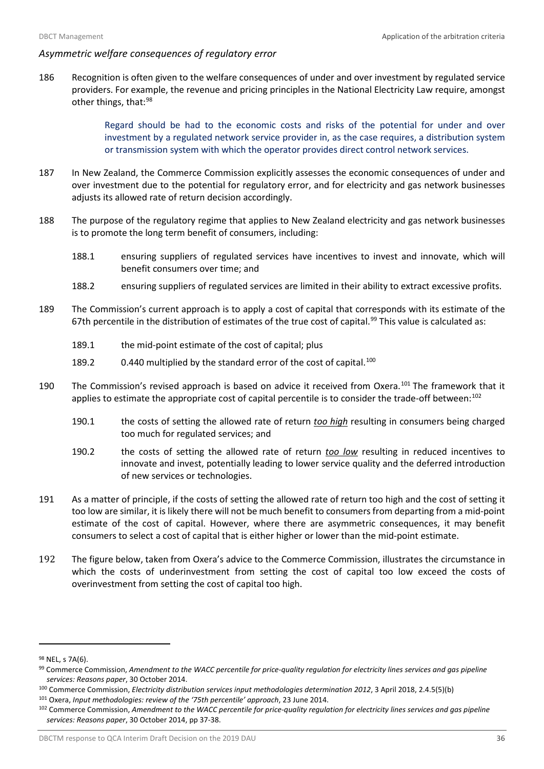*Asymmetric welfare consequences of regulatory error*

186 Recognition is often given to the welfare consequences of under and over investment by regulated service providers. For example, the revenue and pricing principles in the National Electricity Law require, amongst other things, that:[98]

> Regard should be had to the economic costs and risks of the potential for under and over investment by a regulated network service provider in, as the case requires, a distribution system or transmission system with which the operator provides direct control network services.

187 In New Zealand, the Commerce Commission explicitly assesses the economic consequences of under and over investment due to the potential for regulatory error, and for electricity and gas network businesses adjusts its allowed rate of return decision accordingly.

188 The purpose of the regulatory regime that applies to New Zealand electricity and gas network businesses is to promote the long term benefit of consumers, including:

188.1 ensuring suppliers of regulated services have incentives to invest and innovate, which will benefit consumers over time; and

188.2 ensuring suppliers of regulated services are limited in their ability to extract excessive profits.

189 The Commission's current approach is to apply a cost of capital that corresponds with its estimate of the 67th percentile in the distribution of estimates of the true cost of capital.[99] This value is calculated as:

189.1 the mid-point estimate of the cost of capital; plus

189.2 0.440 multiplied by the standard error of the cost of capital.[100]

190 The Commission's revised approach is based on advice it received from Oxera.[101] The framework that it applies to estimate the appropriate cost of capital percentile is to consider the trade-off between:[102]

190.1 the costs of setting the allowed rate of return *too high* resulting in consumers being charged too much for regulated services; and

190.2 the costs of setting the allowed rate of return *too low* resulting in reduced incentives to innovate and invest, potentially leading to lower service quality and the deferred introduction of new services or technologies.

191 As a matter of principle, if the costs of setting the allowed rate of return too high and the cost of setting it too low are similar, it is likely there will not be much benefit to consumers from departing from a mid-point estimate of the cost of capital. However, where there are asymmetric consequences, it may benefit consumers to select a cost of capital that is either higher or lower than the mid-point estimate.

192 The figure below, taken from Oxera's advice to the Commerce Commission, illustrates the circumstance in which the costs of underinvestment from setting the cost of capital too low exceed the costs of overinvestment from setting the cost of capital too high.

---

[98] NEL, s 7A(6).

[99] Commerce Commission, *Amendment to the WACC percentile for price-quality regulation for electricity lines services and gas pipeline services: Reasons paper*, 30 October 2014.

[100] Commerce Commission, *Electricity distribution services input methodologies determination 2012*, 3 April 2018, 2.4.5(5)(b)

[101] Oxera, *Input methodologies: review of the '75th percentile' approach*, 23 June 2014.

[102] Commerce Commission, *Amendment to the WACC percentile for price-quality regulation for electricity lines services and gas pipeline services: Reasons paper*, 30 October 2014, pp 37-38.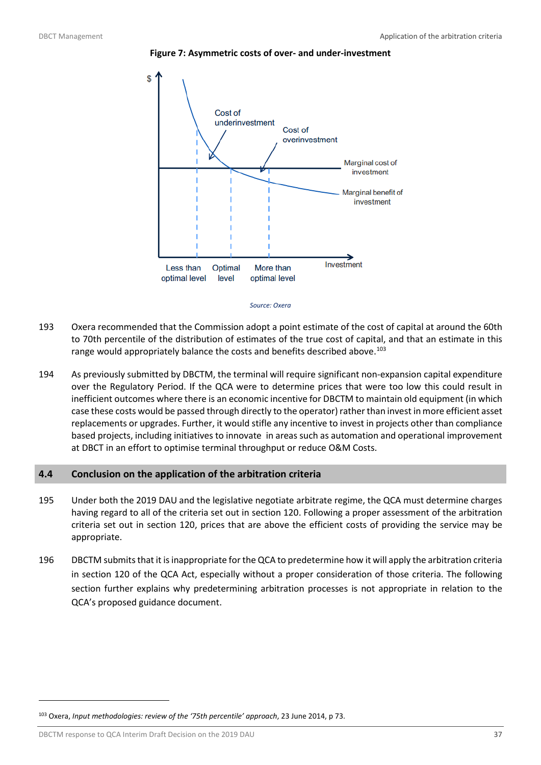**Figure 7: Asymmetric costs of over- and under-investment**

Source: Oxera

193 Oxera recommended that the Commission adopt a point estimate of the cost of capital at around the 60th to 70th percentile of the distribution of estimates of the true cost of capital, and that an estimate in this range would appropriately balance the costs and benefits described above.[103]

194 As previously submitted by DBCTM, the terminal will require significant non-expansion capital expenditure over the Regulatory Period. If the QCA were to determine prices that were too low this could result in inefficient outcomes where there is an economic incentive for DBCTM to maintain old equipment (in which case these costs would be passed through directly to the operator) rather than invest in more efficient asset replacements or upgrades. Further, it would stifle any incentive to invest in projects other than compliance based projects, including initiatives to innovate in areas such as automation and operational improvement at DBCT in an effort to optimise terminal throughput or reduce O&M Costs.

## 4.4 Conclusion on the application of the arbitration criteria

195 Under both the 2019 DAU and the legislative negotiate arbitrate regime, the QCA must determine charges having regard to all of the criteria set out in section 120. Following a proper assessment of the arbitration criteria set out in section 120, prices that are above the efficient costs of providing the service may be appropriate.

196 DBCTM submits that it is inappropriate for the QCA to predetermine how it will apply the arbitration criteria in section 120 of the QCA Act, especially without a proper consideration of those criteria. The following section further explains why predetermining arbitration processes is not appropriate in relation to the QCA's proposed guidance document.

[103] Oxera, *Input methodologies: review of the '75th percentile' approach*, 23 June 2014, p 73.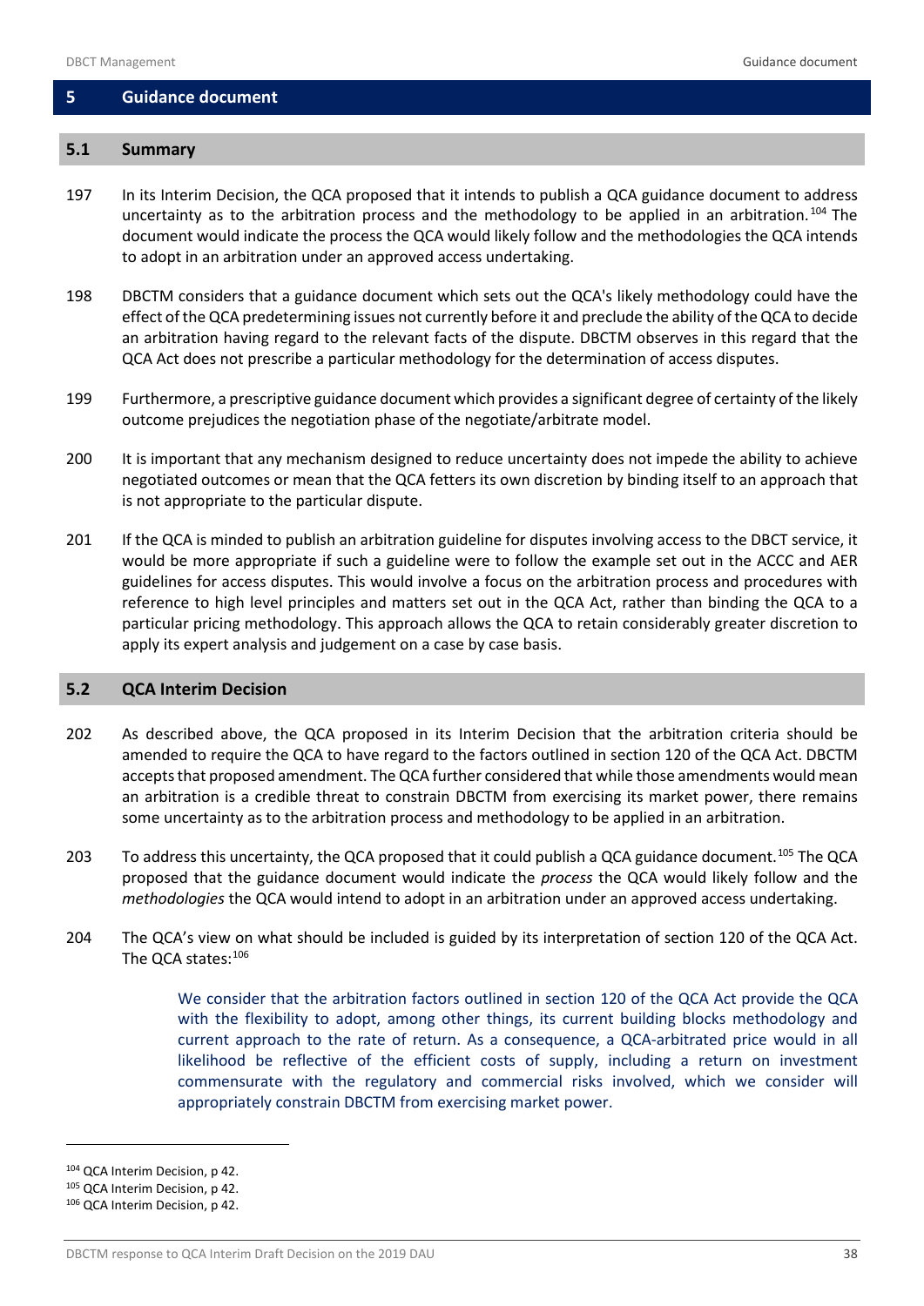# 5 Guidance document

## 5.1 Summary

197 In its Interim Decision, the QCA proposed that it intends to publish a QCA guidance document to address uncertainty as to the arbitration process and the methodology to be applied in an arbitration.[104] The document would indicate the process the QCA would likely follow and the methodologies the QCA intends to adopt in an arbitration under an approved access undertaking.

198 DBCTM considers that a guidance document which sets out the QCA's likely methodology could have the effect of the QCA predetermining issues not currently before it and preclude the ability of the QCA to decide an arbitration having regard to the relevant facts of the dispute. DBCTM observes in this regard that the QCA Act does not prescribe a particular methodology for the determination of access disputes.

199 Furthermore, a prescriptive guidance document which provides a significant degree of certainty of the likely outcome prejudices the negotiation phase of the negotiate/arbitrate model.

200 It is important that any mechanism designed to reduce uncertainty does not impede the ability to achieve negotiated outcomes or mean that the QCA fetters its own discretion by binding itself to an approach that is not appropriate to the particular dispute.

201 If the QCA is minded to publish an arbitration guideline for disputes involving access to the DBCT service, it would be more appropriate if such a guideline were to follow the example set out in the ACCC and AER guidelines for access disputes. This would involve a focus on the arbitration process and procedures with reference to high level principles and matters set out in the QCA Act, rather than binding the QCA to a particular pricing methodology. This approach allows the QCA to retain considerably greater discretion to apply its expert analysis and judgement on a case by case basis.

## 5.2 QCA Interim Decision

202 As described above, the QCA proposed in its Interim Decision that the arbitration criteria should be amended to require the QCA to have regard to the factors outlined in section 120 of the QCA Act. DBCTM accepts that proposed amendment. The QCA further considered that while those amendments would mean an arbitration is a credible threat to constrain DBCTM from exercising its market power, there remains some uncertainty as to the arbitration process and methodology to be applied in an arbitration.

203 To address this uncertainty, the QCA proposed that it could publish a QCA guidance document.[105] The QCA proposed that the guidance document would indicate the *process* the QCA would likely follow and the *methodologies* the QCA would intend to adopt in an arbitration under an approved access undertaking.

204 The QCA's view on what should be included is guided by its interpretation of section 120 of the QCA Act. The QCA states:[106]

> We consider that the arbitration factors outlined in section 120 of the QCA Act provide the QCA with the flexibility to adopt, among other things, its current building blocks methodology and current approach to the rate of return. As a consequence, a QCA-arbitrated price would in all likelihood be reflective of the efficient costs of supply, including a return on investment commensurate with the regulatory and commercial risks involved, which we consider will appropriately constrain DBCTM from exercising market power.

[104] QCA Interim Decision, p 42.

[105] QCA Interim Decision, p 42.

[106] QCA Interim Decision, p 42.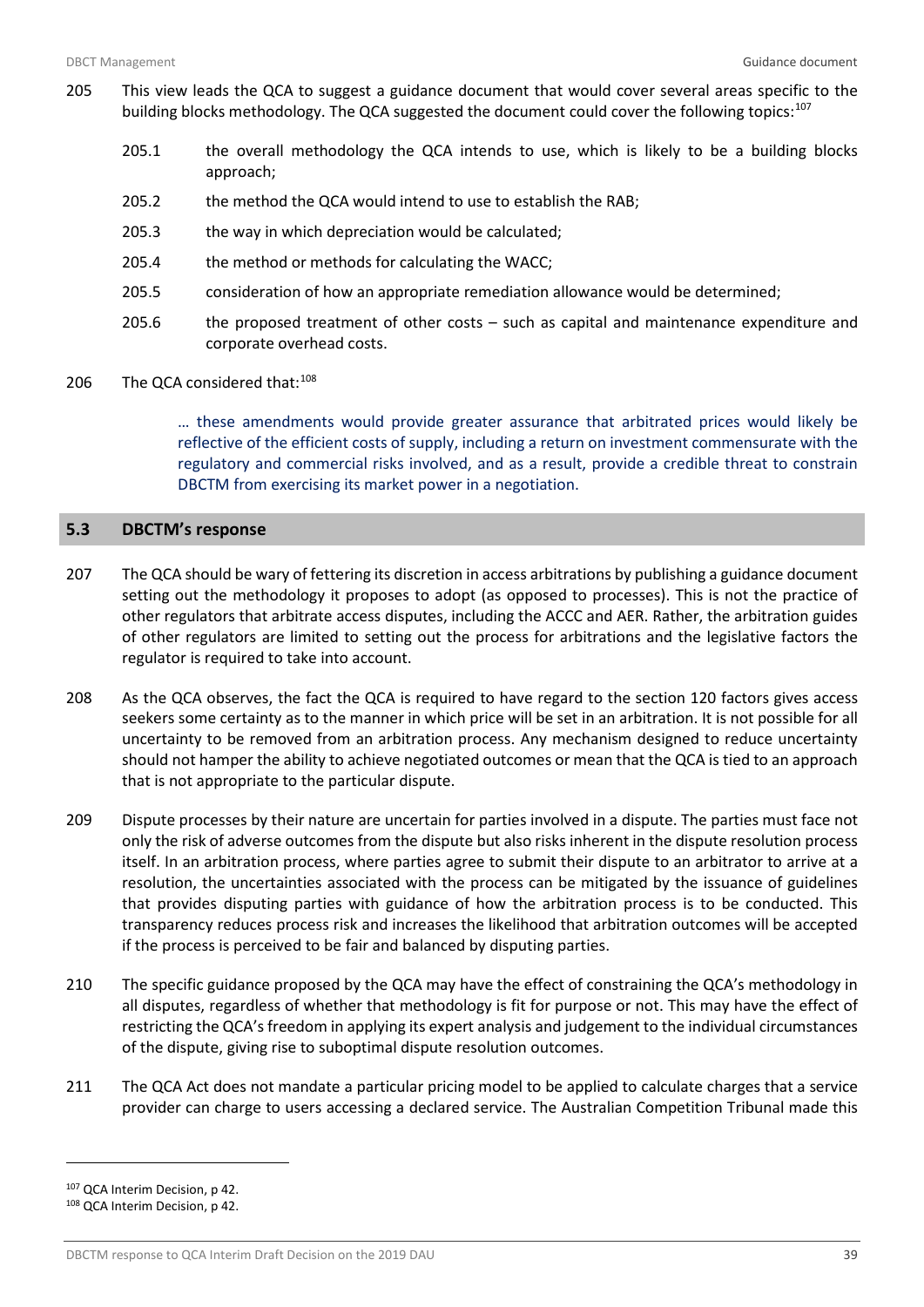205 This view leads the QCA to suggest a guidance document that would cover several areas specific to the building blocks methodology. The QCA suggested the document could cover the following topics:[107]

205.1 the overall methodology the QCA intends to use, which is likely to be a building blocks approach;

205.2 the method the QCA would intend to use to establish the RAB;

205.3 the way in which depreciation would be calculated;

205.4 the method or methods for calculating the WACC;

205.5 consideration of how an appropriate remediation allowance would be determined;

205.6 the proposed treatment of other costs – such as capital and maintenance expenditure and corporate overhead costs.

206 The QCA considered that:[108]

> … these amendments would provide greater assurance that arbitrated prices would likely be reflective of the efficient costs of supply, including a return on investment commensurate with the regulatory and commercial risks involved, and as a result, provide a credible threat to constrain DBCTM from exercising its market power in a negotiation.

## 5.3 DBCTM's response

207 The QCA should be wary of fettering its discretion in access arbitrations by publishing a guidance document setting out the methodology it proposes to adopt (as opposed to processes). This is not the practice of other regulators that arbitrate access disputes, including the ACCC and AER. Rather, the arbitration guides of other regulators are limited to setting out the process for arbitrations and the legislative factors the regulator is required to take into account.

208 As the QCA observes, the fact the QCA is required to have regard to the section 120 factors gives access seekers some certainty as to the manner in which price will be set in an arbitration. It is not possible for all uncertainty to be removed from an arbitration process. Any mechanism designed to reduce uncertainty should not hamper the ability to achieve negotiated outcomes or mean that the QCA is tied to an approach that is not appropriate to the particular dispute.

209 Dispute processes by their nature are uncertain for parties involved in a dispute. The parties must face not only the risk of adverse outcomes from the dispute but also risks inherent in the dispute resolution process itself. In an arbitration process, where parties agree to submit their dispute to an arbitrator to arrive at a resolution, the uncertainties associated with the process can be mitigated by the issuance of guidelines that provides disputing parties with guidance of how the arbitration process is to be conducted. This transparency reduces process risk and increases the likelihood that arbitration outcomes will be accepted if the process is perceived to be fair and balanced by disputing parties.

210 The specific guidance proposed by the QCA may have the effect of constraining the QCA's methodology in all disputes, regardless of whether that methodology is fit for purpose or not. This may have the effect of restricting the QCA's freedom in applying its expert analysis and judgement to the individual circumstances of the dispute, giving rise to suboptimal dispute resolution outcomes.

211 The QCA Act does not mandate a particular pricing model to be applied to calculate charges that a service provider can charge to users accessing a declared service. The Australian Competition Tribunal made this

[107] QCA Interim Decision, p 42.

[108] QCA Interim Decision, p 42.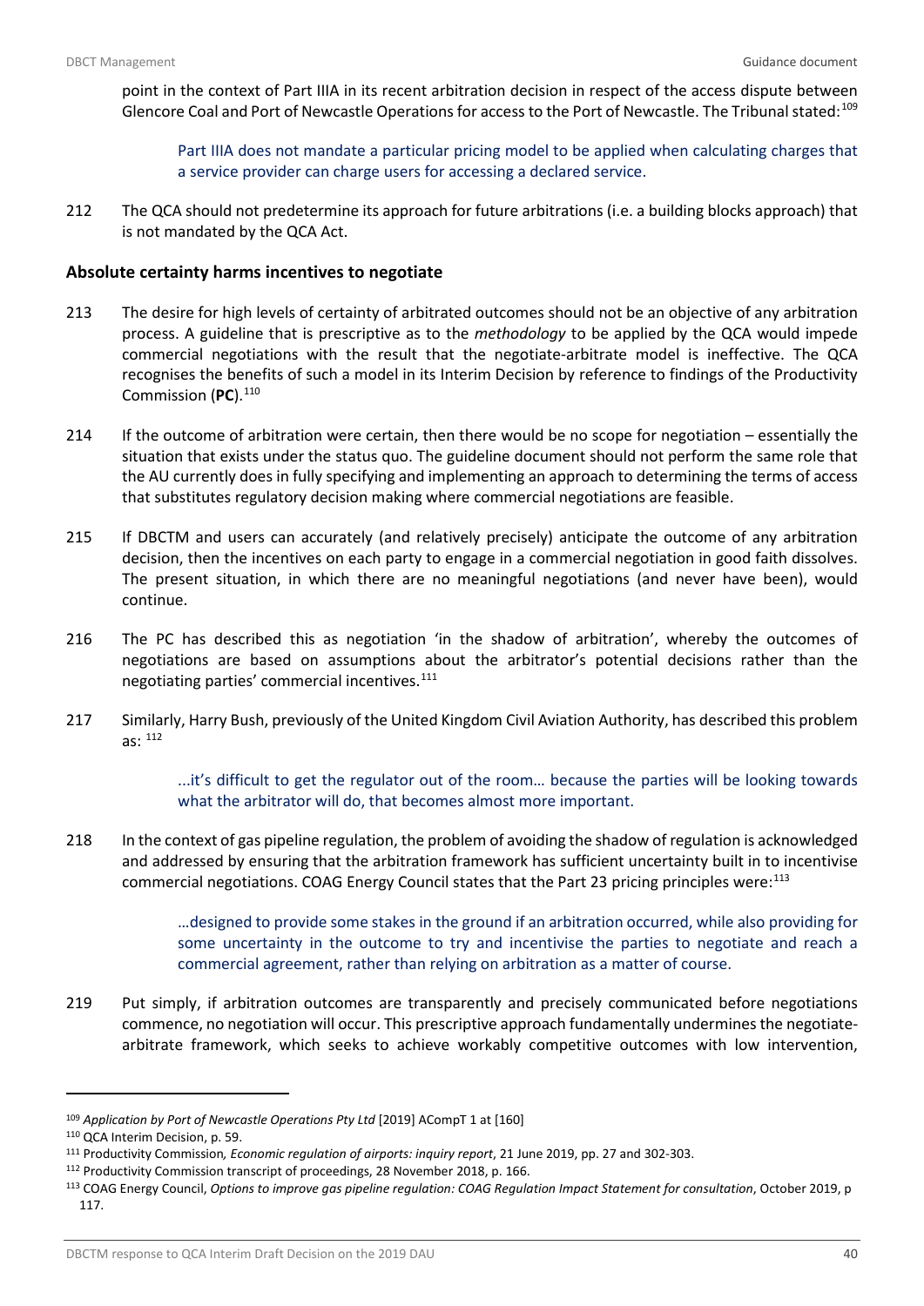point in the context of Part IIIA in its recent arbitration decision in respect of the access dispute between Glencore Coal and Port of Newcastle Operations for access to the Port of Newcastle. The Tribunal stated:[109]

> Part IIIA does not mandate a particular pricing model to be applied when calculating charges that a service provider can charge users for accessing a declared service.

212 The QCA should not predetermine its approach for future arbitrations (i.e. a building blocks approach) that is not mandated by the QCA Act.

### Absolute certainty harms incentives to negotiate

213 The desire for high levels of certainty of arbitrated outcomes should not be an objective of any arbitration process. A guideline that is prescriptive as to the *methodology* to be applied by the QCA would impede commercial negotiations with the result that the negotiate-arbitrate model is ineffective. The QCA recognises the benefits of such a model in its Interim Decision by reference to findings of the Productivity Commission (**PC**).[110]

214 If the outcome of arbitration were certain, then there would be no scope for negotiation – essentially the situation that exists under the status quo. The guideline document should not perform the same role that the AU currently does in fully specifying and implementing an approach to determining the terms of access that substitutes regulatory decision making where commercial negotiations are feasible.

215 If DBCTM and users can accurately (and relatively precisely) anticipate the outcome of any arbitration decision, then the incentives on each party to engage in a commercial negotiation in good faith dissolves. The present situation, in which there are no meaningful negotiations (and never have been), would continue.

216 The PC has described this as negotiation 'in the shadow of arbitration', whereby the outcomes of negotiations are based on assumptions about the arbitrator's potential decisions rather than the negotiating parties' commercial incentives.[111]

217 Similarly, Harry Bush, previously of the United Kingdom Civil Aviation Authority, has described this problem as: [112]

> ...it's difficult to get the regulator out of the room… because the parties will be looking towards what the arbitrator will do, that becomes almost more important.

218 In the context of gas pipeline regulation, the problem of avoiding the shadow of regulation is acknowledged and addressed by ensuring that the arbitration framework has sufficient uncertainty built in to incentivise commercial negotiations. COAG Energy Council states that the Part 23 pricing principles were:[113]

> …designed to provide some stakes in the ground if an arbitration occurred, while also providing for some uncertainty in the outcome to try and incentivise the parties to negotiate and reach a commercial agreement, rather than relying on arbitration as a matter of course.

219 Put simply, if arbitration outcomes are transparently and precisely communicated before negotiations commence, no negotiation will occur. This prescriptive approach fundamentally undermines the negotiate-arbitrate framework, which seeks to achieve workably competitive outcomes with low intervention,

---

[109] *Application by Port of Newcastle Operations Pty Ltd* [2019] ACompT 1 at [160]

[110] QCA Interim Decision, p. 59.

[111] Productivity Commission*, Economic regulation of airports: inquiry report*, 21 June 2019, pp. 27 and 302-303.

[112] Productivity Commission transcript of proceedings, 28 November 2018, p. 166.

[113] COAG Energy Council, *Options to improve gas pipeline regulation: COAG Regulation Impact Statement for consultation*, October 2019, p 117.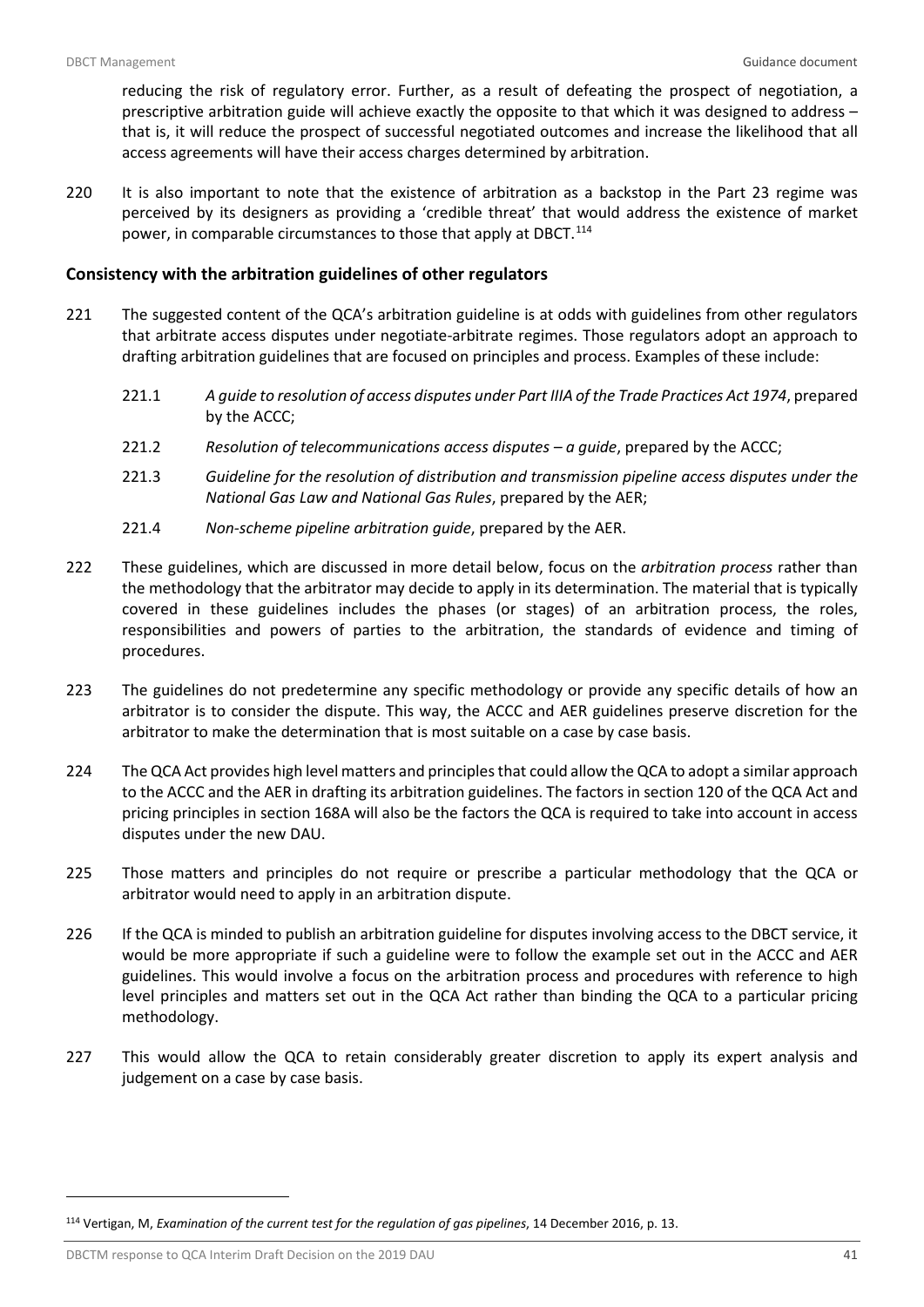reducing the risk of regulatory error. Further, as a result of defeating the prospect of negotiation, a prescriptive arbitration guide will achieve exactly the opposite to that which it was designed to address – that is, it will reduce the prospect of successful negotiated outcomes and increase the likelihood that all access agreements will have their access charges determined by arbitration.

220 It is also important to note that the existence of arbitration as a backstop in the Part 23 regime was perceived by its designers as providing a 'credible threat' that would address the existence of market power, in comparable circumstances to those that apply at DBCT.[114]

### Consistency with the arbitration guidelines of other regulators

221 The suggested content of the QCA's arbitration guideline is at odds with guidelines from other regulators that arbitrate access disputes under negotiate-arbitrate regimes. Those regulators adopt an approach to drafting arbitration guidelines that are focused on principles and process. Examples of these include:

221.1 *A guide to resolution of access disputes under Part IIIA of the Trade Practices Act 1974*, prepared by the ACCC;

221.2 *Resolution of telecommunications access disputes – a guide*, prepared by the ACCC;

221.3 *Guideline for the resolution of distribution and transmission pipeline access disputes under the National Gas Law and National Gas Rules*, prepared by the AER;

221.4 *Non-scheme pipeline arbitration guide*, prepared by the AER.

222 These guidelines, which are discussed in more detail below, focus on the *arbitration process* rather than the methodology that the arbitrator may decide to apply in its determination. The material that is typically covered in these guidelines includes the phases (or stages) of an arbitration process, the roles, responsibilities and powers of parties to the arbitration, the standards of evidence and timing of procedures.

223 The guidelines do not predetermine any specific methodology or provide any specific details of how an arbitrator is to consider the dispute. This way, the ACCC and AER guidelines preserve discretion for the arbitrator to make the determination that is most suitable on a case by case basis.

224 The QCA Act provides high level matters and principles that could allow the QCA to adopt a similar approach to the ACCC and the AER in drafting its arbitration guidelines. The factors in section 120 of the QCA Act and pricing principles in section 168A will also be the factors the QCA is required to take into account in access disputes under the new DAU.

225 Those matters and principles do not require or prescribe a particular methodology that the QCA or arbitrator would need to apply in an arbitration dispute.

226 If the QCA is minded to publish an arbitration guideline for disputes involving access to the DBCT service, it would be more appropriate if such a guideline were to follow the example set out in the ACCC and AER guidelines. This would involve a focus on the arbitration process and procedures with reference to high level principles and matters set out in the QCA Act rather than binding the QCA to a particular pricing methodology.

227 This would allow the QCA to retain considerably greater discretion to apply its expert analysis and judgement on a case by case basis.

---

[114] Vertigan, M, *Examination of the current test for the regulation of gas pipelines*, 14 December 2016, p. 13.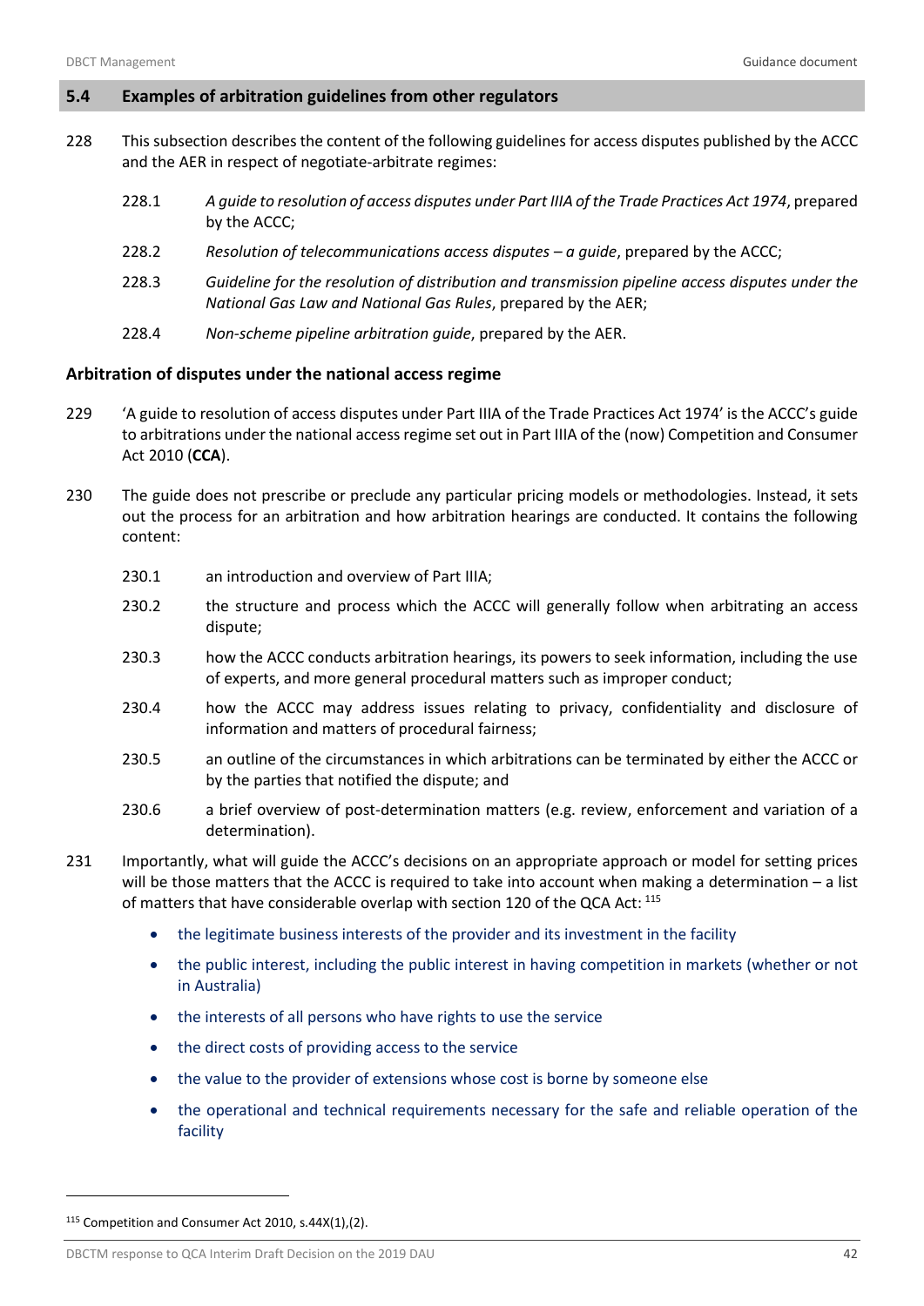## 5.4 Examples of arbitration guidelines from other regulators

228 This subsection describes the content of the following guidelines for access disputes published by the ACCC and the AER in respect of negotiate-arbitrate regimes:

228.1 *A guide to resolution of access disputes under Part IIIA of the Trade Practices Act 1974*, prepared by the ACCC;

228.2 *Resolution of telecommunications access disputes – a guide*, prepared by the ACCC;

228.3 *Guideline for the resolution of distribution and transmission pipeline access disputes under the National Gas Law and National Gas Rules*, prepared by the AER;

228.4 *Non-scheme pipeline arbitration guide*, prepared by the AER.

### Arbitration of disputes under the national access regime

229 'A guide to resolution of access disputes under Part IIIA of the Trade Practices Act 1974' is the ACCC's guide to arbitrations under the national access regime set out in Part IIIA of the (now) Competition and Consumer Act 2010 (**CCA**).

230 The guide does not prescribe or preclude any particular pricing models or methodologies. Instead, it sets out the process for an arbitration and how arbitration hearings are conducted. It contains the following content:

230.1 an introduction and overview of Part IIIA;

230.2 the structure and process which the ACCC will generally follow when arbitrating an access dispute;

230.3 how the ACCC conducts arbitration hearings, its powers to seek information, including the use of experts, and more general procedural matters such as improper conduct;

230.4 how the ACCC may address issues relating to privacy, confidentiality and disclosure of information and matters of procedural fairness;

230.5 an outline of the circumstances in which arbitrations can be terminated by either the ACCC or by the parties that notified the dispute; and

230.6 a brief overview of post-determination matters (e.g. review, enforcement and variation of a determination).

231 Importantly, what will guide the ACCC's decisions on an appropriate approach or model for setting prices will be those matters that the ACCC is required to take into account when making a determination – a list of matters that have considerable overlap with section 120 of the QCA Act: [115]

- the legitimate business interests of the provider and its investment in the facility
- the public interest, including the public interest in having competition in markets (whether or not in Australia)
- the interests of all persons who have rights to use the service
- the direct costs of providing access to the service
- the value to the provider of extensions whose cost is borne by someone else
- the operational and technical requirements necessary for the safe and reliable operation of the facility

[115] Competition and Consumer Act 2010, s.44X(1),(2).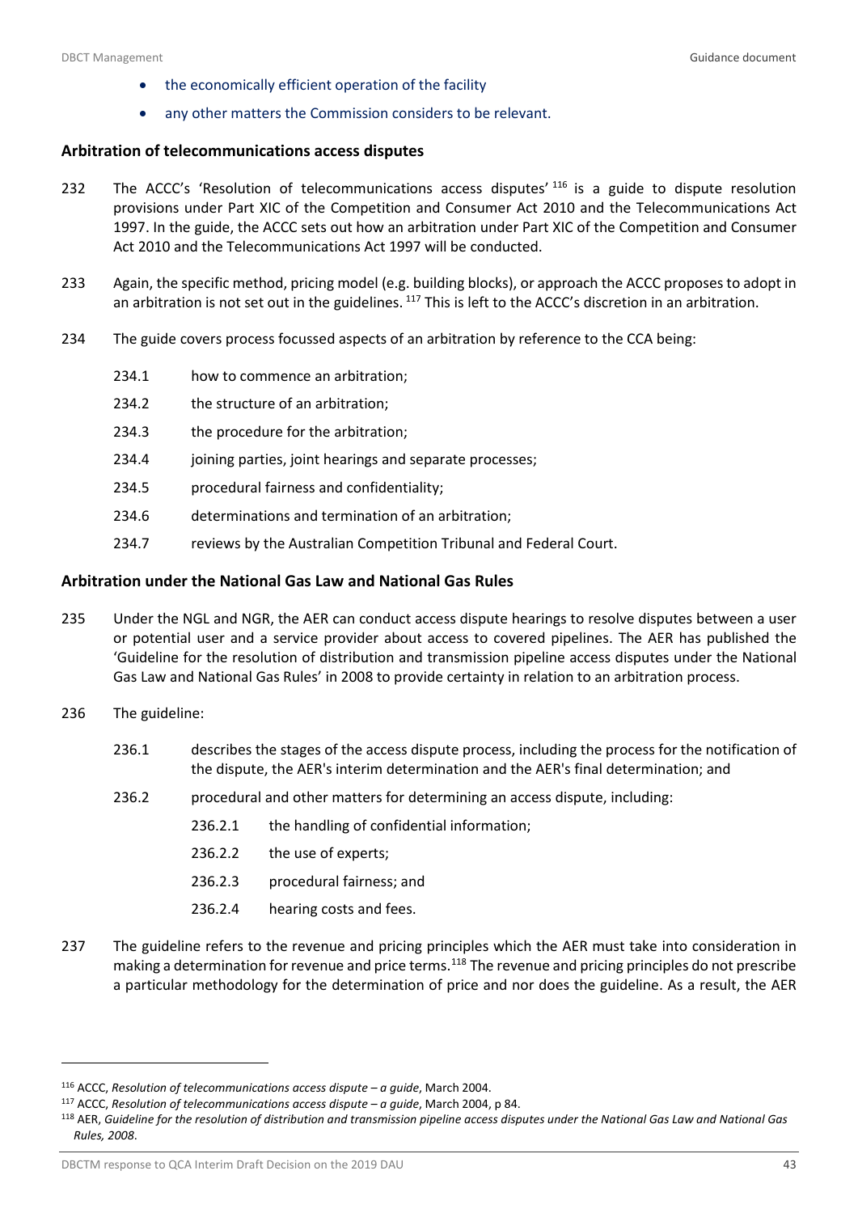- the economically efficient operation of the facility
- any other matters the Commission considers to be relevant.

### Arbitration of telecommunications access disputes

232 The ACCC's 'Resolution of telecommunications access disputes'[116] is a guide to dispute resolution provisions under Part XIC of the Competition and Consumer Act 2010 and the Telecommunications Act 1997. In the guide, the ACCC sets out how an arbitration under Part XIC of the Competition and Consumer Act 2010 and the Telecommunications Act 1997 will be conducted.

233 Again, the specific method, pricing model (e.g. building blocks), or approach the ACCC proposes to adopt in an arbitration is not set out in the guidelines.[117] This is left to the ACCC's discretion in an arbitration.

234 The guide covers process focussed aspects of an arbitration by reference to the CCA being:

- 234.1 how to commence an arbitration;
- 234.2 the structure of an arbitration;
- 234.3 the procedure for the arbitration;
- 234.4 joining parties, joint hearings and separate processes;
- 234.5 procedural fairness and confidentiality;
- 234.6 determinations and termination of an arbitration;
- 234.7 reviews by the Australian Competition Tribunal and Federal Court.

### Arbitration under the National Gas Law and National Gas Rules

235 Under the NGL and NGR, the AER can conduct access dispute hearings to resolve disputes between a user or potential user and a service provider about access to covered pipelines. The AER has published the 'Guideline for the resolution of distribution and transmission pipeline access disputes under the National Gas Law and National Gas Rules' in 2008 to provide certainty in relation to an arbitration process.

236 The guideline:

- 236.1 describes the stages of the access dispute process, including the process for the notification of the dispute, the AER's interim determination and the AER's final determination; and
- 236.2 procedural and other matters for determining an access dispute, including:
  - 236.2.1 the handling of confidential information;
  - 236.2.2 the use of experts;
  - 236.2.3 procedural fairness; and
  - 236.2.4 hearing costs and fees.

237 The guideline refers to the revenue and pricing principles which the AER must take into consideration in making a determination for revenue and price terms.[118] The revenue and pricing principles do not prescribe a particular methodology for the determination of price and nor does the guideline. As a result, the AER

---

[116] ACCC, *Resolution of telecommunications access dispute – a guide*, March 2004.

[117] ACCC, *Resolution of telecommunications access dispute – a guide*, March 2004, p 84.

[118] AER, *Guideline for the resolution of distribution and transmission pipeline access disputes under the National Gas Law and National Gas Rules, 2008*.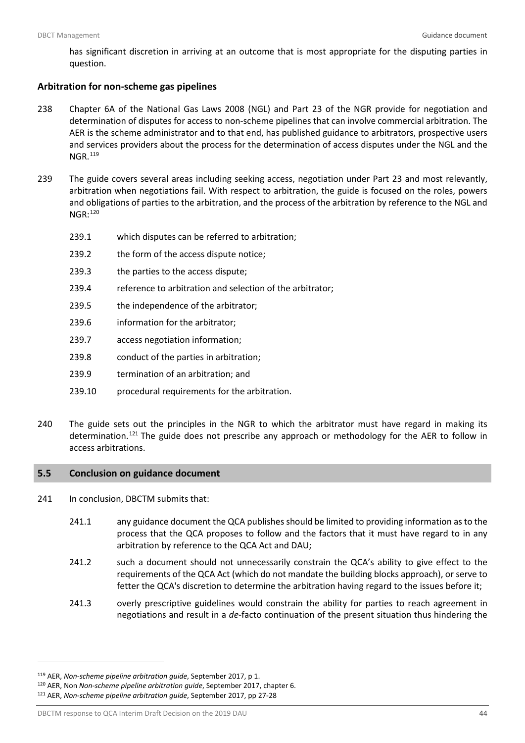has significant discretion in arriving at an outcome that is most appropriate for the disputing parties in question.

### Arbitration for non-scheme gas pipelines

238 Chapter 6A of the National Gas Laws 2008 (NGL) and Part 23 of the NGR provide for negotiation and determination of disputes for access to non-scheme pipelines that can involve commercial arbitration. The AER is the scheme administrator and to that end, has published guidance to arbitrators, prospective users and services providers about the process for the determination of access disputes under the NGL and the NGR.[119]

239 The guide covers several areas including seeking access, negotiation under Part 23 and most relevantly, arbitration when negotiations fail. With respect to arbitration, the guide is focused on the roles, powers and obligations of parties to the arbitration, and the process of the arbitration by reference to the NGL and NGR:[120]

- 239.1 which disputes can be referred to arbitration;
- 239.2 the form of the access dispute notice;
- 239.3 the parties to the access dispute;
- 239.4 reference to arbitration and selection of the arbitrator;
- 239.5 the independence of the arbitrator;
- 239.6 information for the arbitrator;
- 239.7 access negotiation information;
- 239.8 conduct of the parties in arbitration;
- 239.9 termination of an arbitration; and
- 239.10 procedural requirements for the arbitration.

240 The guide sets out the principles in the NGR to which the arbitrator must have regard in making its determination.[121] The guide does not prescribe any approach or methodology for the AER to follow in access arbitrations.

## 5.5 Conclusion on guidance document

241 In conclusion, DBCTM submits that:

- 241.1 any guidance document the QCA publishes should be limited to providing information as to the process that the QCA proposes to follow and the factors that it must have regard to in any arbitration by reference to the QCA Act and DAU;
- 241.2 such a document should not unnecessarily constrain the QCA's ability to give effect to the requirements of the QCA Act (which do not mandate the building blocks approach), or serve to fetter the QCA's discretion to determine the arbitration having regard to the issues before it;
- 241.3 overly prescriptive guidelines would constrain the ability for parties to reach agreement in negotiations and result in a *de*-facto continuation of the present situation thus hindering the

---

[119] AER, *Non-scheme pipeline arbitration guide*, September 2017, p 1.

[120] AER, Non *Non-scheme pipeline arbitration guide*, September 2017, chapter 6.

[121] AER, *Non-scheme pipeline arbitration guide*, September 2017, pp 27-28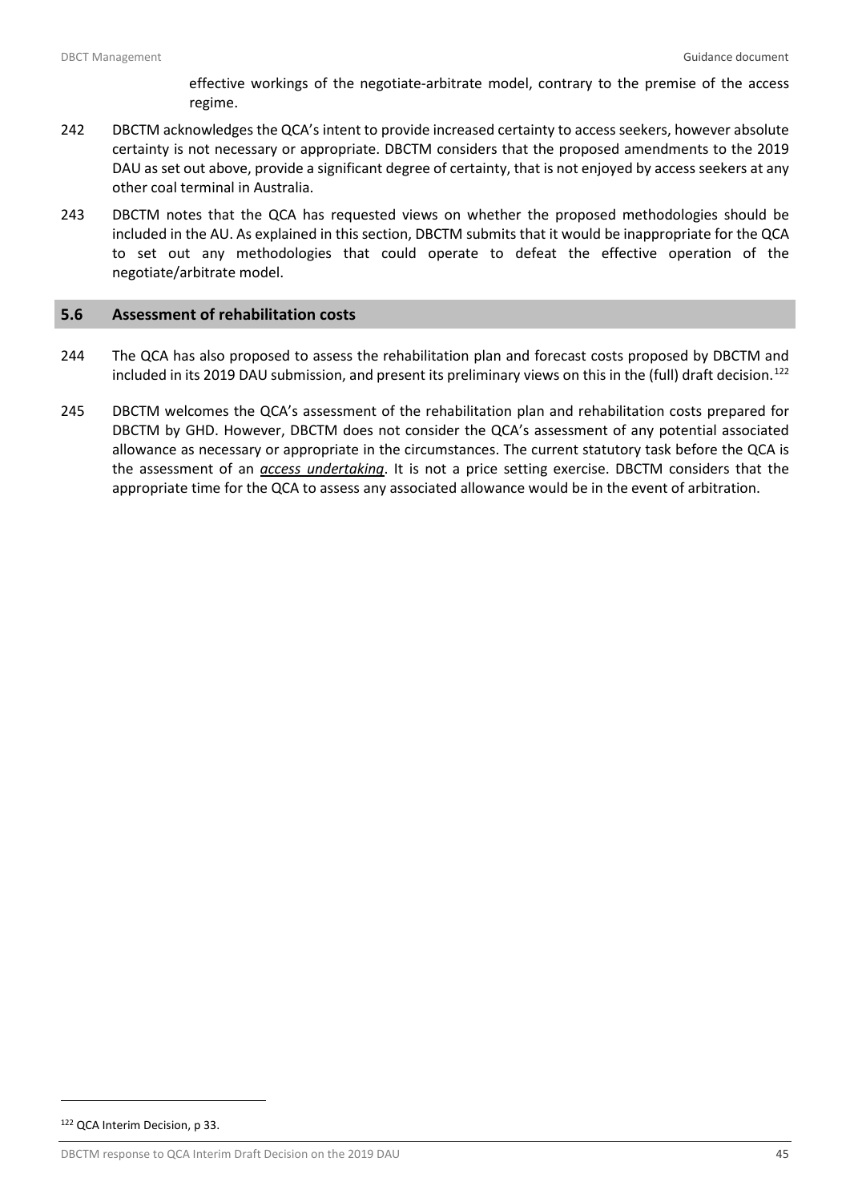effective workings of the negotiate-arbitrate model, contrary to the premise of the access regime.

242 DBCTM acknowledges the QCA's intent to provide increased certainty to access seekers, however absolute certainty is not necessary or appropriate. DBCTM considers that the proposed amendments to the 2019 DAU as set out above, provide a significant degree of certainty, that is not enjoyed by access seekers at any other coal terminal in Australia.

243 DBCTM notes that the QCA has requested views on whether the proposed methodologies should be included in the AU. As explained in this section, DBCTM submits that it would be inappropriate for the QCA to set out any methodologies that could operate to defeat the effective operation of the negotiate/arbitrate model.

## 5.6 Assessment of rehabilitation costs

244 The QCA has also proposed to assess the rehabilitation plan and forecast costs proposed by DBCTM and included in its 2019 DAU submission, and present its preliminary views on this in the (full) draft decision.[122]

245 DBCTM welcomes the QCA's assessment of the rehabilitation plan and rehabilitation costs prepared for DBCTM by GHD. However, DBCTM does not consider the QCA's assessment of any potential associated allowance as necessary or appropriate in the circumstances. The current statutory task before the QCA is the assessment of an ***access undertaking***. It is not a price setting exercise. DBCTM considers that the appropriate time for the QCA to assess any associated allowance would be in the event of arbitration.

[122] QCA Interim Decision, p 33.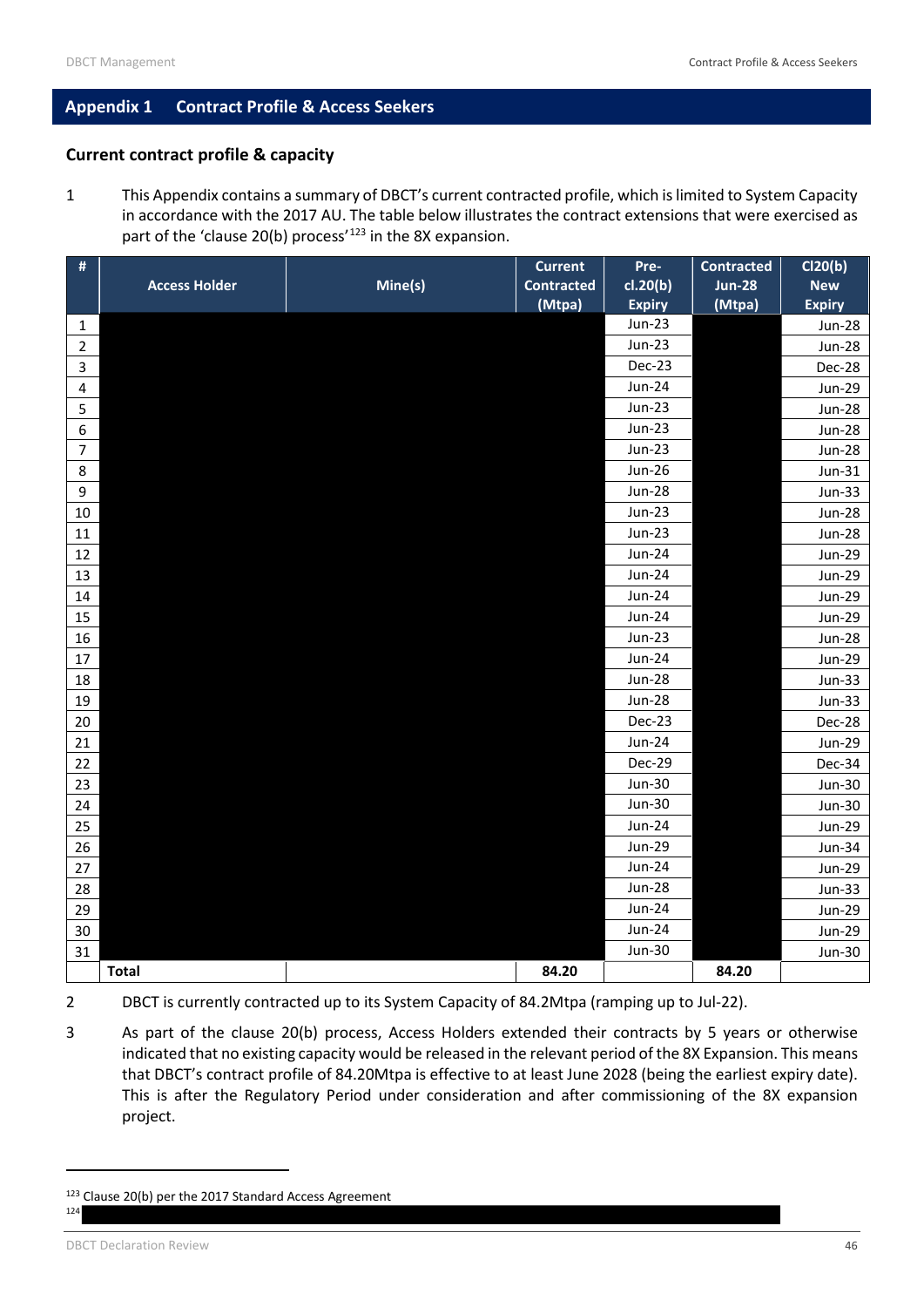## Appendix 1 Contract Profile & Access Seekers

### Current contract profile & capacity

1 This Appendix contains a summary of DBCT's current contracted profile, which is limited to System Capacity in accordance with the 2017 AU. The table below illustrates the contract extensions that were exercised as part of the 'clause 20(b) process'[123] in the 8X expansion.

| # | Access Holder | Mine(s) | Current Contracted (Mtpa) | Pre-cl.20(b) Expiry | Contracted Jun-28 (Mtpa) | Cl20(b) New Expiry |
|---|---|---|---|---|---|---|
| 1 | | | | Jun-23 | | Jun-28 |
| 2 | | | | Jun-23 | | Jun-28 |
| 3 | | | | Dec-23 | | Dec-28 |
| 4 | | | | Jun-24 | | Jun-29 |
| 5 | | | | Jun-23 | | Jun-28 |
| 6 | | | | Jun-23 | | Jun-28 |
| 7 | | | | Jun-23 | | Jun-28 |
| 8 | | | | Jun-26 | | Jun-31 |
| 9 | | | | Jun-28 | | Jun-33 |
| 10 | | | | Jun-23 | | Jun-28 |
| 11 | | | | Jun-23 | | Jun-28 |
| 12 | | | | Jun-24 | | Jun-29 |
| 13 | | | | Jun-24 | | Jun-29 |
| 14 | | | | Jun-24 | | Jun-29 |
| 15 | | | | Jun-24 | | Jun-29 |
| 16 | | | | Jun-23 | | Jun-28 |
| 17 | | | | Jun-24 | | Jun-29 |
| 18 | | | | Jun-28 | | Jun-33 |
| 19 | | | | Jun-28 | | Jun-33 |
| 20 | | | | Dec-23 | | Dec-28 |
| 21 | | | | Jun-24 | | Jun-29 |
| 22 | | | | Dec-29 | | Dec-34 |
| 23 | | | | Jun-30 | | Jun-30 |
| 24 | | | | Jun-30 | | Jun-30 |
| 25 | | | | Jun-24 | | Jun-29 |
| 26 | | | | Jun-29 | | Jun-34 |
| 27 | | | | Jun-24 | | Jun-29 |
| 28 | | | | Jun-28 | | Jun-33 |
| 29 | | | | Jun-24 | | Jun-29 |
| 30 | | | | Jun-24 | | Jun-29 |
| 31 | | | | Jun-30 | | Jun-30 |
| | **Total** | | **84.20** | | **84.20** | |

2 DBCT is currently contracted up to its System Capacity of 84.2Mtpa (ramping up to Jul-22).

3 As part of the clause 20(b) process, Access Holders extended their contracts by 5 years or otherwise indicated that no existing capacity would be released in the relevant period of the 8X Expansion. This means that DBCT's contract profile of 84.20Mtpa is effective to at least June 2028 (being the earliest expiry date). This is after the Regulatory Period under consideration and after commissioning of the 8X expansion project.

[123] Clause 20(b) per the 2017 Standard Access Agreement

[124]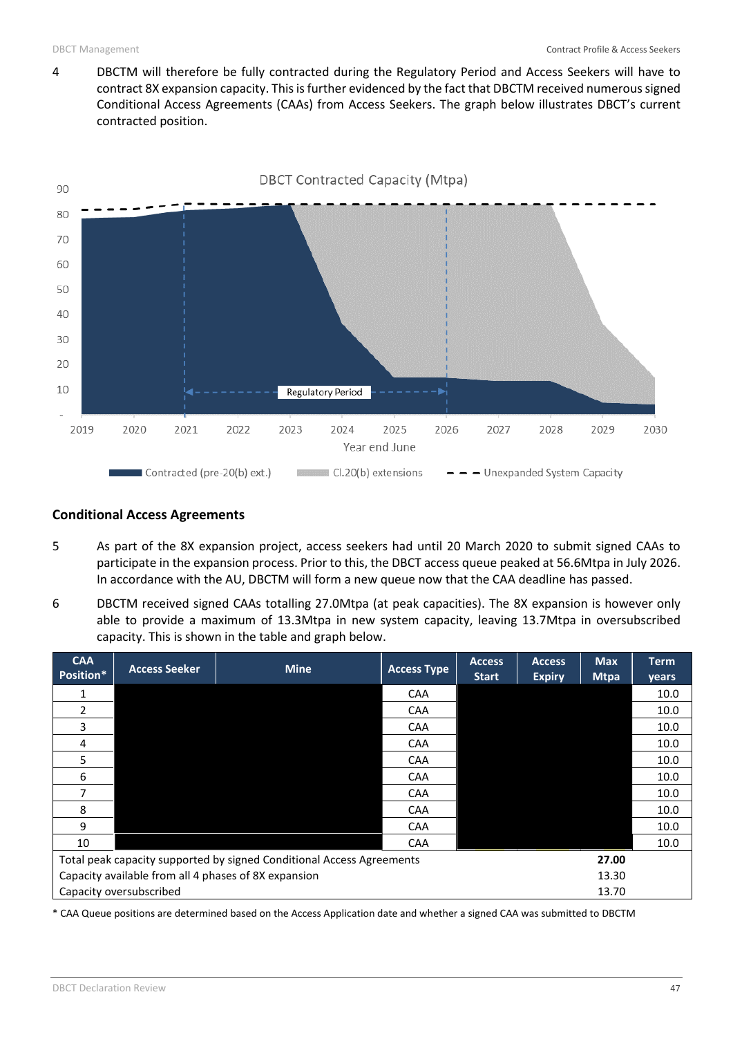4 DBCTM will therefore be fully contracted during the Regulatory Period and Access Seekers will have to contract 8X expansion capacity. This is further evidenced by the fact that DBCTM received numerous signed Conditional Access Agreements (CAAs) from Access Seekers. The graph below illustrates DBCT's current contracted position.

## Conditional Access Agreements

5 As part of the 8X expansion project, access seekers had until 20 March 2020 to submit signed CAAs to participate in the expansion process. Prior to this, the DBCT access queue peaked at 56.6Mtpa in July 2026. In accordance with the AU, DBCTM will form a new queue now that the CAA deadline has passed.

6 DBCTM received signed CAAs totalling 27.0Mtpa (at peak capacities). The 8X expansion is however only able to provide a maximum of 13.3Mtpa in new system capacity, leaving 13.7Mtpa in oversubscribed capacity. This is shown in the table and graph below.

| CAA Position* | Access Seeker | Mine | Access Type | Access Start | Access Expiry | Max Mtpa | Term years |
|---|---|---|---|---|---|---|---|
| 1 | | | CAA | | | | 10.0 |
| 2 | | | CAA | | | | 10.0 |
| 3 | | | CAA | | | | 10.0 |
| 4 | | | CAA | | | | 10.0 |
| 5 | | | CAA | | | | 10.0 |
| 6 | | | CAA | | | | 10.0 |
| 7 | | | CAA | | | | 10.0 |
| 8 | | | CAA | | | | 10.0 |
| 9 | | | CAA | | | | 10.0 |
| 10 | | | CAA | | | | 10.0 |
| Total peak capacity supported by signed Conditional Access Agreements | | | | | | **27.00** | |
| Capacity available from all 4 phases of 8X expansion | | | | | | 13.30 | |
| Capacity oversubscribed | | | | | | 13.70 | |

\* CAA Queue positions are determined based on the Access Application date and whether a signed CAA was submitted to DBCTM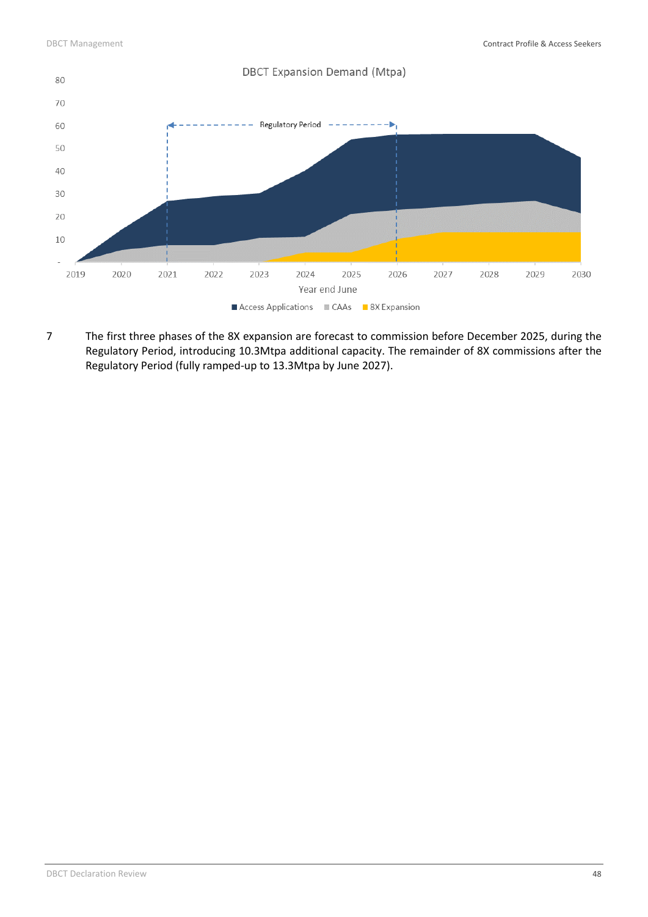DBCT Expansion Demand (Mtpa)

7 The first three phases of the 8X expansion are forecast to commission before December 2025, during the Regulatory Period, introducing 10.3Mtpa additional capacity. The remainder of 8X commissions after the Regulatory Period (fully ramped-up to 13.3Mtpa by June 2027).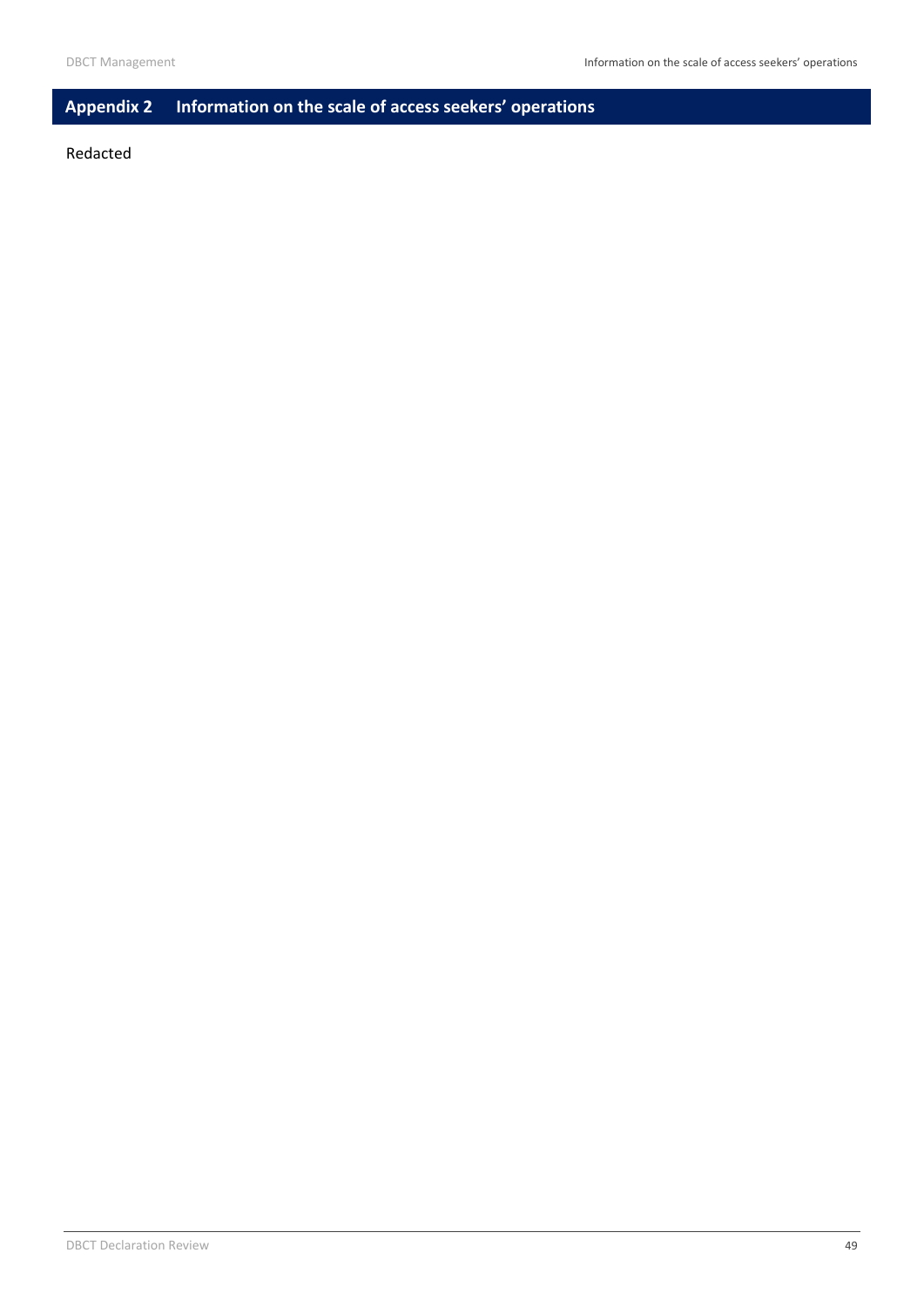# Appendix 2 Information on the scale of access seekers' operations

Redacted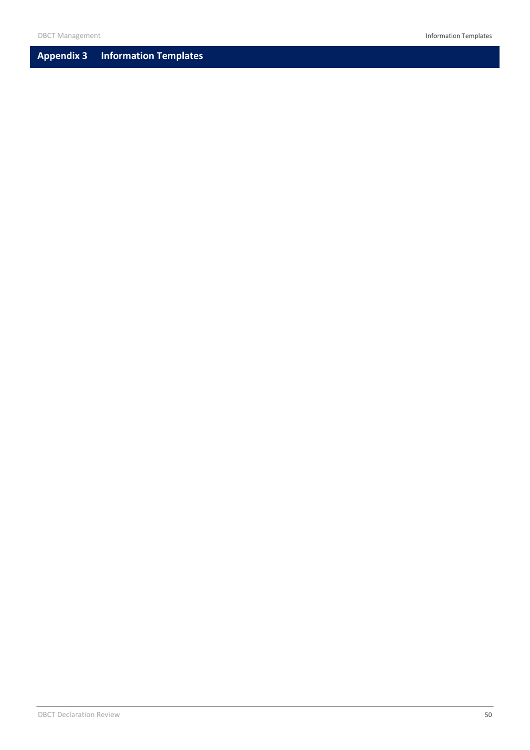# Appendix 3 Information Templates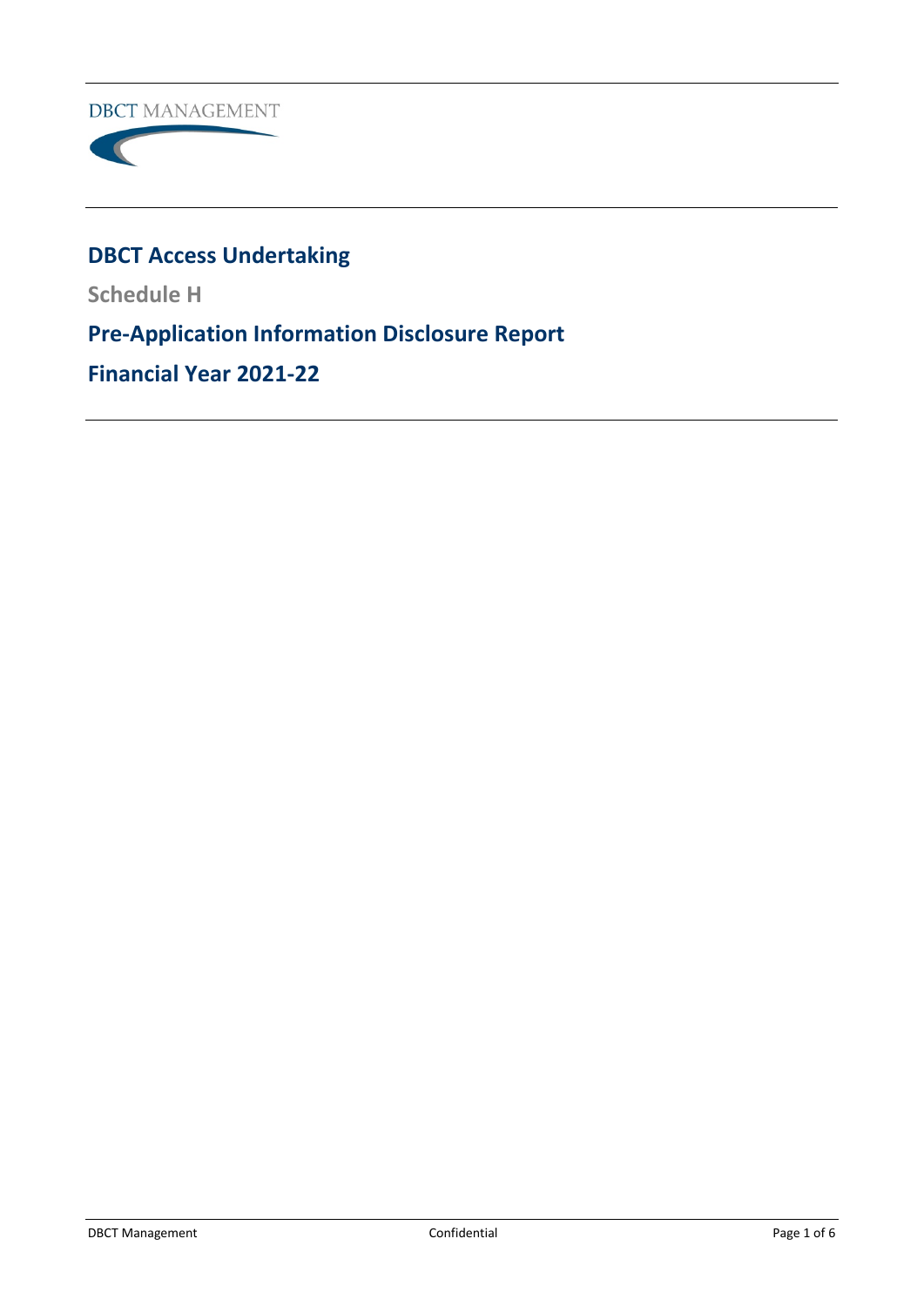DBCT MANAGEMENT

# DBCT Access Undertaking

## Schedule H

# Pre-Application Information Disclosure Report

# Financial Year 2021-22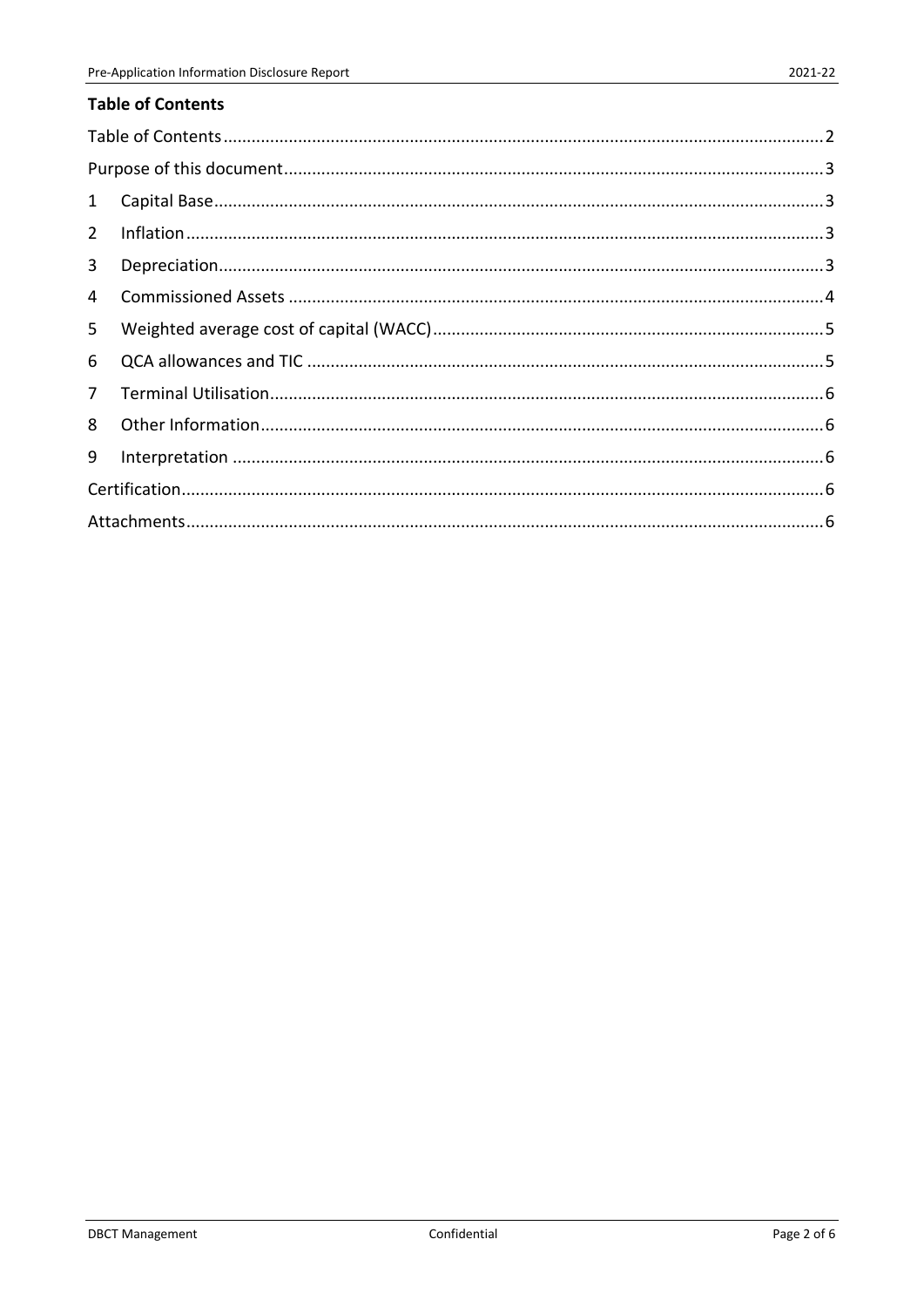## Table of Contents

Table of Contents ........ 2

Purpose of this document ........ 3

1 Capital Base ........ 3

2 Inflation ........ 3

3 Depreciation ........ 3

4 Commissioned Assets ........ 4

5 Weighted average cost of capital (WACC) ........ 5

6 QCA allowances and TIC ........ 5

7 Terminal Utilisation ........ 6

8 Other Information ........ 6

9 Interpretation ........ 6

Certification ........ 6

Attachments ........ 6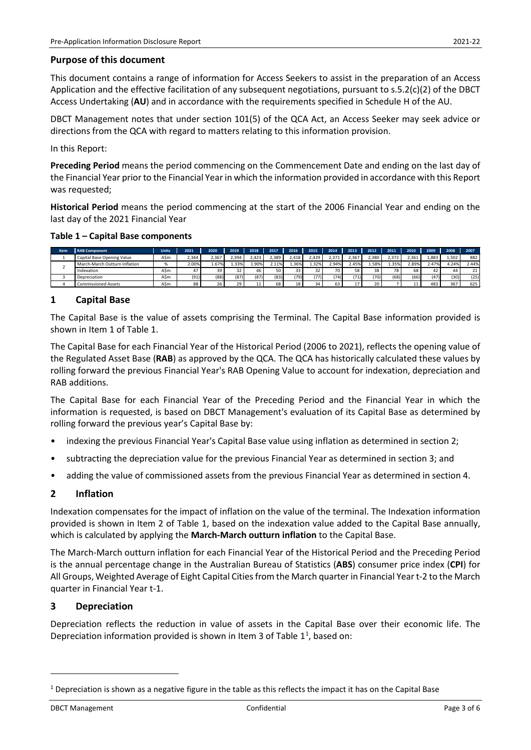## Purpose of this document

This document contains a range of information for Access Seekers to assist in the preparation of an Access Application and the effective facilitation of any subsequent negotiations, pursuant to s.5.2(c)(2) of the DBCT Access Undertaking (**AU**) and in accordance with the requirements specified in Schedule H of the AU.

DBCT Management notes that under section 101(5) of the QCA Act, an Access Seeker may seek advice or directions from the QCA with regard to matters relating to this information provision.

In this Report:

**Preceding Period** means the period commencing on the Commencement Date and ending on the last day of the Financial Year prior to the Financial Year in which the information provided in accordance with this Report was requested;

**Historical Period** means the period commencing at the start of the 2006 Financial Year and ending on the last day of the 2021 Financial Year

**Table 1 – Capital Base components**

| Item | RAB Component | Units | 2021 | 2020 | 2019 | 2018 | 2017 | 2016 | 2015 | 2014 | 2013 | 2012 | 2011 | 2010 | 2009 | 2008 | 2007 |
|---|---|---|---|---|---|---|---|---|---|---|---|---|---|---|---|---|---|
| 1 | Capital Base Opening Value | A$m | 2,344 | 2,367 | 2,394 | 2,423 | 2,389 | 2,418 | 2,429 | 2,371 | 2,367 | 2,380 | 2,372 | 2,361 | 1,883 | 1,502 | 882 |
| 2 | March-March Outturn Inflation | % | 2.00% | 1.67% | 1.33% | 1.90% | 2.11% | 1.36% | 1.32% | 2.94% | 2.45% | 1.58% | 1.35% | 2.89% | 2.47% | 4.24% | 2.44% |
| | Indexation | A$m | 47 | 39 | 32 | 46 | 50 | 33 | 32 | 70 | 58 | 38 | 78 | 68 | 42 | 44 | 21 |
| 3 | Depreciation | A$m | (91) | (88) | (87) | (87) | (83) | (79) | (77) | (74) | (71) | (70) | (68) | (66) | (47) | (30) | (25) |
| 4 | Commissioned Assets | A$m | 88 | 26 | 29 | 11 | 68 | 18 | 34 | 63 | 17 | 20 | 7 | 11 | 483 | 367 | 625 |

## 1 Capital Base

The Capital Base is the value of assets comprising the Terminal. The Capital Base information provided is shown in Item 1 of Table 1.

The Capital Base for each Financial Year of the Historical Period (2006 to 2021), reflects the opening value of the Regulated Asset Base (**RAB**) as approved by the QCA. The QCA has historically calculated these values by rolling forward the previous Financial Year's RAB Opening Value to account for indexation, depreciation and RAB additions.

The Capital Base for each Financial Year of the Preceding Period and the Financial Year in which the information is requested, is based on DBCT Management's evaluation of its Capital Base as determined by rolling forward the previous year's Capital Base by:

- indexing the previous Financial Year's Capital Base value using inflation as determined in section 2;
- subtracting the depreciation value for the previous Financial Year as determined in section 3; and
- adding the value of commissioned assets from the previous Financial Year as determined in section 4.

## 2 Inflation

Indexation compensates for the impact of inflation on the value of the terminal. The Indexation information provided is shown in Item 2 of Table 1, based on the indexation value added to the Capital Base annually, which is calculated by applying the **March-March outturn inflation** to the Capital Base.

The March-March outturn inflation for each Financial Year of the Historical Period and the Preceding Period is the annual percentage change in the Australian Bureau of Statistics (**ABS**) consumer price index (**CPI**) for All Groups, Weighted Average of Eight Capital Cities from the March quarter in Financial Year t-2 to the March quarter in Financial Year t-1.

## 3 Depreciation

Depreciation reflects the reduction in value of assets in the Capital Base over their economic life. The Depreciation information provided is shown in Item 3 of Table 1[1], based on:

[1] Depreciation is shown as a negative figure in the table as this reflects the impact it has on the Capital Base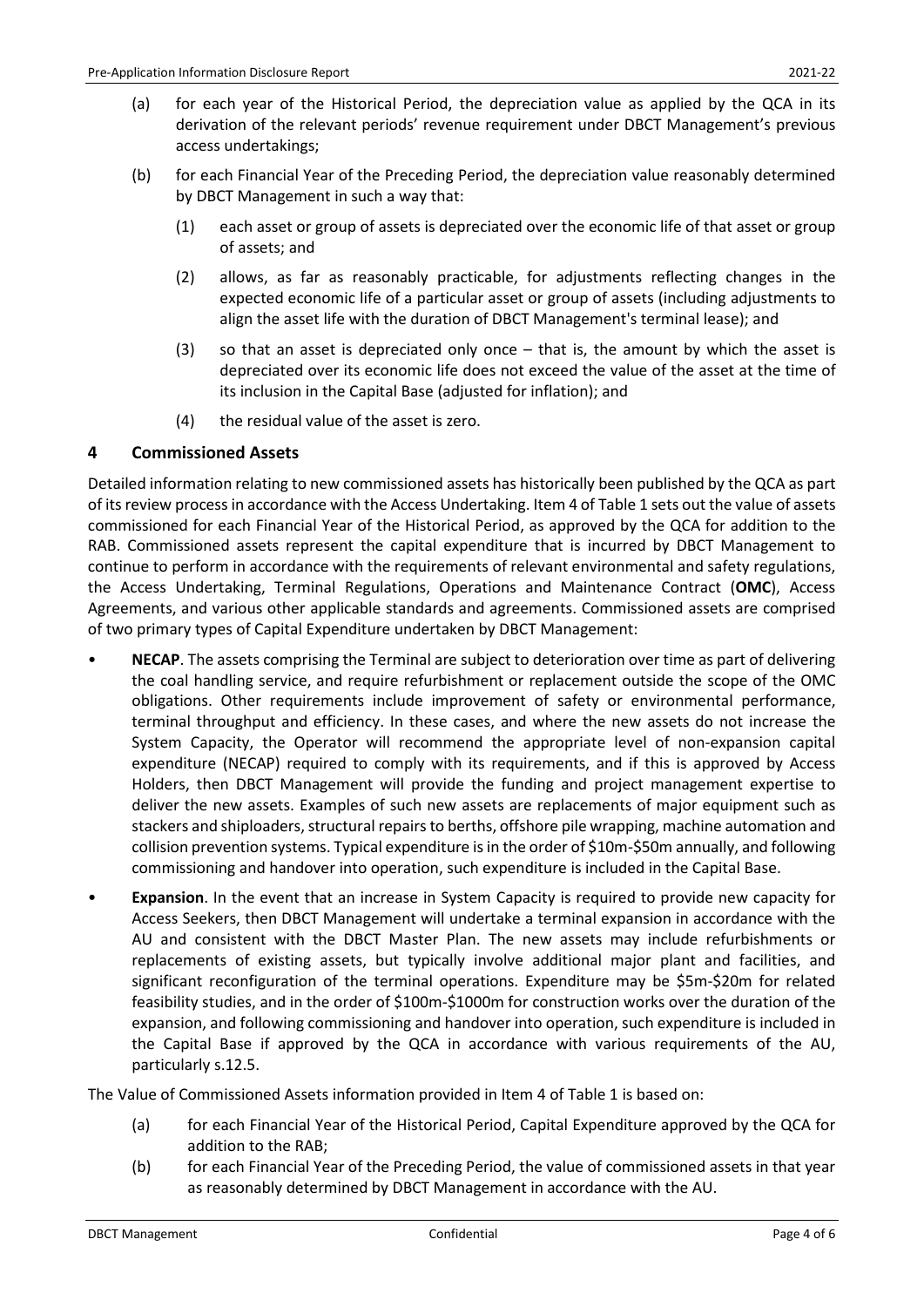(a) for each year of the Historical Period, the depreciation value as applied by the QCA in its derivation of the relevant periods' revenue requirement under DBCT Management's previous access undertakings;

(b) for each Financial Year of the Preceding Period, the depreciation value reasonably determined by DBCT Management in such a way that:

  (1) each asset or group of assets is depreciated over the economic life of that asset or group of assets; and

  (2) allows, as far as reasonably practicable, for adjustments reflecting changes in the expected economic life of a particular asset or group of assets (including adjustments to align the asset life with the duration of DBCT Management's terminal lease); and

  (3) so that an asset is depreciated only once – that is, the amount by which the asset is depreciated over its economic life does not exceed the value of the asset at the time of its inclusion in the Capital Base (adjusted for inflation); and

  (4) the residual value of the asset is zero.

## 4 Commissioned Assets

Detailed information relating to new commissioned assets has historically been published by the QCA as part of its review process in accordance with the Access Undertaking. Item 4 of Table 1 sets out the value of assets commissioned for each Financial Year of the Historical Period, as approved by the QCA for addition to the RAB. Commissioned assets represent the capital expenditure that is incurred by DBCT Management to continue to perform in accordance with the requirements of relevant environmental and safety regulations, the Access Undertaking, Terminal Regulations, Operations and Maintenance Contract (**OMC**), Access Agreements, and various other applicable standards and agreements. Commissioned assets are comprised of two primary types of Capital Expenditure undertaken by DBCT Management:

- **NECAP**. The assets comprising the Terminal are subject to deterioration over time as part of delivering the coal handling service, and require refurbishment or replacement outside the scope of the OMC obligations. Other requirements include improvement of safety or environmental performance, terminal throughput and efficiency. In these cases, and where the new assets do not increase the System Capacity, the Operator will recommend the appropriate level of non-expansion capital expenditure (NECAP) required to comply with its requirements, and if this is approved by Access Holders, then DBCT Management will provide the funding and project management expertise to deliver the new assets. Examples of such new assets are replacements of major equipment such as stackers and shiploaders, structural repairs to berths, offshore pile wrapping, machine automation and collision prevention systems. Typical expenditure is in the order of $10m-$50m annually, and following commissioning and handover into operation, such expenditure is included in the Capital Base.
- **Expansion**. In the event that an increase in System Capacity is required to provide new capacity for Access Seekers, then DBCT Management will undertake a terminal expansion in accordance with the AU and consistent with the DBCT Master Plan. The new assets may include refurbishments or replacements of existing assets, but typically involve additional major plant and facilities, and significant reconfiguration of the terminal operations. Expenditure may be $5m-$20m for related feasibility studies, and in the order of $100m-$1000m for construction works over the duration of the expansion, and following commissioning and handover into operation, such expenditure is included in the Capital Base if approved by the QCA in accordance with various requirements of the AU, particularly s.12.5.

The Value of Commissioned Assets information provided in Item 4 of Table 1 is based on:

(a) for each Financial Year of the Historical Period, Capital Expenditure approved by the QCA for addition to the RAB;

(b) for each Financial Year of the Preceding Period, the value of commissioned assets in that year as reasonably determined by DBCT Management in accordance with the AU.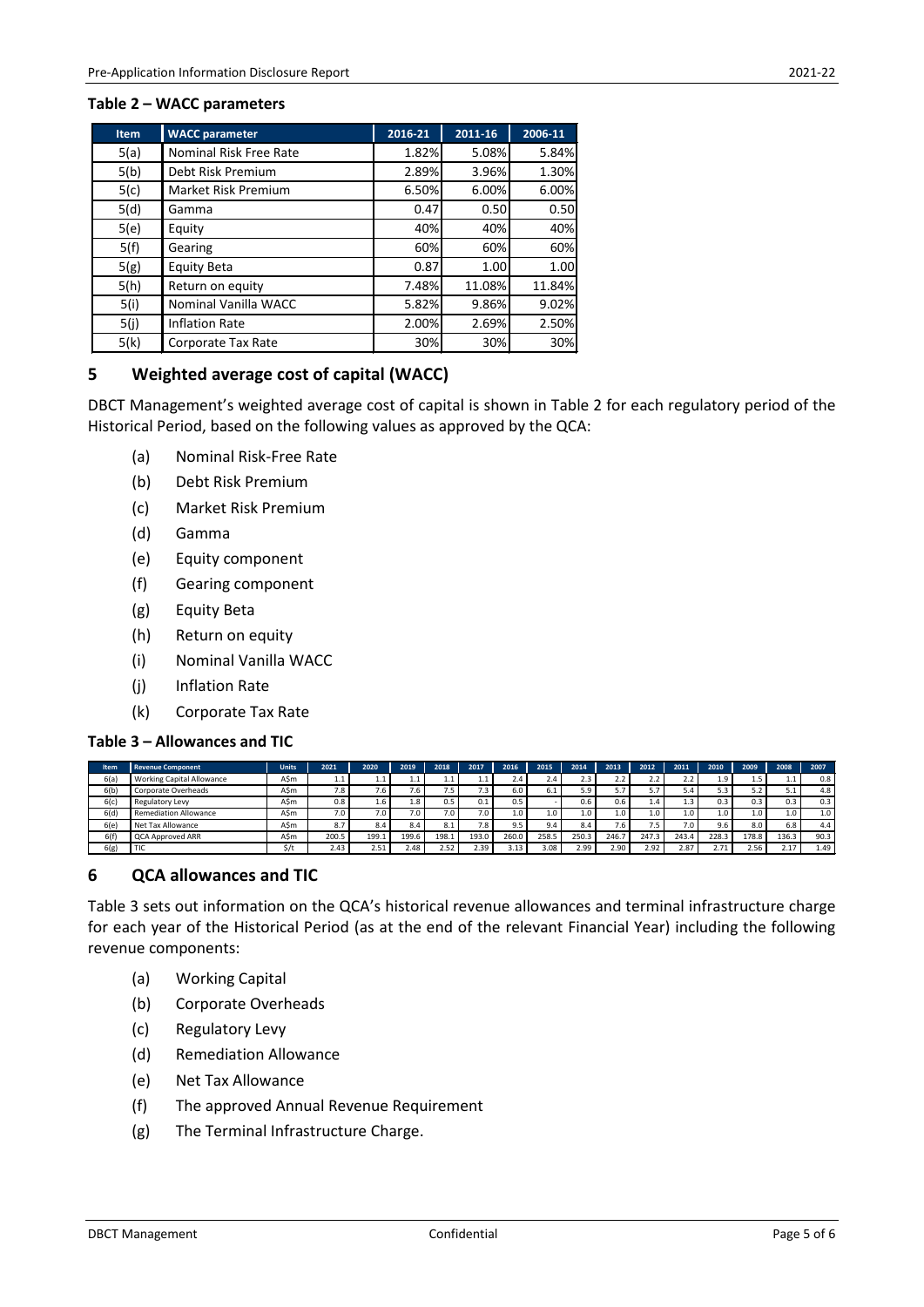**Table 2 – WACC parameters**

| Item | WACC parameter | 2016-21 | 2011-16 | 2006-11 |
|---|---|---|---|---|
| 5(a) | Nominal Risk Free Rate | 1.82% | 5.08% | 5.84% |
| 5(b) | Debt Risk Premium | 2.89% | 3.96% | 1.30% |
| 5(c) | Market Risk Premium | 6.50% | 6.00% | 6.00% |
| 5(d) | Gamma | 0.47 | 0.50 | 0.50 |
| 5(e) | Equity | 40% | 40% | 40% |
| 5(f) | Gearing | 60% | 60% | 60% |
| 5(g) | Equity Beta | 0.87 | 1.00 | 1.00 |
| 5(h) | Return on equity | 7.48% | 11.08% | 11.84% |
| 5(i) | Nominal Vanilla WACC | 5.82% | 9.86% | 9.02% |
| 5(j) | Inflation Rate | 2.00% | 2.69% | 2.50% |
| 5(k) | Corporate Tax Rate | 30% | 30% | 30% |

## 5 Weighted average cost of capital (WACC)

DBCT Management's weighted average cost of capital is shown in Table 2 for each regulatory period of the Historical Period, based on the following values as approved by the QCA:

(a) Nominal Risk-Free Rate

(b) Debt Risk Premium

(c) Market Risk Premium

(d) Gamma

(e) Equity component

(f) Gearing component

(g) Equity Beta

(h) Return on equity

(i) Nominal Vanilla WACC

(j) Inflation Rate

(k) Corporate Tax Rate

**Table 3 – Allowances and TIC**

| Item | Revenue Component | Units | 2021 | 2020 | 2019 | 2018 | 2017 | 2016 | 2015 | 2014 | 2013 | 2012 | 2011 | 2010 | 2009 | 2008 | 2007 |
|---|---|---|---|---|---|---|---|---|---|---|---|---|---|---|---|---|---|
| 6(a) | Working Capital Allowance | A$m | 1.1 | 1.1 | 1.1 | 1.1 | 1.1 | 2.4 | 2.4 | 2.3 | 2.2 | 2.2 | 2.2 | 1.9 | 1.5 | 1.1 | 0.8 |
| 6(b) | Corporate Overheads | A$m | 7.8 | 7.6 | 7.6 | 7.5 | 7.3 | 6.0 | 6.1 | 5.9 | 5.7 | 5.7 | 5.4 | 5.3 | 5.2 | 5.1 | 4.8 |
| 6(c) | Regulatory Levy | A$m | 0.8 | 1.6 | 1.8 | 0.5 | 0.1 | 0.5 | - | 0.6 | 0.6 | 1.4 | 1.3 | 0.3 | 0.3 | 0.3 | 0.3 |
| 6(d) | Remediation Allowance | A$m | 7.0 | 7.0 | 7.0 | 7.0 | 7.0 | 1.0 | 1.0 | 1.0 | 1.0 | 1.0 | 1.0 | 1.0 | 1.0 | 1.0 | 1.0 |
| 6(e) | Net Tax Allowance | A$m | 8.7 | 8.4 | 8.4 | 8.1 | 7.8 | 9.5 | 9.4 | 8.4 | 7.6 | 7.5 | 7.0 | 9.6 | 8.0 | 6.8 | 4.4 |
| 6(f) | QCA Approved ARR | A$m | 200.5 | 199.1 | 199.6 | 198.1 | 193.0 | 260.0 | 258.5 | 250.3 | 246.7 | 247.3 | 243.4 | 228.3 | 178.8 | 136.3 | 90.3 |
| 6(g) | TIC | $/t | 2.43 | 2.51 | 2.48 | 2.52 | 2.39 | 3.13 | 3.08 | 2.99 | 2.90 | 2.92 | 2.87 | 2.71 | 2.56 | 2.17 | 1.49 |

## 6 QCA allowances and TIC

Table 3 sets out information on the QCA's historical revenue allowances and terminal infrastructure charge for each year of the Historical Period (as at the end of the relevant Financial Year) including the following revenue components:

(a) Working Capital

(b) Corporate Overheads

(c) Regulatory Levy

(d) Remediation Allowance

(e) Net Tax Allowance

(f) The approved Annual Revenue Requirement

(g) The Terminal Infrastructure Charge.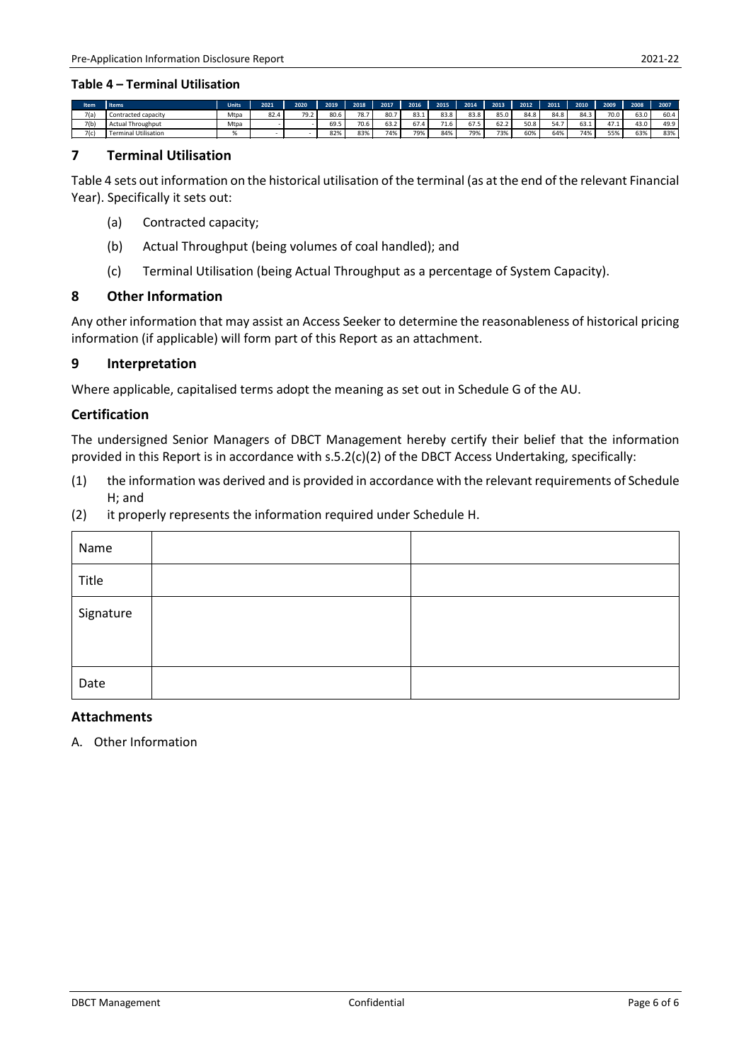**Table 4 – Terminal Utilisation**

| Item | Items | Units | 2021 | 2020 | 2019 | 2018 | 2017 | 2016 | 2015 | 2014 | 2013 | 2012 | 2011 | 2010 | 2009 | 2008 | 2007 |
|---|---|---|---|---|---|---|---|---|---|---|---|---|---|---|---|---|---|
| 7(a) | Contracted capacity | Mtpa | 82.4 | 79.2 | 80.6 | 78.7 | 80.7 | 83.1 | 83.8 | 83.8 | 85.0 | 84.8 | 84.8 | 84.3 | 70.0 | 63.0 | 60.4 |
| 7(b) | Actual Throughput | Mtpa | - | - | 69.5 | 70.6 | 63.2 | 67.4 | 71.6 | 67.5 | 62.2 | 50.8 | 54.7 | 63.1 | 47.1 | 43.0 | 49.9 |
| 7(c) | Terminal Utilisation | % | - | - | 82% | 83% | 74% | 79% | 84% | 79% | 73% | 60% | 64% | 74% | 55% | 63% | 83% |

## 7 Terminal Utilisation

Table 4 sets out information on the historical utilisation of the terminal (as at the end of the relevant Financial Year). Specifically it sets out:

(a) Contracted capacity;

(b) Actual Throughput (being volumes of coal handled); and

(c) Terminal Utilisation (being Actual Throughput as a percentage of System Capacity).

## 8 Other Information

Any other information that may assist an Access Seeker to determine the reasonableness of historical pricing information (if applicable) will form part of this Report as an attachment.

## 9 Interpretation

Where applicable, capitalised terms adopt the meaning as set out in Schedule G of the AU.

## Certification

The undersigned Senior Managers of DBCT Management hereby certify their belief that the information provided in this Report is in accordance with s.5.2(c)(2) of the DBCT Access Undertaking, specifically:

(1) the information was derived and is provided in accordance with the relevant requirements of Schedule H; and

(2) it properly represents the information required under Schedule H.

| | | |
|---|---|---|
| Name | | |
| Title | | |
| Signature | | |
| Date | | |

## Attachments

A. Other Information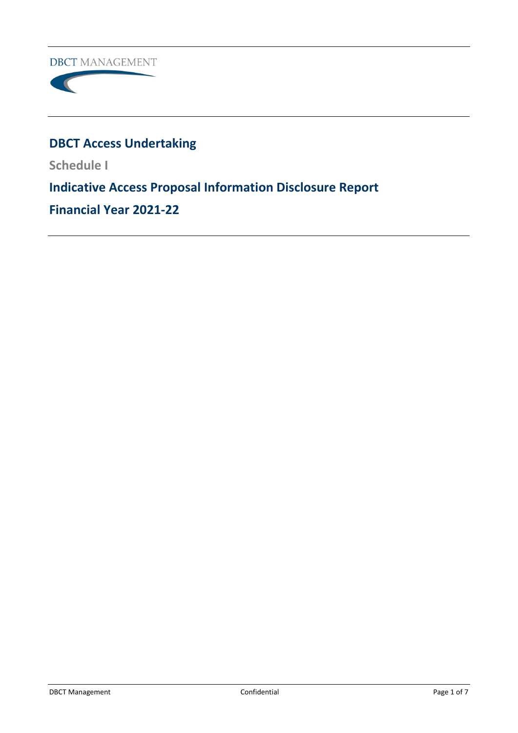DBCT MANAGEMENT

# DBCT Access Undertaking

## Schedule I

## Indicative Access Proposal Information Disclosure Report

## Financial Year 2021-22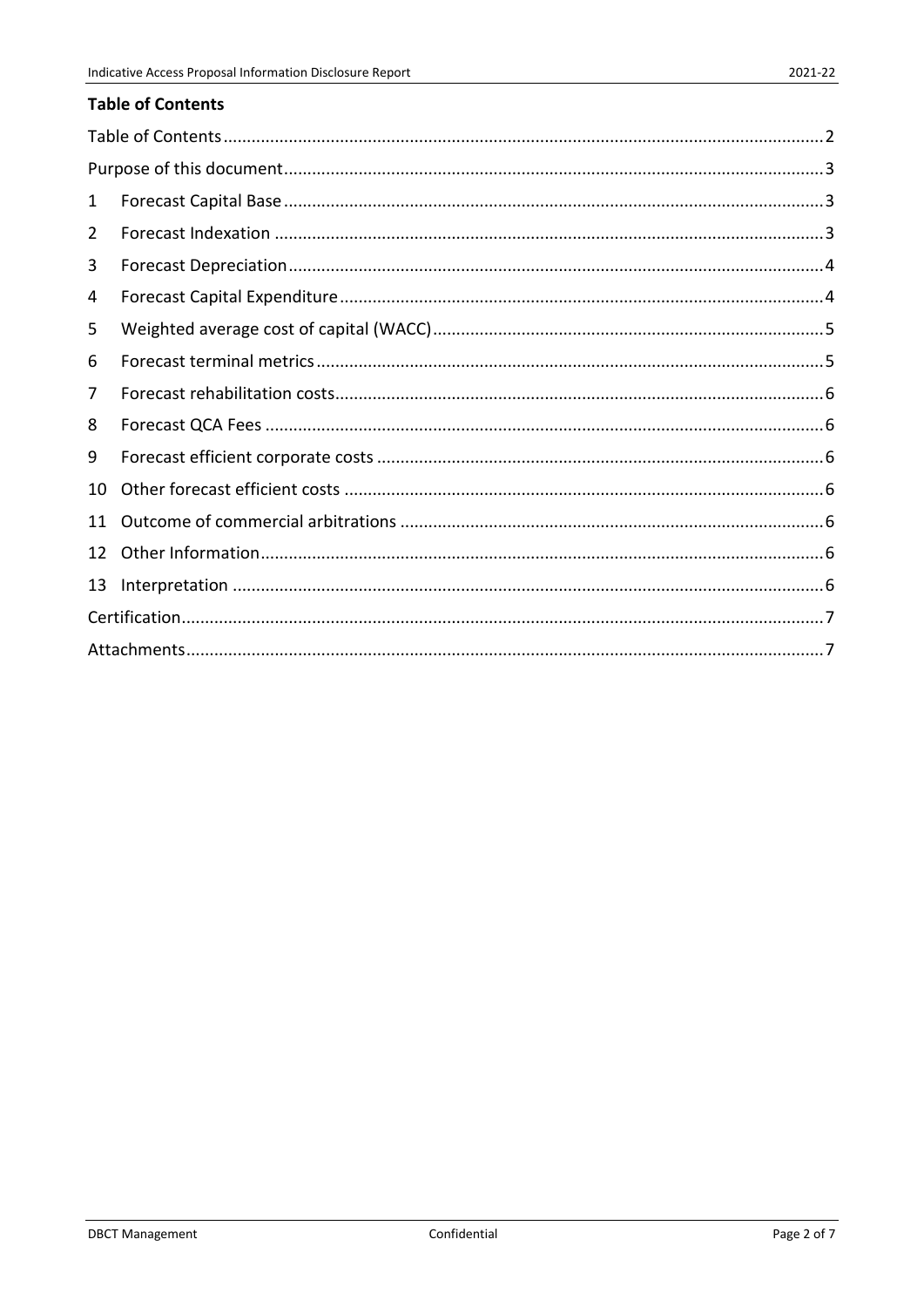## Table of Contents

| | | |
|---|---|---|
| Table of Contents | | 2 |
| Purpose of this document | | 3 |
| 1 | Forecast Capital Base | 3 |
| 2 | Forecast Indexation | 3 |
| 3 | Forecast Depreciation | 4 |
| 4 | Forecast Capital Expenditure | 4 |
| 5 | Weighted average cost of capital (WACC) | 5 |
| 6 | Forecast terminal metrics | 5 |
| 7 | Forecast rehabilitation costs | 6 |
| 8 | Forecast QCA Fees | 6 |
| 9 | Forecast efficient corporate costs | 6 |
| 10 | Other forecast efficient costs | 6 |
| 11 | Outcome of commercial arbitrations | 6 |
| 12 | Other Information | 6 |
| 13 | Interpretation | 6 |
| Certification | | 7 |
| Attachments | | 7 |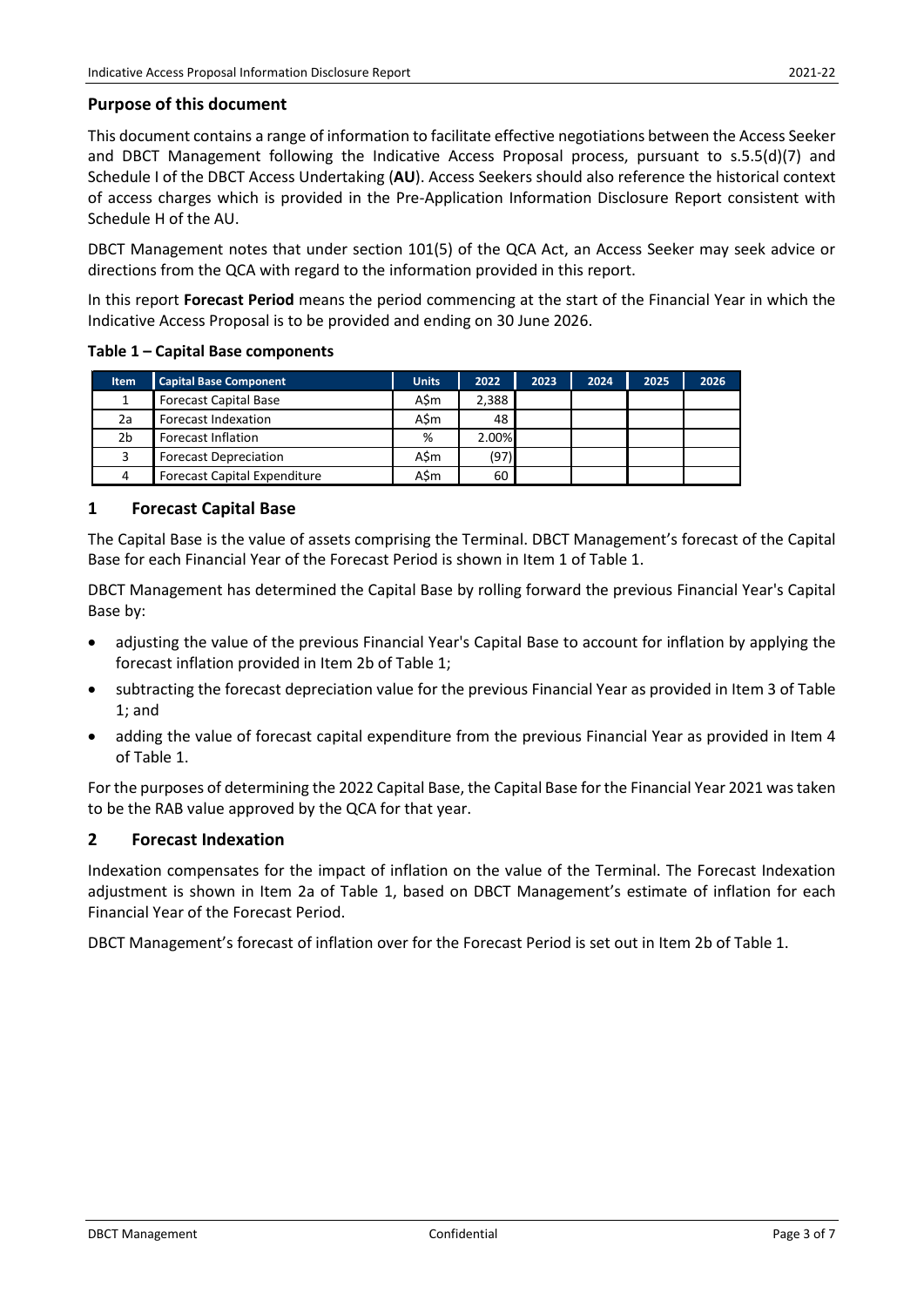## Purpose of this document

This document contains a range of information to facilitate effective negotiations between the Access Seeker and DBCT Management following the Indicative Access Proposal process, pursuant to s.5.5(d)(7) and Schedule I of the DBCT Access Undertaking (**AU**). Access Seekers should also reference the historical context of access charges which is provided in the Pre-Application Information Disclosure Report consistent with Schedule H of the AU.

DBCT Management notes that under section 101(5) of the QCA Act, an Access Seeker may seek advice or directions from the QCA with regard to the information provided in this report.

In this report **Forecast Period** means the period commencing at the start of the Financial Year in which the Indicative Access Proposal is to be provided and ending on 30 June 2026.

**Table 1 – Capital Base components**

| Item | Capital Base Component | Units | 2022 | 2023 | 2024 | 2025 | 2026 |
|---|---|---|---|---|---|---|---|
| 1 | Forecast Capital Base | A$m | 2,388 | | | | |
| 2a | Forecast Indexation | A$m | 48 | | | | |
| 2b | Forecast Inflation | % | 2.00% | | | | |
| 3 | Forecast Depreciation | A$m | (97) | | | | |
| 4 | Forecast Capital Expenditure | A$m | 60 | | | | |

## 1 Forecast Capital Base

The Capital Base is the value of assets comprising the Terminal. DBCT Management's forecast of the Capital Base for each Financial Year of the Forecast Period is shown in Item 1 of Table 1.

DBCT Management has determined the Capital Base by rolling forward the previous Financial Year's Capital Base by:

- adjusting the value of the previous Financial Year's Capital Base to account for inflation by applying the forecast inflation provided in Item 2b of Table 1;
- subtracting the forecast depreciation value for the previous Financial Year as provided in Item 3 of Table 1; and
- adding the value of forecast capital expenditure from the previous Financial Year as provided in Item 4 of Table 1.

For the purposes of determining the 2022 Capital Base, the Capital Base for the Financial Year 2021 was taken to be the RAB value approved by the QCA for that year.

## 2 Forecast Indexation

Indexation compensates for the impact of inflation on the value of the Terminal. The Forecast Indexation adjustment is shown in Item 2a of Table 1, based on DBCT Management's estimate of inflation for each Financial Year of the Forecast Period.

DBCT Management's forecast of inflation over for the Forecast Period is set out in Item 2b of Table 1.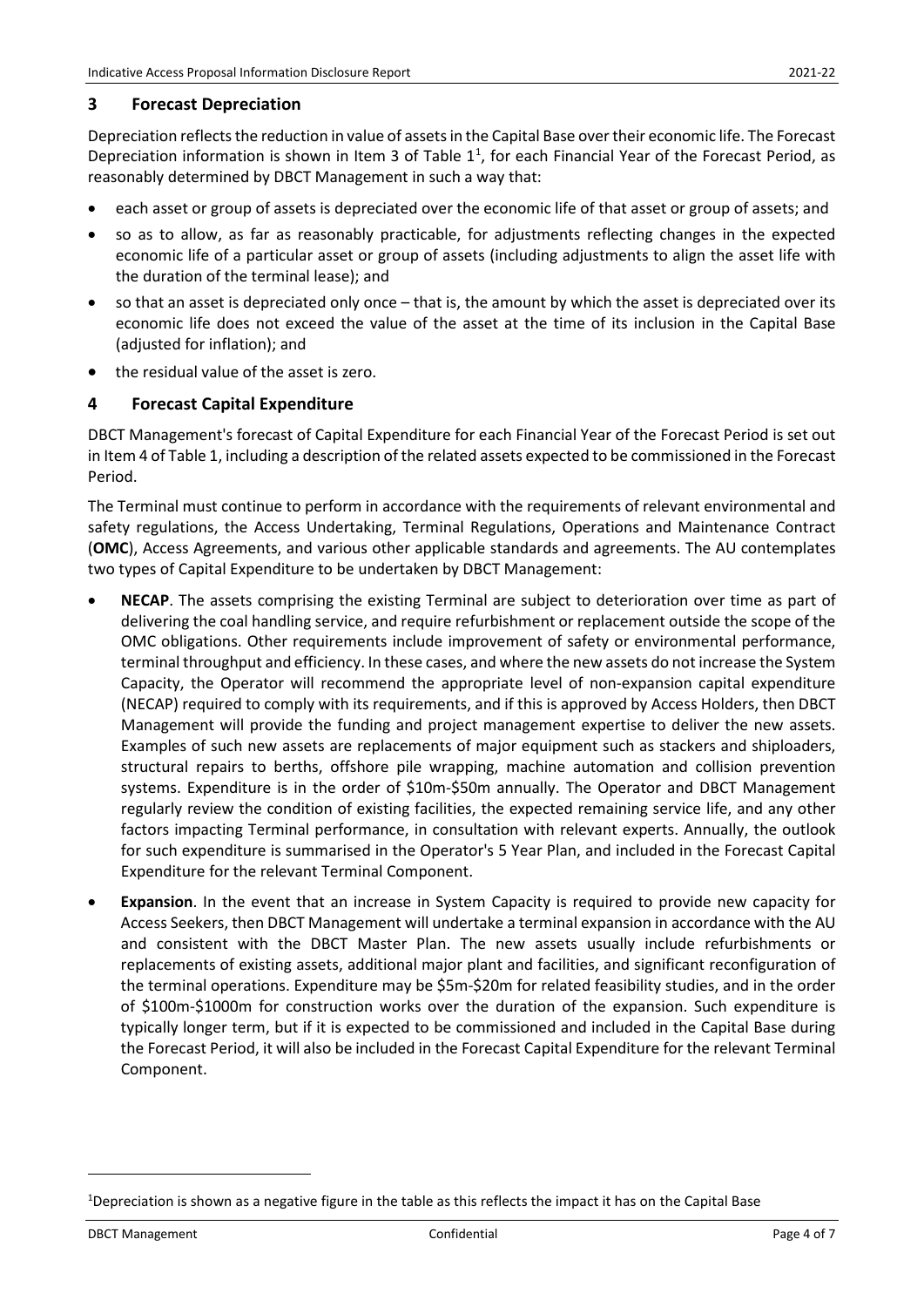## 3 Forecast Depreciation

Depreciation reflects the reduction in value of assets in the Capital Base over their economic life. The Forecast Depreciation information is shown in Item 3 of Table 1[1], for each Financial Year of the Forecast Period, as reasonably determined by DBCT Management in such a way that:

- each asset or group of assets is depreciated over the economic life of that asset or group of assets; and
- so as to allow, as far as reasonably practicable, for adjustments reflecting changes in the expected economic life of a particular asset or group of assets (including adjustments to align the asset life with the duration of the terminal lease); and
- so that an asset is depreciated only once – that is, the amount by which the asset is depreciated over its economic life does not exceed the value of the asset at the time of its inclusion in the Capital Base (adjusted for inflation); and
- the residual value of the asset is zero.

## 4 Forecast Capital Expenditure

DBCT Management's forecast of Capital Expenditure for each Financial Year of the Forecast Period is set out in Item 4 of Table 1, including a description of the related assets expected to be commissioned in the Forecast Period.

The Terminal must continue to perform in accordance with the requirements of relevant environmental and safety regulations, the Access Undertaking, Terminal Regulations, Operations and Maintenance Contract (**OMC**), Access Agreements, and various other applicable standards and agreements. The AU contemplates two types of Capital Expenditure to be undertaken by DBCT Management:

- **NECAP**. The assets comprising the existing Terminal are subject to deterioration over time as part of delivering the coal handling service, and require refurbishment or replacement outside the scope of the OMC obligations. Other requirements include improvement of safety or environmental performance, terminal throughput and efficiency. In these cases, and where the new assets do not increase the System Capacity, the Operator will recommend the appropriate level of non-expansion capital expenditure (NECAP) required to comply with its requirements, and if this is approved by Access Holders, then DBCT Management will provide the funding and project management expertise to deliver the new assets. Examples of such new assets are replacements of major equipment such as stackers and shiploaders, structural repairs to berths, offshore pile wrapping, machine automation and collision prevention systems. Expenditure is in the order of \$10m-\$50m annually. The Operator and DBCT Management regularly review the condition of existing facilities, the expected remaining service life, and any other factors impacting Terminal performance, in consultation with relevant experts. Annually, the outlook for such expenditure is summarised in the Operator's 5 Year Plan, and included in the Forecast Capital Expenditure for the relevant Terminal Component.
- **Expansion**. In the event that an increase in System Capacity is required to provide new capacity for Access Seekers, then DBCT Management will undertake a terminal expansion in accordance with the AU and consistent with the DBCT Master Plan. The new assets usually include refurbishments or replacements of existing assets, additional major plant and facilities, and significant reconfiguration of the terminal operations. Expenditure may be \$5m-\$20m for related feasibility studies, and in the order of \$100m-\$1000m for construction works over the duration of the expansion. Such expenditure is typically longer term, but if it is expected to be commissioned and included in the Capital Base during the Forecast Period, it will also be included in the Forecast Capital Expenditure for the relevant Terminal Component.

[1] Depreciation is shown as a negative figure in the table as this reflects the impact it has on the Capital Base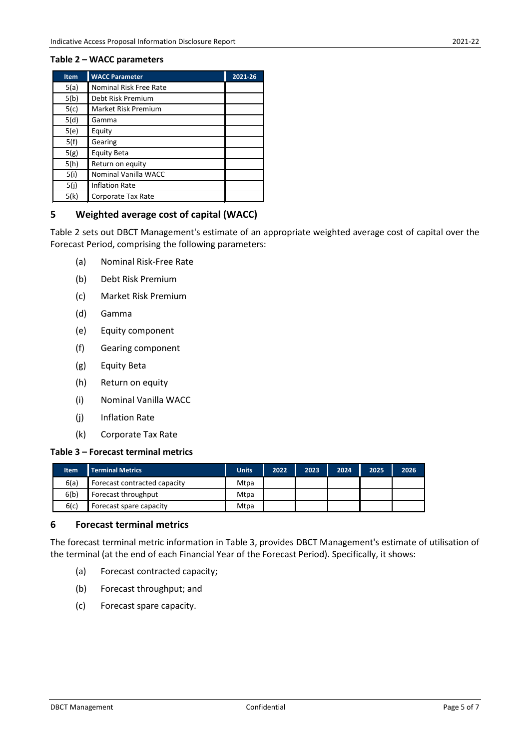**Table 2 – WACC parameters**

| Item | WACC Parameter | 2021-26 |
|---|---|---|
| 5(a) | Nominal Risk Free Rate | |
| 5(b) | Debt Risk Premium | |
| 5(c) | Market Risk Premium | |
| 5(d) | Gamma | |
| 5(e) | Equity | |
| 5(f) | Gearing | |
| 5(g) | Equity Beta | |
| 5(h) | Return on equity | |
| 5(i) | Nominal Vanilla WACC | |
| 5(j) | Inflation Rate | |
| 5(k) | Corporate Tax Rate | |

## 5 Weighted average cost of capital (WACC)

Table 2 sets out DBCT Management's estimate of an appropriate weighted average cost of capital over the Forecast Period, comprising the following parameters:

(a) Nominal Risk-Free Rate

(b) Debt Risk Premium

(c) Market Risk Premium

(d) Gamma

(e) Equity component

(f) Gearing component

(g) Equity Beta

(h) Return on equity

(i) Nominal Vanilla WACC

(j) Inflation Rate

(k) Corporate Tax Rate

**Table 3 – Forecast terminal metrics**

| Item | Terminal Metrics | Units | 2022 | 2023 | 2024 | 2025 | 2026 |
|---|---|---|---|---|---|---|---|
| 6(a) | Forecast contracted capacity | Mtpa | | | | | |
| 6(b) | Forecast throughput | Mtpa | | | | | |
| 6(c) | Forecast spare capacity | Mtpa | | | | | |

## 6 Forecast terminal metrics

The forecast terminal metric information in Table 3, provides DBCT Management's estimate of utilisation of the terminal (at the end of each Financial Year of the Forecast Period). Specifically, it shows:

(a) Forecast contracted capacity;

(b) Forecast throughput; and

(c) Forecast spare capacity.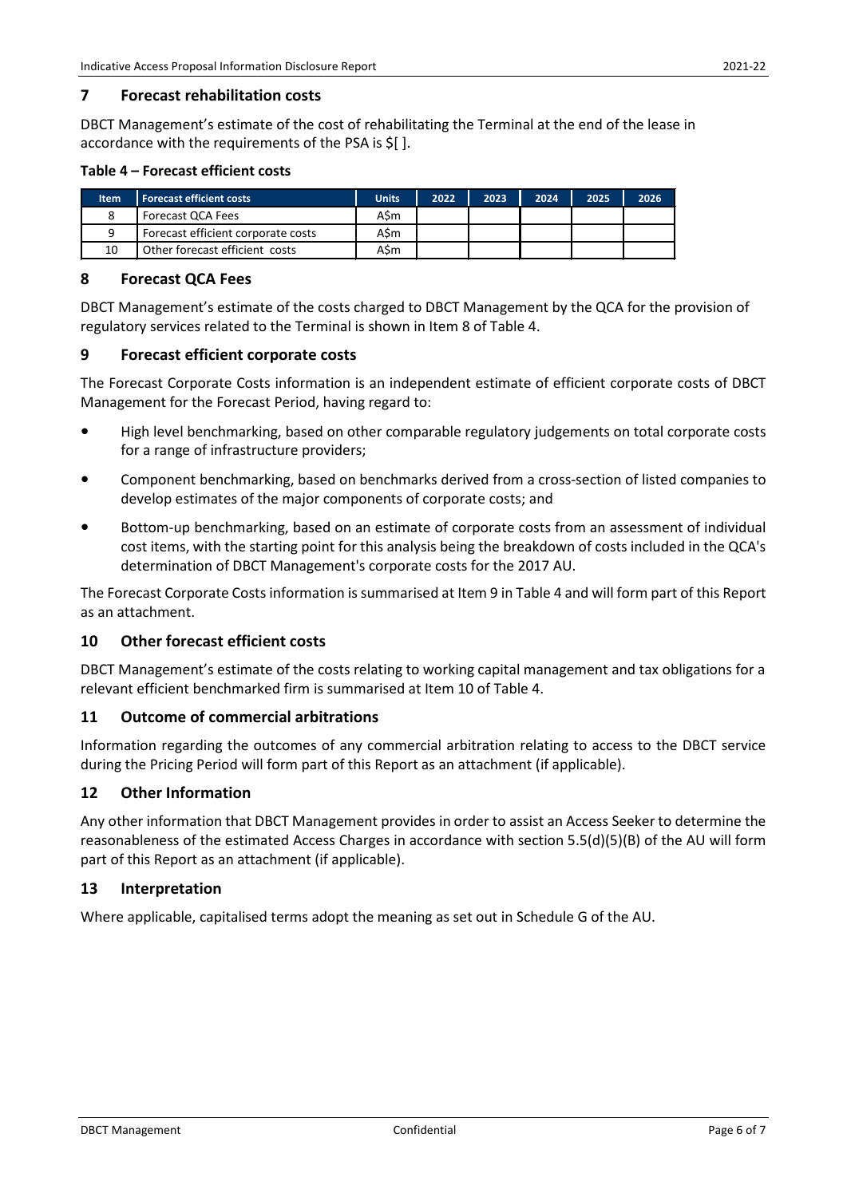## 7 Forecast rehabilitation costs

DBCT Management's estimate of the cost of rehabilitating the Terminal at the end of the lease in accordance with the requirements of the PSA is $[ ].

**Table 4 – Forecast efficient costs**

| Item | Forecast efficient costs | Units | 2022 | 2023 | 2024 | 2025 | 2026 |
|---|---|---|---|---|---|---|---|
| 8 | Forecast QCA Fees | A$m | | | | | |
| 9 | Forecast efficient corporate costs | A$m | | | | | |
| 10 | Other forecast efficient costs | A$m | | | | | |

## 8 Forecast QCA Fees

DBCT Management's estimate of the costs charged to DBCT Management by the QCA for the provision of regulatory services related to the Terminal is shown in Item 8 of Table 4.

## 9 Forecast efficient corporate costs

The Forecast Corporate Costs information is an independent estimate of efficient corporate costs of DBCT Management for the Forecast Period, having regard to:

- High level benchmarking, based on other comparable regulatory judgements on total corporate costs for a range of infrastructure providers;
- Component benchmarking, based on benchmarks derived from a cross-section of listed companies to develop estimates of the major components of corporate costs; and
- Bottom-up benchmarking, based on an estimate of corporate costs from an assessment of individual cost items, with the starting point for this analysis being the breakdown of costs included in the QCA's determination of DBCT Management's corporate costs for the 2017 AU.

The Forecast Corporate Costs information is summarised at Item 9 in Table 4 and will form part of this Report as an attachment.

## 10 Other forecast efficient costs

DBCT Management's estimate of the costs relating to working capital management and tax obligations for a relevant efficient benchmarked firm is summarised at Item 10 of Table 4.

## 11 Outcome of commercial arbitrations

Information regarding the outcomes of any commercial arbitration relating to access to the DBCT service during the Pricing Period will form part of this Report as an attachment (if applicable).

## 12 Other Information

Any other information that DBCT Management provides in order to assist an Access Seeker to determine the reasonableness of the estimated Access Charges in accordance with section 5.5(d)(5)(B) of the AU will form part of this Report as an attachment (if applicable).

## 13 Interpretation

Where applicable, capitalised terms adopt the meaning as set out in Schedule G of the AU.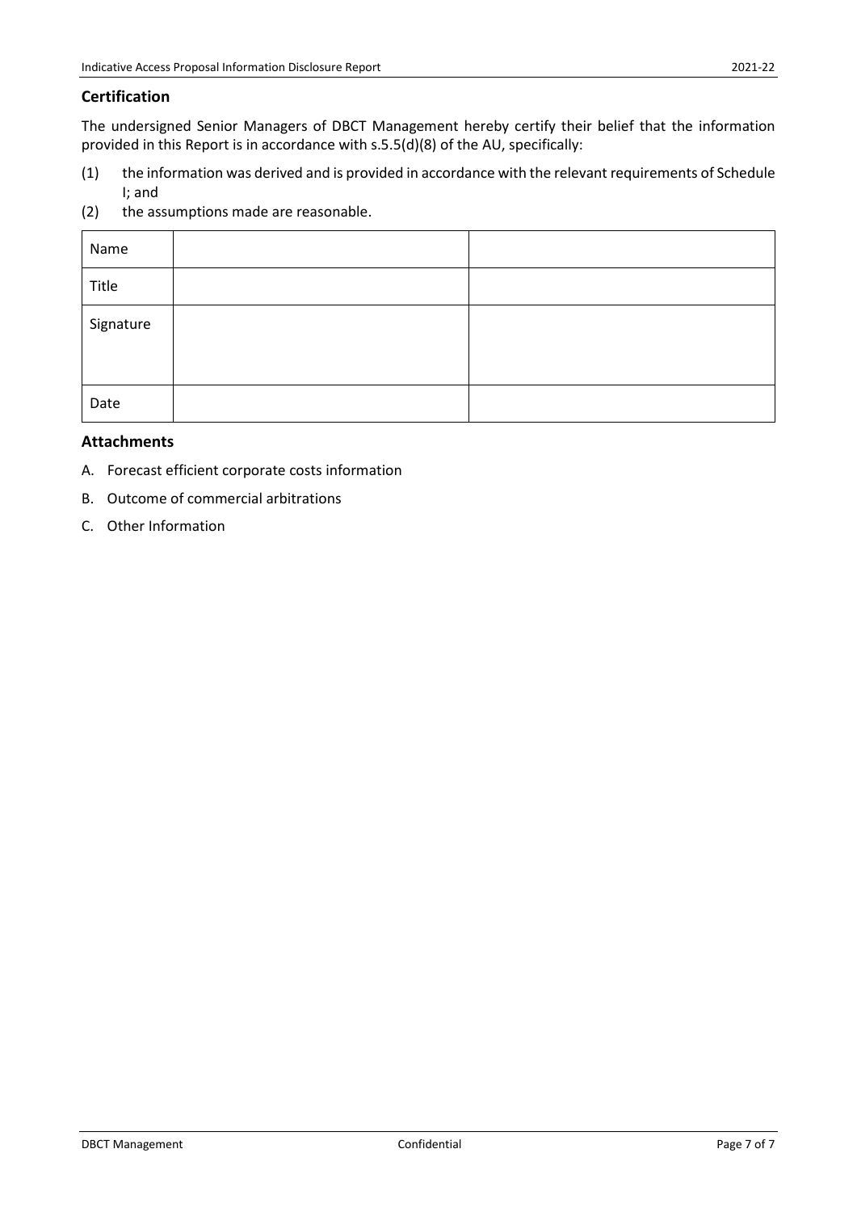## Certification

The undersigned Senior Managers of DBCT Management hereby certify their belief that the information provided in this Report is in accordance with s.5.5(d)(8) of the AU, specifically:

(1) the information was derived and is provided in accordance with the relevant requirements of Schedule I; and

(2) the assumptions made are reasonable.

| Name | | |
|---|---|---|
| Title | | |
| Signature | | |
| Date | | |

## Attachments

A. Forecast efficient corporate costs information

B. Outcome of commercial arbitrations

C. Other Information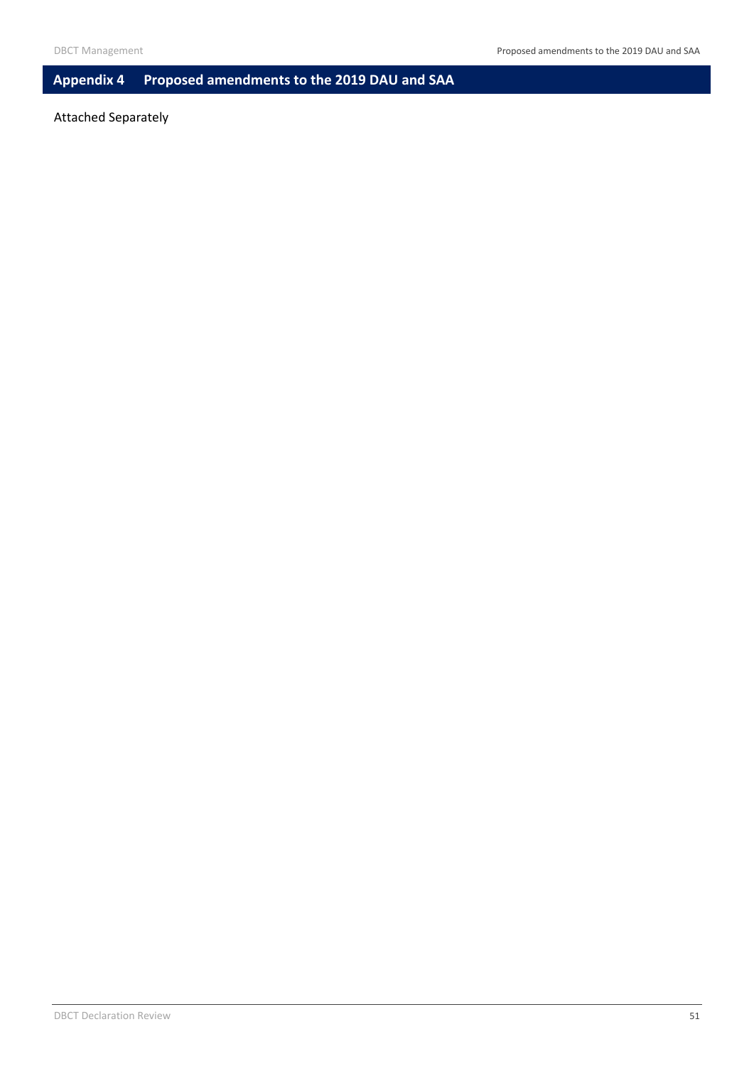## Appendix 4 Proposed amendments to the 2019 DAU and SAA

Attached Separately